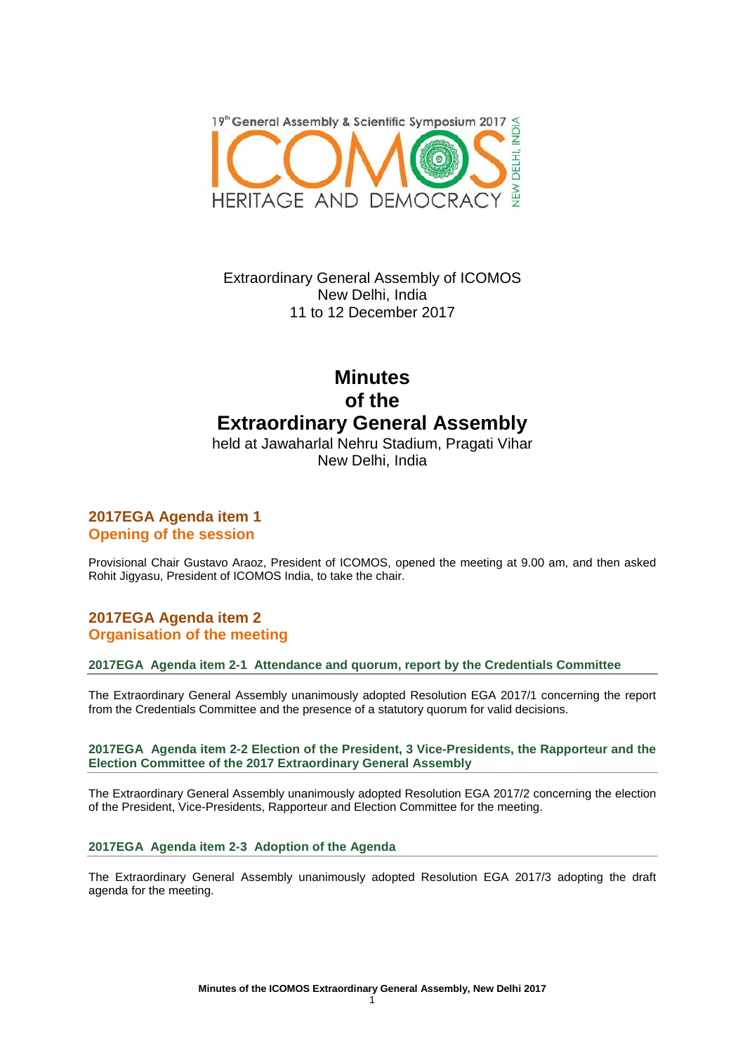19th General Assembly & Scientific Symposium 2017

ICOMOS

HERITAGE AND DEMOCRACY

NEW DELHI, INDIA

Extraordinary General Assembly of ICOMOS
New Delhi, India
11 to 12 December 2017

# Minutes of the Extraordinary General Assembly

held at Jawaharlal Nehru Stadium, Pragati Vihar
New Delhi, India

## 2017EGA Agenda item 1
## Opening of the session

Provisional Chair Gustavo Araoz, President of ICOMOS, opened the meeting at 9.00 am, and then asked Rohit Jigyasu, President of ICOMOS India, to take the chair.

## 2017EGA Agenda item 2
## Organisation of the meeting

### 2017EGA Agenda item 2-1 Attendance and quorum, report by the Credentials Committee

The Extraordinary General Assembly unanimously adopted Resolution EGA 2017/1 concerning the report from the Credentials Committee and the presence of a statutory quorum for valid decisions.

### 2017EGA Agenda item 2-2 Election of the President, 3 Vice-Presidents, the Rapporteur and the Election Committee of the 2017 Extraordinary General Assembly

The Extraordinary General Assembly unanimously adopted Resolution EGA 2017/2 concerning the election of the President, Vice-Presidents, Rapporteur and Election Committee for the meeting.

### 2017EGA Agenda item 2-3 Adoption of the Agenda

The Extraordinary General Assembly unanimously adopted Resolution EGA 2017/3 adopting the draft agenda for the meeting.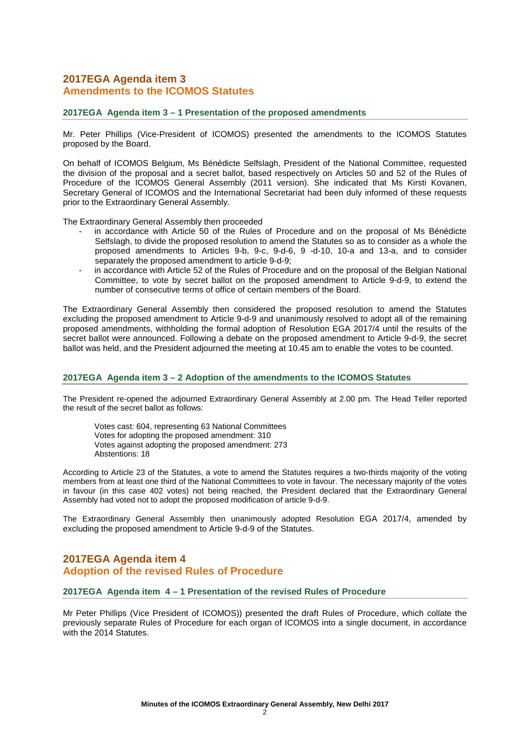# 2017EGA Agenda item 3
# Amendments to the ICOMOS Statutes

## 2017EGA Agenda item 3 – 1 Presentation of the proposed amendments

Mr. Peter Phillips (Vice-President of ICOMOS) presented the amendments to the ICOMOS Statutes proposed by the Board.

On behalf of ICOMOS Belgium, Ms Bénédicte Selfslagh, President of the National Committee, requested the division of the proposal and a secret ballot, based respectively on Articles 50 and 52 of the Rules of Procedure of the ICOMOS General Assembly (2011 version). She indicated that Ms Kirsti Kovanen, Secretary General of ICOMOS and the International Secretariat had been duly informed of these requests prior to the Extraordinary General Assembly.

The Extraordinary General Assembly then proceeded

- in accordance with Article 50 of the Rules of Procedure and on the proposal of Ms Bénédicte Selfslagh, to divide the proposed resolution to amend the Statutes so as to consider as a whole the proposed amendments to Articles 9-b, 9-c, 9-d-6, 9 -d-10, 10-a and 13-a, and to consider separately the proposed amendment to article 9-d-9;
- in accordance with Article 52 of the Rules of Procedure and on the proposal of the Belgian National Committee, to vote by secret ballot on the proposed amendment to Article 9-d-9, to extend the number of consecutive terms of office of certain members of the Board.

The Extraordinary General Assembly then considered the proposed resolution to amend the Statutes excluding the proposed amendment to Article 9-d-9 and unanimously resolved to adopt all of the remaining proposed amendments, withholding the formal adoption of Resolution EGA 2017/4 until the results of the secret ballot were announced. Following a debate on the proposed amendment to Article 9-d-9, the secret ballot was held, and the President adjourned the meeting at 10.45 am to enable the votes to be counted.

## 2017EGA Agenda item 3 – 2 Adoption of the amendments to the ICOMOS Statutes

The President re-opened the adjourned Extraordinary General Assembly at 2.00 pm. The Head Teller reported the result of the secret ballot as follows:

Votes cast: 604, representing 63 National Committees
Votes for adopting the proposed amendment: 310
Votes against adopting the proposed amendment: 273
Abstentions: 18

According to Article 23 of the Statutes, a vote to amend the Statutes requires a two-thirds majority of the voting members from at least one third of the National Committees to vote in favour. The necessary majority of the votes in favour (in this case 402 votes) not being reached, the President declared that the Extraordinary General Assembly had voted not to adopt the proposed modification of article 9-d-9.

The Extraordinary General Assembly then unanimously adopted Resolution EGA 2017/4, amended by excluding the proposed amendment to Article 9-d-9 of the Statutes.

# 2017EGA Agenda item 4
# Adoption of the revised Rules of Procedure

## 2017EGA Agenda item 4 – 1 Presentation of the revised Rules of Procedure

Mr Peter Phillips (Vice President of ICOMOS)) presented the draft Rules of Procedure, which collate the previously separate Rules of Procedure for each organ of ICOMOS into a single document, in accordance with the 2014 Statutes.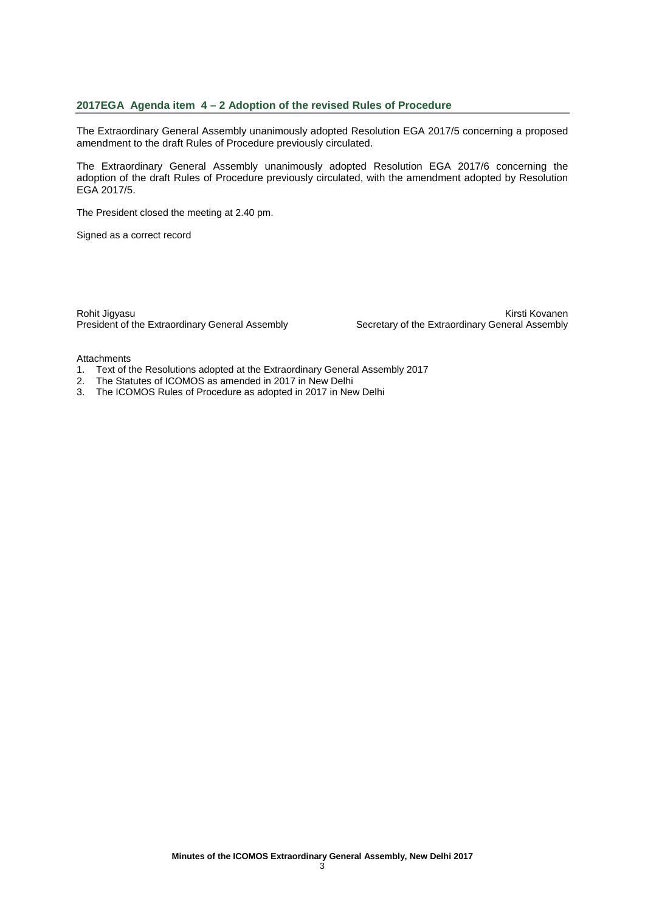## 2017EGA Agenda item 4 – 2 Adoption of the revised Rules of Procedure

The Extraordinary General Assembly unanimously adopted Resolution EGA 2017/5 concerning a proposed amendment to the draft Rules of Procedure previously circulated.

The Extraordinary General Assembly unanimously adopted Resolution EGA 2017/6 concerning the adoption of the draft Rules of Procedure previously circulated, with the amendment adopted by Resolution EGA 2017/5.

The President closed the meeting at 2.40 pm.

Signed as a correct record

Rohit Jigyasu
President of the Extraordinary General Assembly

Kirsti Kovanen
Secretary of the Extraordinary General Assembly

Attachments

1. Text of the Resolutions adopted at the Extraordinary General Assembly 2017
2. The Statutes of ICOMOS as amended in 2017 in New Delhi
3. The ICOMOS Rules of Procedure as adopted in 2017 in New Delhi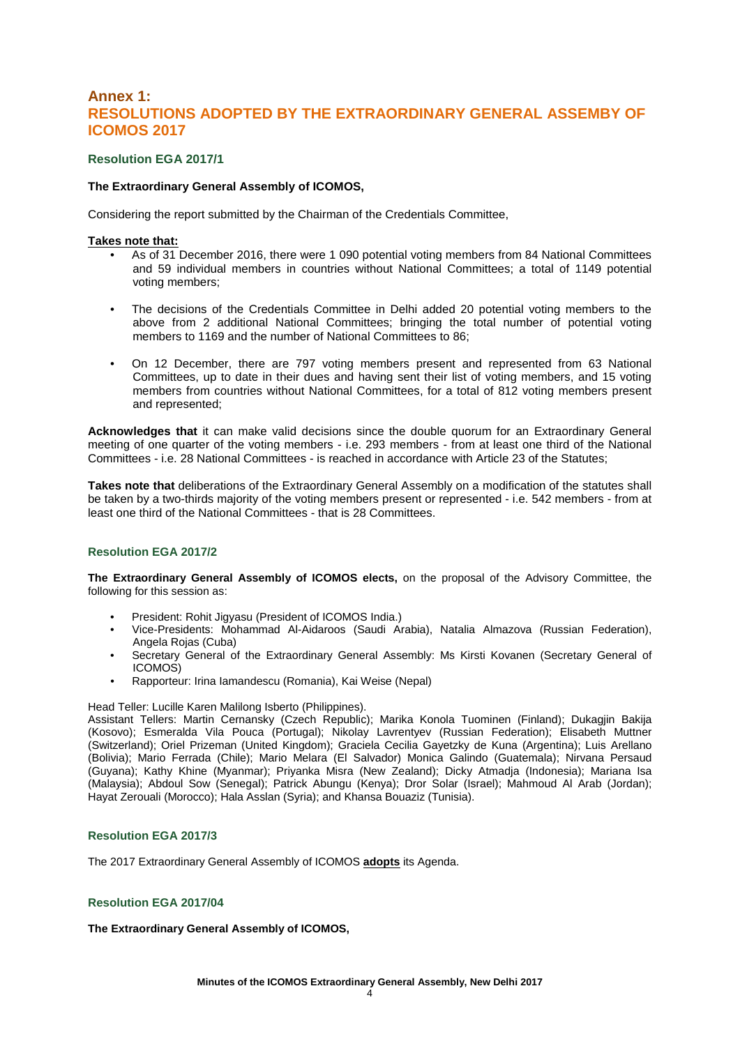# Annex 1: RESOLUTIONS ADOPTED BY THE EXTRAORDINARY GENERAL ASSEMBY OF ICOMOS 2017

### Resolution EGA 2017/1

**The Extraordinary General Assembly of ICOMOS,**

Considering the report submitted by the Chairman of the Credentials Committee,

**Takes note that:**

- As of 31 December 2016, there were 1 090 potential voting members from 84 National Committees and 59 individual members in countries without National Committees; a total of 1149 potential voting members;
- The decisions of the Credentials Committee in Delhi added 20 potential voting members to the above from 2 additional National Committees; bringing the total number of potential voting members to 1169 and the number of National Committees to 86;
- On 12 December, there are 797 voting members present and represented from 63 National Committees, up to date in their dues and having sent their list of voting members, and 15 voting members from countries without National Committees, for a total of 812 voting members present and represented;

**Acknowledges that** it can make valid decisions since the double quorum for an Extraordinary General meeting of one quarter of the voting members - i.e. 293 members - from at least one third of the National Committees - i.e. 28 National Committees - is reached in accordance with Article 23 of the Statutes;

**Takes note that** deliberations of the Extraordinary General Assembly on a modification of the statutes shall be taken by a two-thirds majority of the voting members present or represented - i.e. 542 members - from at least one third of the National Committees - that is 28 Committees.

### Resolution EGA 2017/2

**The Extraordinary General Assembly of ICOMOS elects,** on the proposal of the Advisory Committee, the following for this session as:

- President: Rohit Jigyasu (President of ICOMOS India.)
- Vice-Presidents: Mohammad Al-Aidaroos (Saudi Arabia), Natalia Almazova (Russian Federation), Angela Rojas (Cuba)
- Secretary General of the Extraordinary General Assembly: Ms Kirsti Kovanen (Secretary General of ICOMOS)
- Rapporteur: Irina Iamandescu (Romania), Kai Weise (Nepal)

Head Teller: Lucille Karen Malilong Isberto (Philippines).
Assistant Tellers: Martin Cernansky (Czech Republic); Marika Konola Tuominen (Finland); Dukagjin Bakija (Kosovo); Esmeralda Vila Pouca (Portugal); Nikolay Lavrentyev (Russian Federation); Elisabeth Muttner (Switzerland); Oriel Prizeman (United Kingdom); Graciela Cecilia Gayetzky de Kuna (Argentina); Luis Arellano (Bolivia); Mario Ferrada (Chile); Mario Melara (El Salvador) Monica Galindo (Guatemala); Nirvana Persaud (Guyana); Kathy Khine (Myanmar); Priyanka Misra (New Zealand); Dicky Atmadja (Indonesia); Mariana Isa (Malaysia); Abdoul Sow (Senegal); Patrick Abungu (Kenya); Dror Solar (Israel); Mahmoud Al Arab (Jordan); Hayat Zerouali (Morocco); Hala Asslan (Syria); and Khansa Bouaziz (Tunisia).

### Resolution EGA 2017/3

The 2017 Extraordinary General Assembly of ICOMOS **adopts** its Agenda.

### Resolution EGA 2017/04

**The Extraordinary General Assembly of ICOMOS,**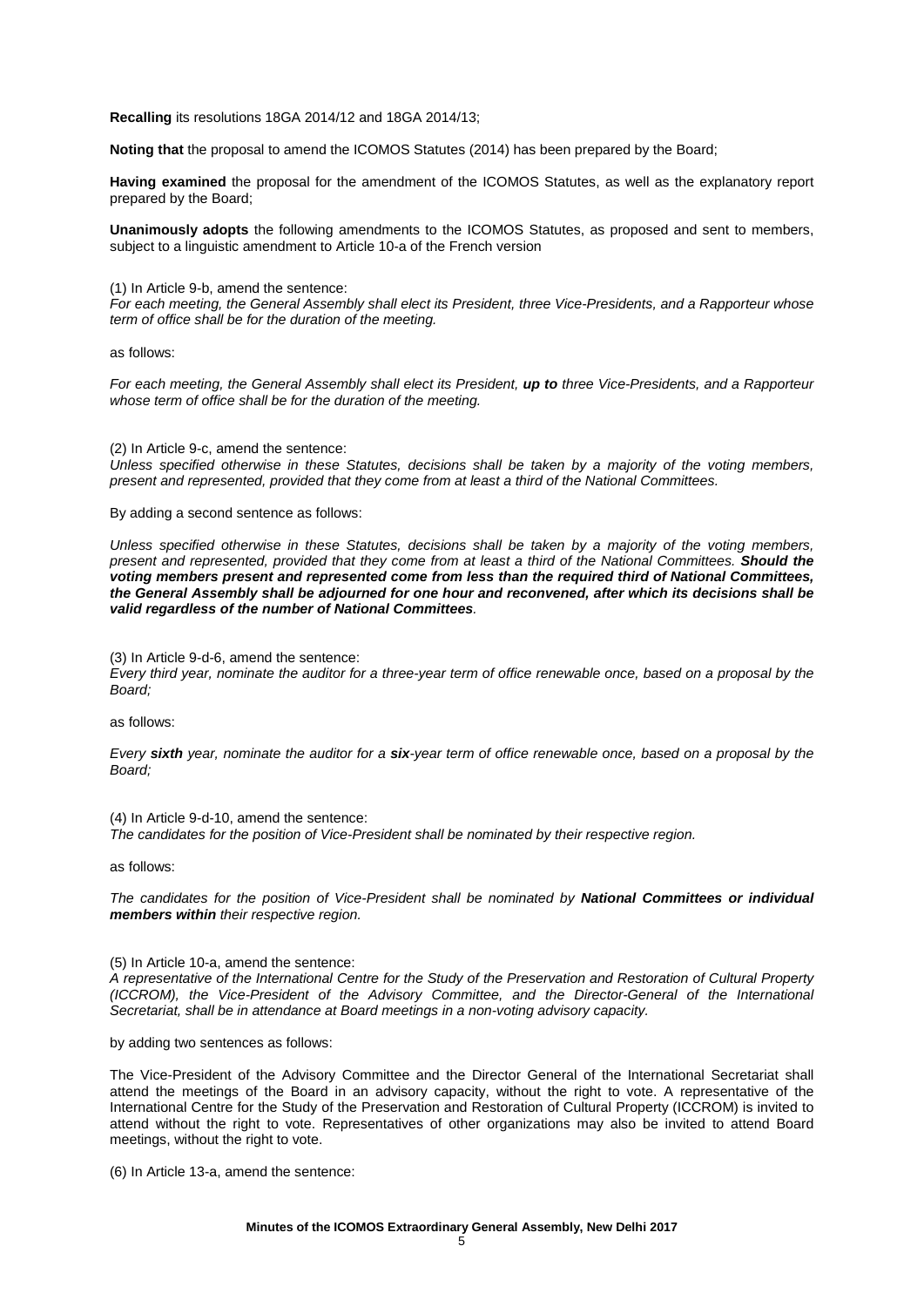**Recalling** its resolutions 18GA 2014/12 and 18GA 2014/13;

**Noting that** the proposal to amend the ICOMOS Statutes (2014) has been prepared by the Board;

**Having examined** the proposal for the amendment of the ICOMOS Statutes, as well as the explanatory report prepared by the Board;

**Unanimously adopts** the following amendments to the ICOMOS Statutes, as proposed and sent to members, subject to a linguistic amendment to Article 10-a of the French version

(1) In Article 9-b, amend the sentence:
*For each meeting, the General Assembly shall elect its President, three Vice-Presidents, and a Rapporteur whose term of office shall be for the duration of the meeting.*

as follows:

*For each meeting, the General Assembly shall elect its President, **up to** three Vice-Presidents, and a Rapporteur whose term of office shall be for the duration of the meeting.*

(2) In Article 9-c, amend the sentence:
*Unless specified otherwise in these Statutes, decisions shall be taken by a majority of the voting members, present and represented, provided that they come from at least a third of the National Committees.*

By adding a second sentence as follows:

*Unless specified otherwise in these Statutes, decisions shall be taken by a majority of the voting members, present and represented, provided that they come from at least a third of the National Committees. **Should the voting members present and represented come from less than the required third of National Committees, the General Assembly shall be adjourned for one hour and reconvened, after which its decisions shall be valid regardless of the number of National Committees**.*

(3) In Article 9-d-6, amend the sentence:
*Every third year, nominate the auditor for a three-year term of office renewable once, based on a proposal by the Board;*

as follows:

*Every **sixth** year, nominate the auditor for a **six**-year term of office renewable once, based on a proposal by the Board;*

(4) In Article 9-d-10, amend the sentence:
*The candidates for the position of Vice-President shall be nominated by their respective region.*

as follows:

*The candidates for the position of Vice-President shall be nominated by **National Committees or individual members within** their respective region.*

(5) In Article 10-a, amend the sentence:
*A representative of the International Centre for the Study of the Preservation and Restoration of Cultural Property (ICCROM), the Vice-President of the Advisory Committee, and the Director-General of the International Secretariat, shall be in attendance at Board meetings in a non-voting advisory capacity.*

by adding two sentences as follows:

The Vice-President of the Advisory Committee and the Director General of the International Secretariat shall attend the meetings of the Board in an advisory capacity, without the right to vote. A representative of the International Centre for the Study of the Preservation and Restoration of Cultural Property (ICCROM) is invited to attend without the right to vote. Representatives of other organizations may also be invited to attend Board meetings, without the right to vote.

(6) In Article 13-a, amend the sentence: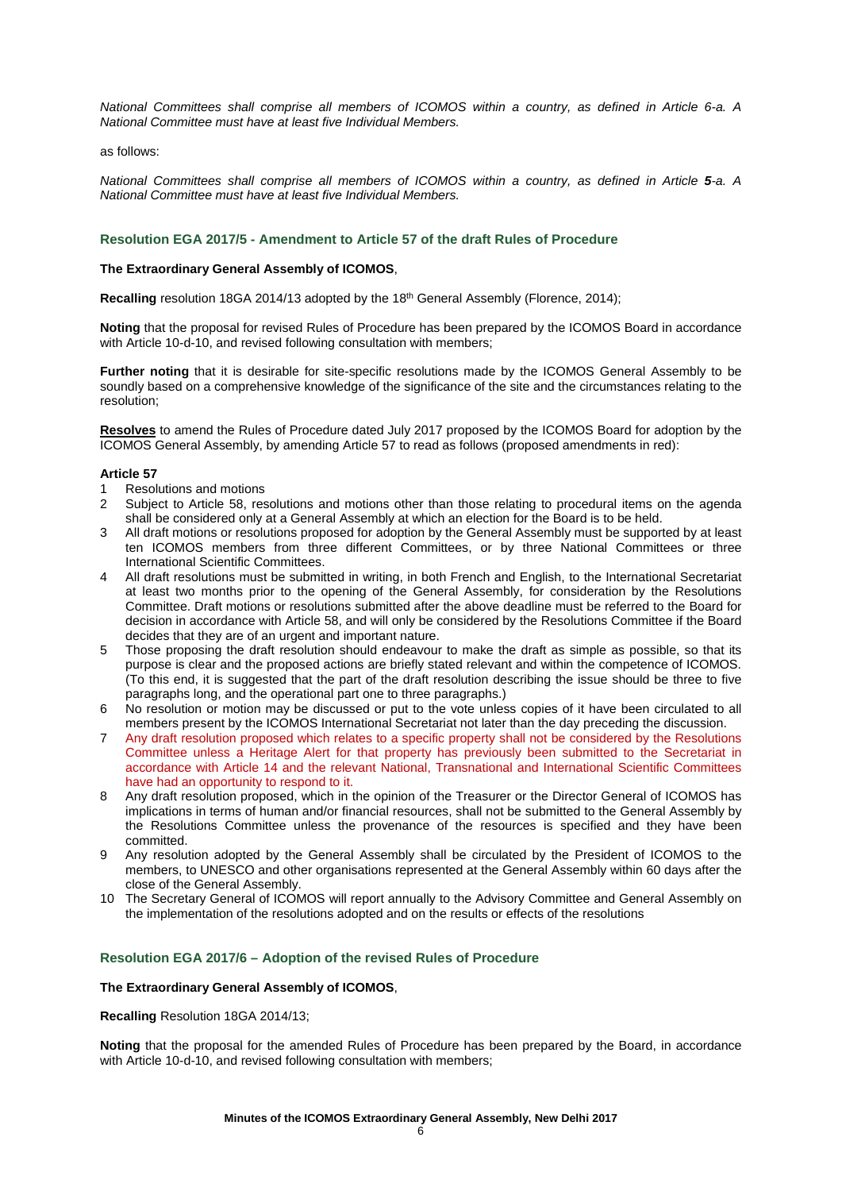*National Committees shall comprise all members of ICOMOS within a country, as defined in Article 6-a. A National Committee must have at least five Individual Members.*

as follows:

*National Committees shall comprise all members of ICOMOS within a country, as defined in Article **5**-a. A National Committee must have at least five Individual Members.*

### Resolution EGA 2017/5 - Amendment to Article 57 of the draft Rules of Procedure

**The Extraordinary General Assembly of ICOMOS**,

**Recalling** resolution 18GA 2014/13 adopted by the 18th General Assembly (Florence, 2014);

**Noting** that the proposal for revised Rules of Procedure has been prepared by the ICOMOS Board in accordance with Article 10-d-10, and revised following consultation with members;

**Further noting** that it is desirable for site-specific resolutions made by the ICOMOS General Assembly to be soundly based on a comprehensive knowledge of the significance of the site and the circumstances relating to the resolution;

**Resolves** to amend the Rules of Procedure dated July 2017 proposed by the ICOMOS Board for adoption by the ICOMOS General Assembly, by amending Article 57 to read as follows (proposed amendments in red):

**Article 57**

1. Resolutions and motions
2. Subject to Article 58, resolutions and motions other than those relating to procedural items on the agenda shall be considered only at a General Assembly at which an election for the Board is to be held.
3. All draft motions or resolutions proposed for adoption by the General Assembly must be supported by at least ten ICOMOS members from three different Committees, or by three National Committees or three International Scientific Committees.
4. All draft resolutions must be submitted in writing, in both French and English, to the International Secretariat at least two months prior to the opening of the General Assembly, for consideration by the Resolutions Committee. Draft motions or resolutions submitted after the above deadline must be referred to the Board for decision in accordance with Article 58, and will only be considered by the Resolutions Committee if the Board decides that they are of an urgent and important nature.
5. Those proposing the draft resolution should endeavour to make the draft as simple as possible, so that its purpose is clear and the proposed actions are briefly stated relevant and within the competence of ICOMOS. (To this end, it is suggested that the part of the draft resolution describing the issue should be three to five paragraphs long, and the operational part one to three paragraphs.)
6. No resolution or motion may be discussed or put to the vote unless copies of it have been circulated to all members present by the ICOMOS International Secretariat not later than the day preceding the discussion.
7. Any draft resolution proposed which relates to a specific property shall not be considered by the Resolutions Committee unless a Heritage Alert for that property has previously been submitted to the Secretariat in accordance with Article 14 and the relevant National, Transnational and International Scientific Committees have had an opportunity to respond to it.
8. Any draft resolution proposed, which in the opinion of the Treasurer or the Director General of ICOMOS has implications in terms of human and/or financial resources, shall not be submitted to the General Assembly by the Resolutions Committee unless the provenance of the resources is specified and they have been committed.
9. Any resolution adopted by the General Assembly shall be circulated by the President of ICOMOS to the members, to UNESCO and other organisations represented at the General Assembly within 60 days after the close of the General Assembly.
10. The Secretary General of ICOMOS will report annually to the Advisory Committee and General Assembly on the implementation of the resolutions adopted and on the results or effects of the resolutions

### Resolution EGA 2017/6 – Adoption of the revised Rules of Procedure

**The Extraordinary General Assembly of ICOMOS**,

**Recalling** Resolution 18GA 2014/13;

**Noting** that the proposal for the amended Rules of Procedure has been prepared by the Board, in accordance with Article 10-d-10, and revised following consultation with members;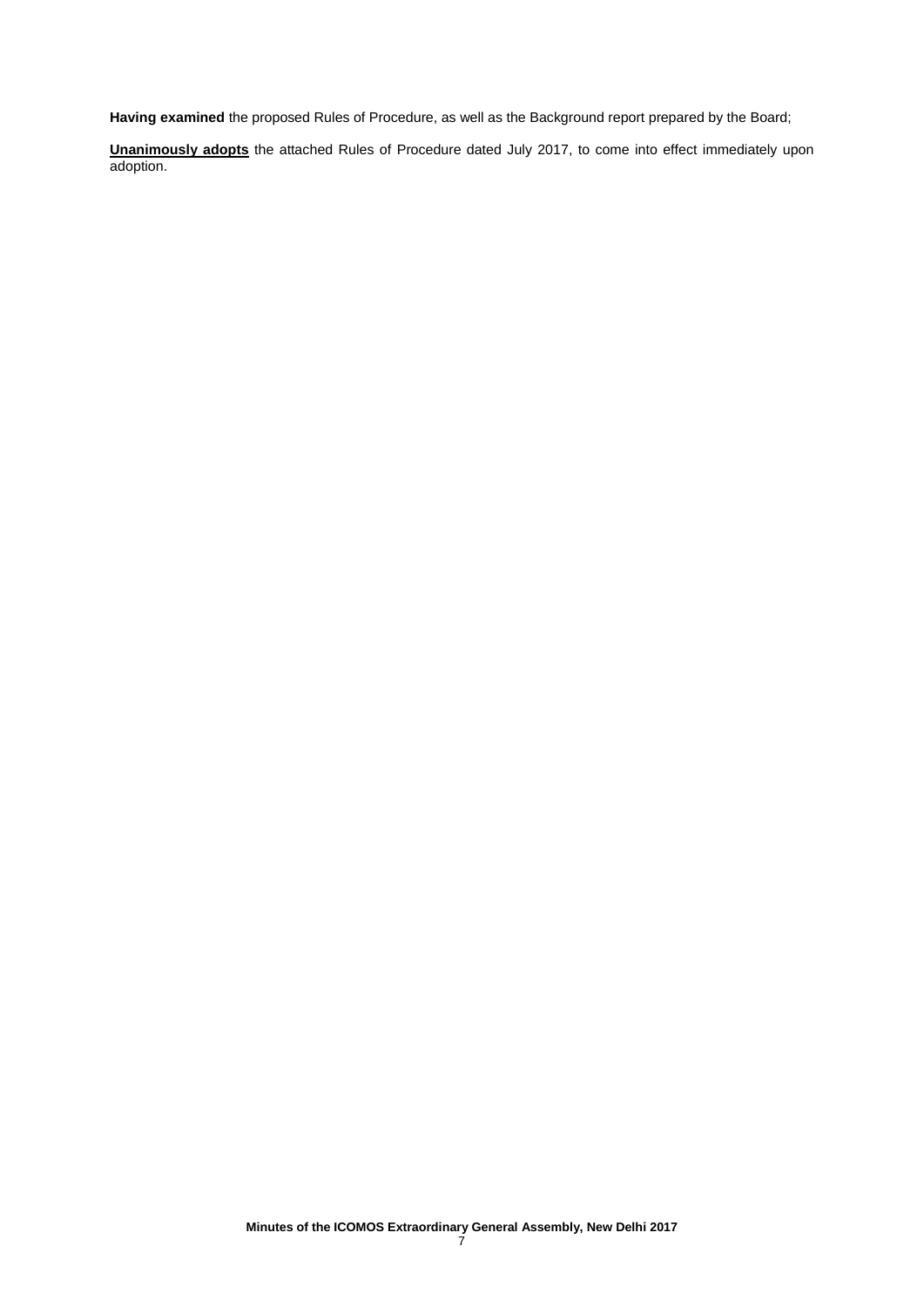**Having examined** the proposed Rules of Procedure, as well as the Background report prepared by the Board;

**Unanimously adopts** the attached Rules of Procedure dated July 2017, to come into effect immediately upon adoption.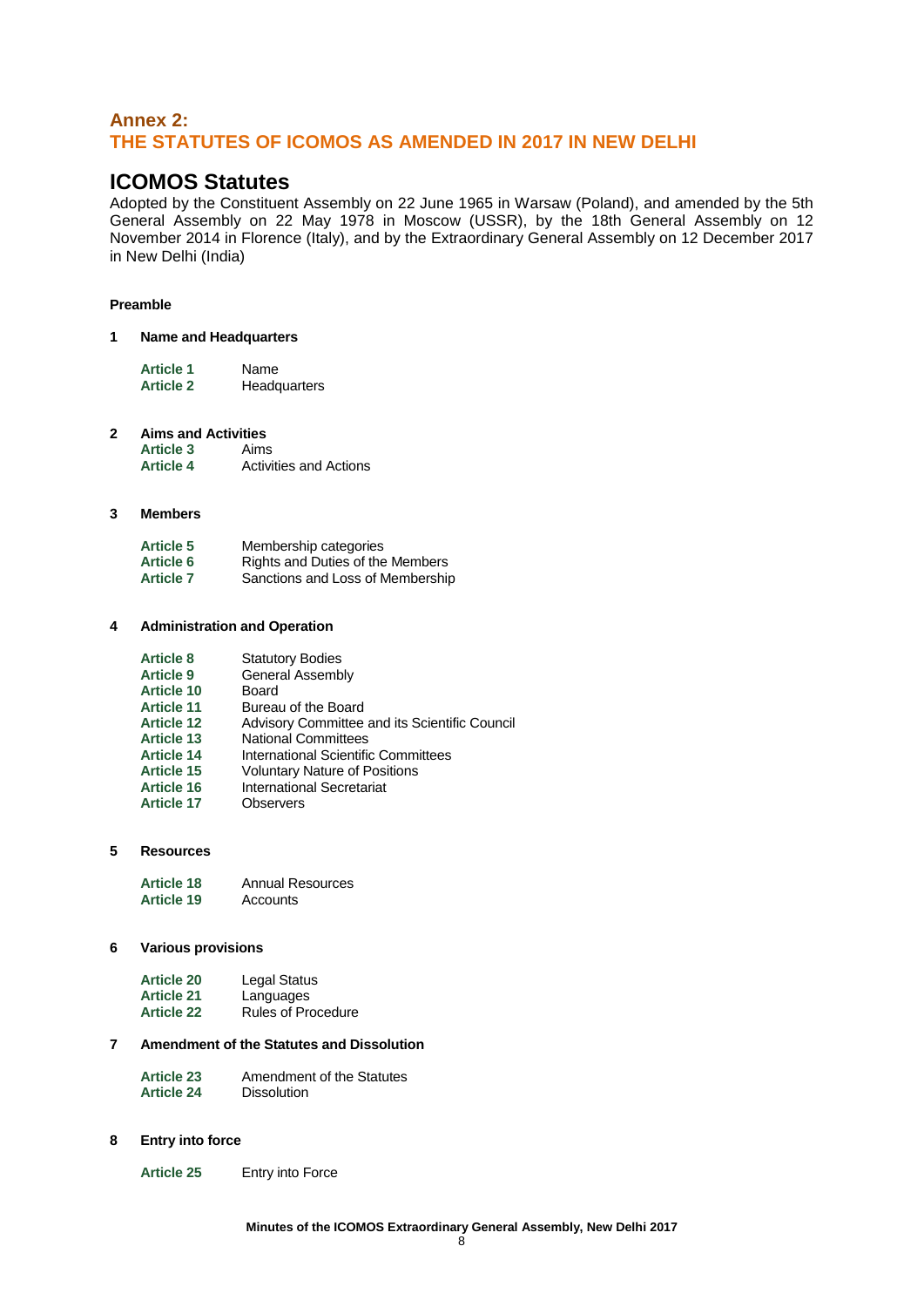## Annex 2:
## THE STATUTES OF ICOMOS AS AMENDED IN 2017 IN NEW DELHI

# ICOMOS Statutes

Adopted by the Constituent Assembly on 22 June 1965 in Warsaw (Poland), and amended by the 5th General Assembly on 22 May 1978 in Moscow (USSR), by the 18th General Assembly on 12 November 2014 in Florence (Italy), and by the Extraordinary General Assembly on 12 December 2017 in New Delhi (India)

**Preamble**

**1 Name and Headquarters**

**Article 1** Name
**Article 2** Headquarters

**2 Aims and Activities**

**Article 3** Aims
**Article 4** Activities and Actions

**3 Members**

**Article 5** Membership categories
**Article 6** Rights and Duties of the Members
**Article 7** Sanctions and Loss of Membership

**4 Administration and Operation**

**Article 8** Statutory Bodies
**Article 9** General Assembly
**Article 10** Board
**Article 11** Bureau of the Board
**Article 12** Advisory Committee and its Scientific Council
**Article 13** National Committees
**Article 14** International Scientific Committees
**Article 15** Voluntary Nature of Positions
**Article 16** International Secretariat
**Article 17** Observers

**5 Resources**

**Article 18** Annual Resources
**Article 19** Accounts

**6 Various provisions**

**Article 20** Legal Status
**Article 21** Languages
**Article 22** Rules of Procedure

**7 Amendment of the Statutes and Dissolution**

**Article 23** Amendment of the Statutes
**Article 24** Dissolution

**8 Entry into force**

**Article 25** Entry into Force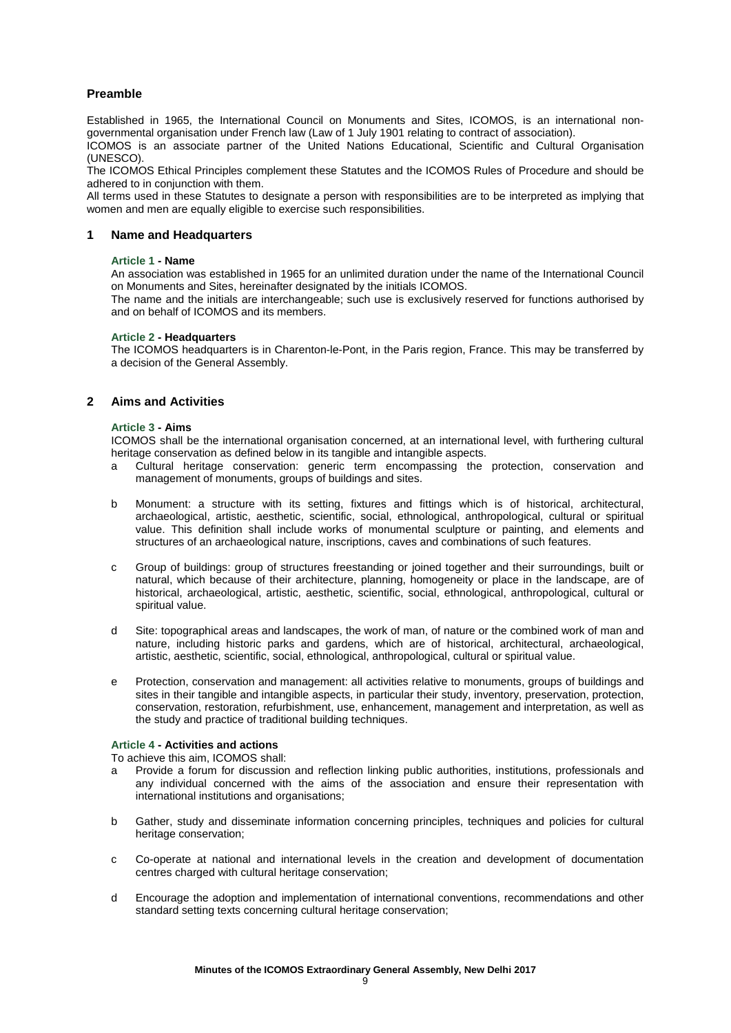## Preamble

Established in 1965, the International Council on Monuments and Sites, ICOMOS, is an international non-governmental organisation under French law (Law of 1 July 1901 relating to contract of association).
ICOMOS is an associate partner of the United Nations Educational, Scientific and Cultural Organisation (UNESCO).
The ICOMOS Ethical Principles complement these Statutes and the ICOMOS Rules of Procedure and should be adhered to in conjunction with them.
All terms used in these Statutes to designate a person with responsibilities are to be interpreted as implying that women and men are equally eligible to exercise such responsibilities.

## 1 Name and Headquarters

### Article 1 - Name

An association was established in 1965 for an unlimited duration under the name of the International Council on Monuments and Sites, hereinafter designated by the initials ICOMOS.
The name and the initials are interchangeable; such use is exclusively reserved for functions authorised by and on behalf of ICOMOS and its members.

### Article 2 - Headquarters

The ICOMOS headquarters is in Charenton-le-Pont, in the Paris region, France. This may be transferred by a decision of the General Assembly.

## 2 Aims and Activities

### Article 3 - Aims

ICOMOS shall be the international organisation concerned, at an international level, with furthering cultural heritage conservation as defined below in its tangible and intangible aspects.

a Cultural heritage conservation: generic term encompassing the protection, conservation and management of monuments, groups of buildings and sites.

b Monument: a structure with its setting, fixtures and fittings which is of historical, architectural, archaeological, artistic, aesthetic, scientific, social, ethnological, anthropological, cultural or spiritual value. This definition shall include works of monumental sculpture or painting, and elements and structures of an archaeological nature, inscriptions, caves and combinations of such features.

c Group of buildings: group of structures freestanding or joined together and their surroundings, built or natural, which because of their architecture, planning, homogeneity or place in the landscape, are of historical, archaeological, artistic, aesthetic, scientific, social, ethnological, anthropological, cultural or spiritual value.

d Site: topographical areas and landscapes, the work of man, of nature or the combined work of man and nature, including historic parks and gardens, which are of historical, architectural, archaeological, artistic, aesthetic, scientific, social, ethnological, anthropological, cultural or spiritual value.

e Protection, conservation and management: all activities relative to monuments, groups of buildings and sites in their tangible and intangible aspects, in particular their study, inventory, preservation, protection, conservation, restoration, refurbishment, use, enhancement, management and interpretation, as well as the study and practice of traditional building techniques.

### Article 4 - Activities and actions

To achieve this aim, ICOMOS shall:

a Provide a forum for discussion and reflection linking public authorities, institutions, professionals and any individual concerned with the aims of the association and ensure their representation with international institutions and organisations;

b Gather, study and disseminate information concerning principles, techniques and policies for cultural heritage conservation;

c Co-operate at national and international levels in the creation and development of documentation centres charged with cultural heritage conservation;

d Encourage the adoption and implementation of international conventions, recommendations and other standard setting texts concerning cultural heritage conservation;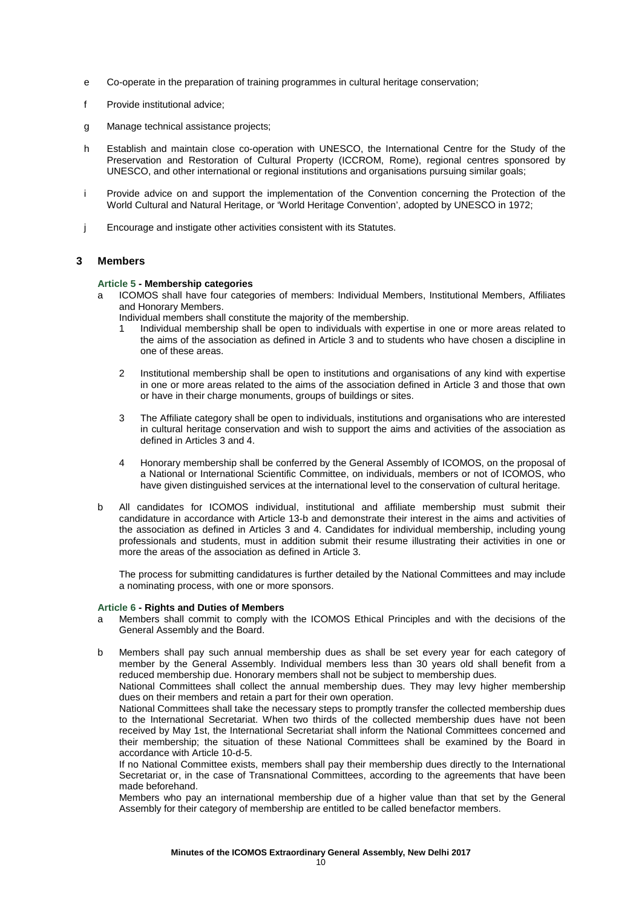e Co-operate in the preparation of training programmes in cultural heritage conservation;

f Provide institutional advice;

g Manage technical assistance projects;

h Establish and maintain close co-operation with UNESCO, the International Centre for the Study of the Preservation and Restoration of Cultural Property (ICCROM, Rome), regional centres sponsored by UNESCO, and other international or regional institutions and organisations pursuing similar goals;

i Provide advice on and support the implementation of the Convention concerning the Protection of the World Cultural and Natural Heritage, or 'World Heritage Convention', adopted by UNESCO in 1972;

j Encourage and instigate other activities consistent with its Statutes.

## 3 Members

### Article 5 - Membership categories

a ICOMOS shall have four categories of members: Individual Members, Institutional Members, Affiliates and Honorary Members.
Individual members shall constitute the majority of the membership.

1. Individual membership shall be open to individuals with expertise in one or more areas related to the aims of the association as defined in Article 3 and to students who have chosen a discipline in one of these areas.

2. Institutional membership shall be open to institutions and organisations of any kind with expertise in one or more areas related to the aims of the association defined in Article 3 and those that own or have in their charge monuments, groups of buildings or sites.

3. The Affiliate category shall be open to individuals, institutions and organisations who are interested in cultural heritage conservation and wish to support the aims and activities of the association as defined in Articles 3 and 4.

4. Honorary membership shall be conferred by the General Assembly of ICOMOS, on the proposal of a National or International Scientific Committee, on individuals, members or not of ICOMOS, who have given distinguished services at the international level to the conservation of cultural heritage.

b All candidates for ICOMOS individual, institutional and affiliate membership must submit their candidature in accordance with Article 13-b and demonstrate their interest in the aims and activities of the association as defined in Articles 3 and 4. Candidates for individual membership, including young professionals and students, must in addition submit their resume illustrating their activities in one or more the areas of the association as defined in Article 3.

The process for submitting candidatures is further detailed by the National Committees and may include a nominating process, with one or more sponsors.

### Article 6 - Rights and Duties of Members

a Members shall commit to comply with the ICOMOS Ethical Principles and with the decisions of the General Assembly and the Board.

b Members shall pay such annual membership dues as shall be set every year for each category of member by the General Assembly. Individual members less than 30 years old shall benefit from a reduced membership due. Honorary members shall not be subject to membership dues.
National Committees shall collect the annual membership dues. They may levy higher membership dues on their members and retain a part for their own operation.
National Committees shall take the necessary steps to promptly transfer the collected membership dues to the International Secretariat. When two thirds of the collected membership dues have not been received by May 1st, the International Secretariat shall inform the National Committees concerned and their membership; the situation of these National Committees shall be examined by the Board in accordance with Article 10-d-5.
If no National Committee exists, members shall pay their membership dues directly to the International Secretariat or, in the case of Transnational Committees, according to the agreements that have been made beforehand.
Members who pay an international membership due of a higher value than that set by the General Assembly for their category of membership are entitled to be called benefactor members.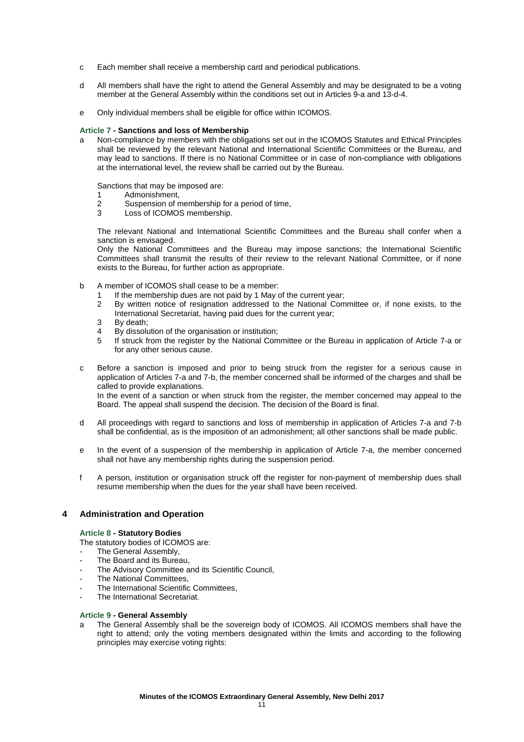c  Each member shall receive a membership card and periodical publications.

d  All members shall have the right to attend the General Assembly and may be designated to be a voting member at the General Assembly within the conditions set out in Articles 9-a and 13-d-4.

e  Only individual members shall be eligible for office within ICOMOS.

#### Article 7 - Sanctions and loss of Membership

a  Non-compliance by members with the obligations set out in the ICOMOS Statutes and Ethical Principles shall be reviewed by the relevant National and International Scientific Committees or the Bureau, and may lead to sanctions. If there is no National Committee or in case of non-compliance with obligations at the international level, the review shall be carried out by the Bureau.

   Sanctions that may be imposed are:
   1  Admonishment,
   2  Suspension of membership for a period of time,
   3  Loss of ICOMOS membership.

   The relevant National and International Scientific Committees and the Bureau shall confer when a sanction is envisaged.
   Only the National Committees and the Bureau may impose sanctions; the International Scientific Committees shall transmit the results of their review to the relevant National Committee, or if none exists to the Bureau, for further action as appropriate.

b  A member of ICOMOS shall cease to be a member:
   1  If the membership dues are not paid by 1 May of the current year;
   2  By written notice of resignation addressed to the National Committee or, if none exists, to the International Secretariat, having paid dues for the current year;
   3  By death;
   4  By dissolution of the organisation or institution;
   5  If struck from the register by the National Committee or the Bureau in application of Article 7-a or for any other serious cause.

c  Before a sanction is imposed and prior to being struck from the register for a serious cause in application of Articles 7-a and 7-b, the member concerned shall be informed of the charges and shall be called to provide explanations.
   In the event of a sanction or when struck from the register, the member concerned may appeal to the Board. The appeal shall suspend the decision. The decision of the Board is final.

d  All proceedings with regard to sanctions and loss of membership in application of Articles 7-a and 7-b shall be confidential, as is the imposition of an admonishment; all other sanctions shall be made public.

e  In the event of a suspension of the membership in application of Article 7-a, the member concerned shall not have any membership rights during the suspension period.

f  A person, institution or organisation struck off the register for non-payment of membership dues shall resume membership when the dues for the year shall have been received.

## 4  Administration and Operation

#### Article 8 - Statutory Bodies

The statutory bodies of ICOMOS are:
- The General Assembly,
- The Board and its Bureau,
- The Advisory Committee and its Scientific Council,
- The National Committees,
- The International Scientific Committees,
- The International Secretariat.

#### Article 9 - General Assembly

a  The General Assembly shall be the sovereign body of ICOMOS. All ICOMOS members shall have the right to attend; only the voting members designated within the limits and according to the following principles may exercise voting rights: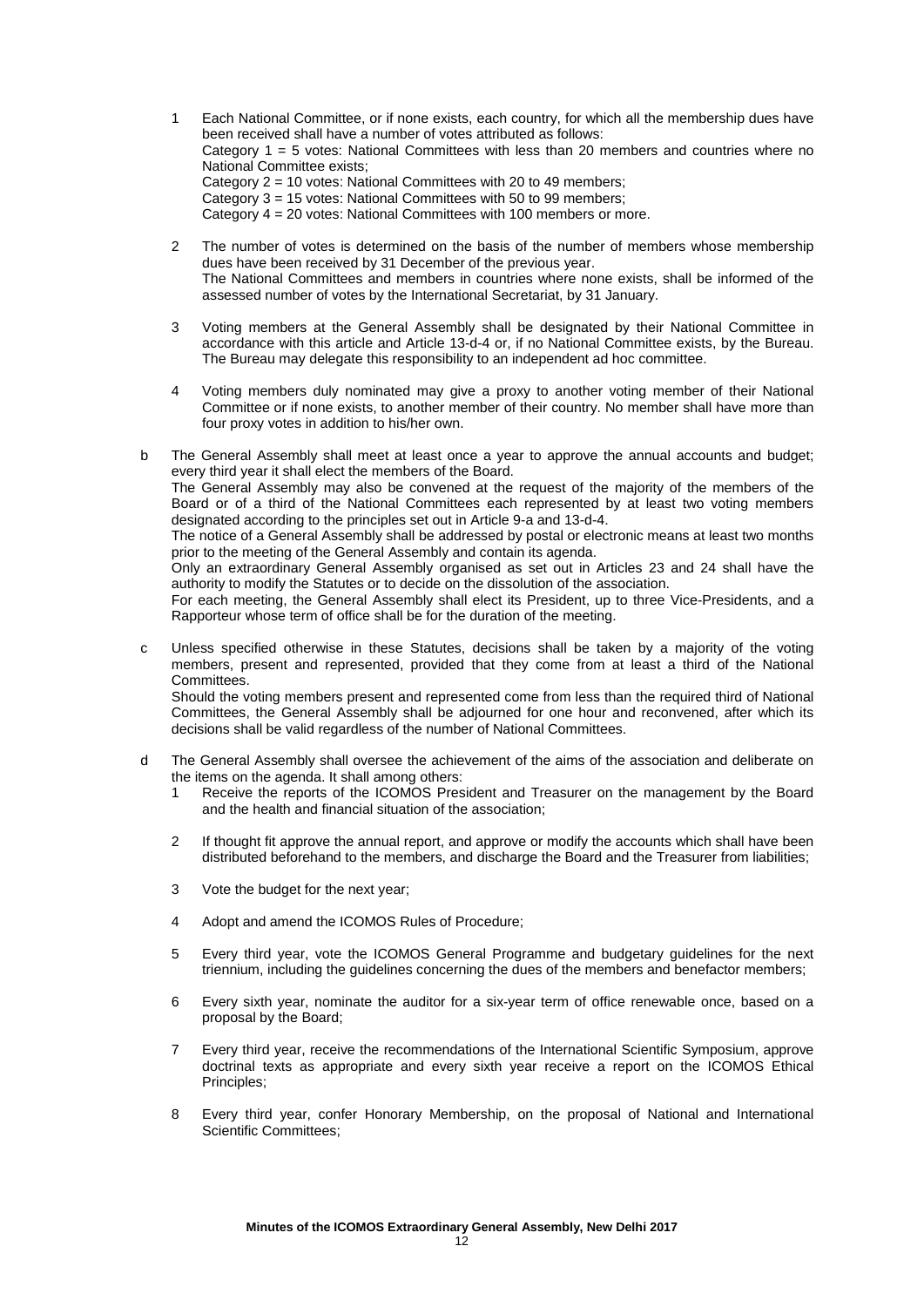1 Each National Committee, or if none exists, each country, for which all the membership dues have been received shall have a number of votes attributed as follows:
   Category 1 = 5 votes: National Committees with less than 20 members and countries where no National Committee exists;
   Category 2 = 10 votes: National Committees with 20 to 49 members;
   Category 3 = 15 votes: National Committees with 50 to 99 members;
   Category 4 = 20 votes: National Committees with 100 members or more.

2 The number of votes is determined on the basis of the number of members whose membership dues have been received by 31 December of the previous year.
   The National Committees and members in countries where none exists, shall be informed of the assessed number of votes by the International Secretariat, by 31 January.

3 Voting members at the General Assembly shall be designated by their National Committee in accordance with this article and Article 13-d-4 or, if no National Committee exists, by the Bureau. The Bureau may delegate this responsibility to an independent ad hoc committee.

4 Voting members duly nominated may give a proxy to another voting member of their National Committee or if none exists, to another member of their country. No member shall have more than four proxy votes in addition to his/her own.

b The General Assembly shall meet at least once a year to approve the annual accounts and budget; every third year it shall elect the members of the Board.
The General Assembly may also be convened at the request of the majority of the members of the Board or of a third of the National Committees each represented by at least two voting members designated according to the principles set out in Article 9-a and 13-d-4.
The notice of a General Assembly shall be addressed by postal or electronic means at least two months prior to the meeting of the General Assembly and contain its agenda.
Only an extraordinary General Assembly organised as set out in Articles 23 and 24 shall have the authority to modify the Statutes or to decide on the dissolution of the association.
For each meeting, the General Assembly shall elect its President, up to three Vice-Presidents, and a Rapporteur whose term of office shall be for the duration of the meeting.

c Unless specified otherwise in these Statutes, decisions shall be taken by a majority of the voting members, present and represented, provided that they come from at least a third of the National Committees.
Should the voting members present and represented come from less than the required third of National Committees, the General Assembly shall be adjourned for one hour and reconvened, after which its decisions shall be valid regardless of the number of National Committees.

d The General Assembly shall oversee the achievement of the aims of the association and deliberate on the items on the agenda. It shall among others:

1 Receive the reports of the ICOMOS President and Treasurer on the management by the Board and the health and financial situation of the association;

2 If thought fit approve the annual report, and approve or modify the accounts which shall have been distributed beforehand to the members, and discharge the Board and the Treasurer from liabilities;

3 Vote the budget for the next year;

4 Adopt and amend the ICOMOS Rules of Procedure;

5 Every third year, vote the ICOMOS General Programme and budgetary guidelines for the next triennium, including the guidelines concerning the dues of the members and benefactor members;

6 Every sixth year, nominate the auditor for a six-year term of office renewable once, based on a proposal by the Board;

7 Every third year, receive the recommendations of the International Scientific Symposium, approve doctrinal texts as appropriate and every sixth year receive a report on the ICOMOS Ethical Principles;

8 Every third year, confer Honorary Membership, on the proposal of National and International Scientific Committees;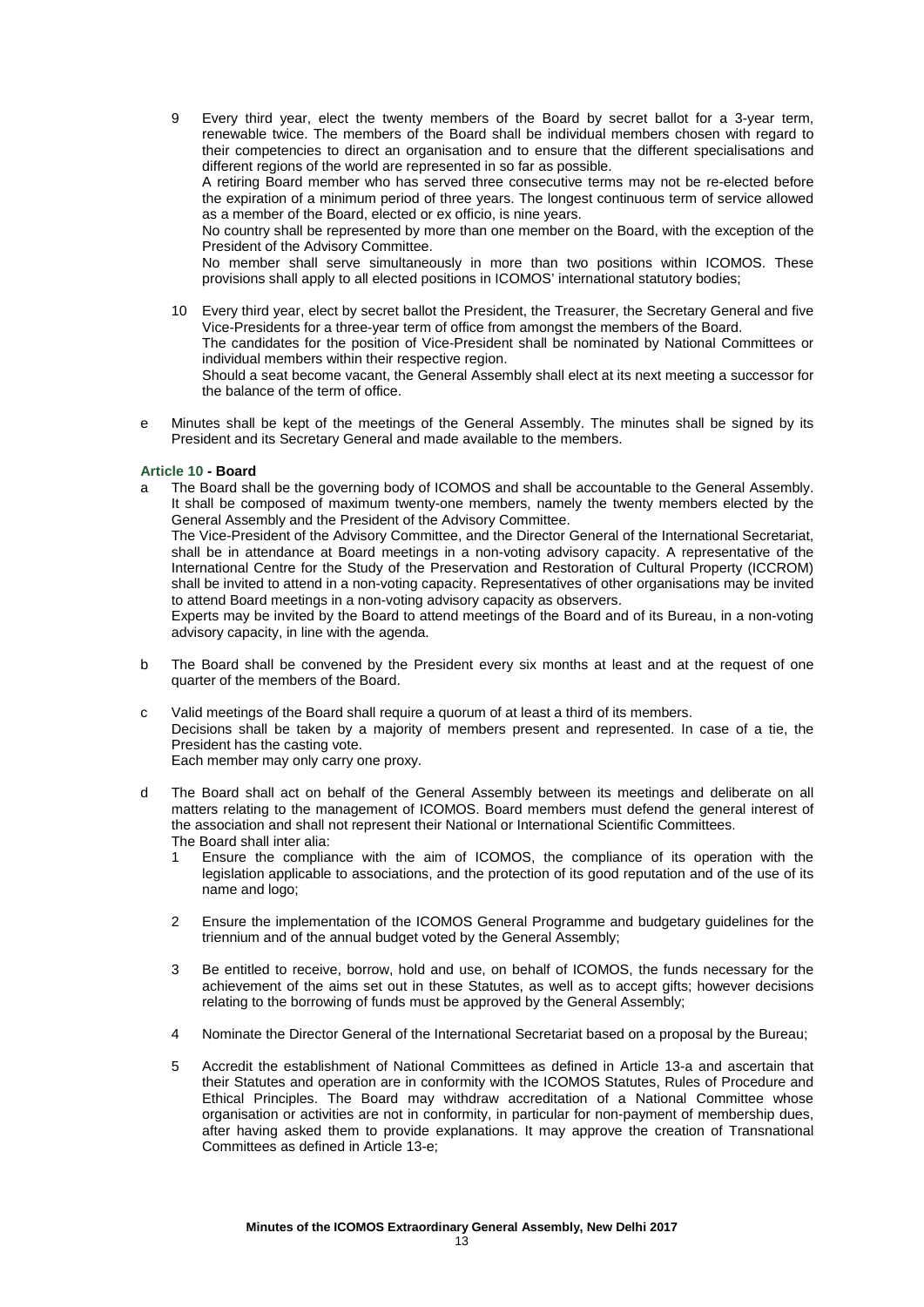9 Every third year, elect the twenty members of the Board by secret ballot for a 3-year term, renewable twice. The members of the Board shall be individual members chosen with regard to their competencies to direct an organisation and to ensure that the different specialisations and different regions of the world are represented in so far as possible.
   A retiring Board member who has served three consecutive terms may not be re-elected before the expiration of a minimum period of three years. The longest continuous term of service allowed as a member of the Board, elected or ex officio, is nine years.
   No country shall be represented by more than one member on the Board, with the exception of the President of the Advisory Committee.
   No member shall serve simultaneously in more than two positions within ICOMOS. These provisions shall apply to all elected positions in ICOMOS' international statutory bodies;

10 Every third year, elect by secret ballot the President, the Treasurer, the Secretary General and five Vice-Presidents for a three-year term of office from amongst the members of the Board.
   The candidates for the position of Vice-President shall be nominated by National Committees or individual members within their respective region.
   Should a seat become vacant, the General Assembly shall elect at its next meeting a successor for the balance of the term of office.

e Minutes shall be kept of the meetings of the General Assembly. The minutes shall be signed by its President and its Secretary General and made available to the members.

**Article 10 - Board**

a The Board shall be the governing body of ICOMOS and shall be accountable to the General Assembly. It shall be composed of maximum twenty-one members, namely the twenty members elected by the General Assembly and the President of the Advisory Committee.
  The Vice-President of the Advisory Committee, and the Director General of the International Secretariat, shall be in attendance at Board meetings in a non-voting advisory capacity. A representative of the International Centre for the Study of the Preservation and Restoration of Cultural Property (ICCROM) shall be invited to attend in a non-voting capacity. Representatives of other organisations may be invited to attend Board meetings in a non-voting advisory capacity as observers.
  Experts may be invited by the Board to attend meetings of the Board and of its Bureau, in a non-voting advisory capacity, in line with the agenda.

b The Board shall be convened by the President every six months at least and at the request of one quarter of the members of the Board.

c Valid meetings of the Board shall require a quorum of at least a third of its members.
  Decisions shall be taken by a majority of members present and represented. In case of a tie, the President has the casting vote.
  Each member may only carry one proxy.

d The Board shall act on behalf of the General Assembly between its meetings and deliberate on all matters relating to the management of ICOMOS. Board members must defend the general interest of the association and shall not represent their National or International Scientific Committees.
  The Board shall inter alia:

  1 Ensure the compliance with the aim of ICOMOS, the compliance of its operation with the legislation applicable to associations, and the protection of its good reputation and of the use of its name and logo;

  2 Ensure the implementation of the ICOMOS General Programme and budgetary guidelines for the triennium and of the annual budget voted by the General Assembly;

  3 Be entitled to receive, borrow, hold and use, on behalf of ICOMOS, the funds necessary for the achievement of the aims set out in these Statutes, as well as to accept gifts; however decisions relating to the borrowing of funds must be approved by the General Assembly;

  4 Nominate the Director General of the International Secretariat based on a proposal by the Bureau;

  5 Accredit the establishment of National Committees as defined in Article 13-a and ascertain that their Statutes and operation are in conformity with the ICOMOS Statutes, Rules of Procedure and Ethical Principles. The Board may withdraw accreditation of a National Committee whose organisation or activities are not in conformity, in particular for non-payment of membership dues, after having asked them to provide explanations. It may approve the creation of Transnational Committees as defined in Article 13-e;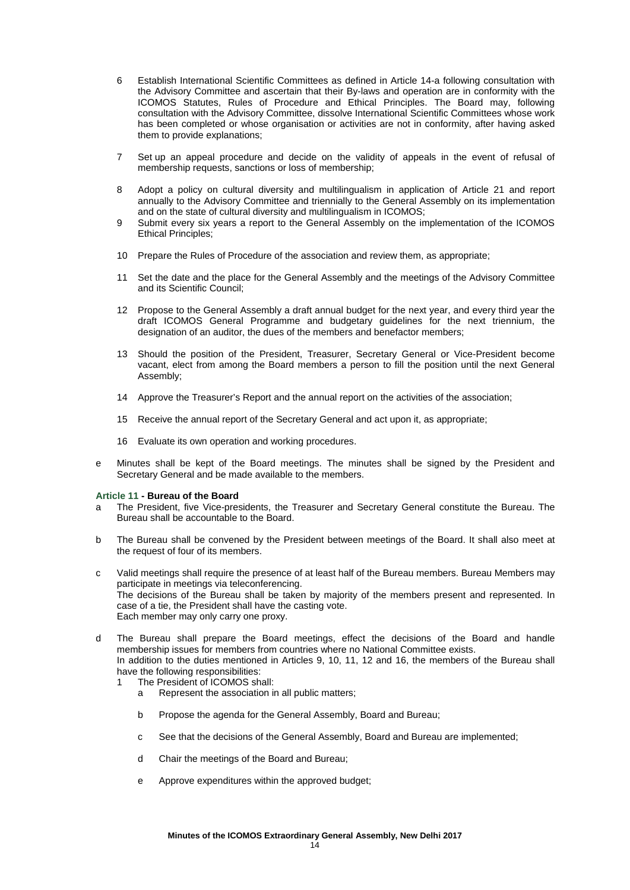6 Establish International Scientific Committees as defined in Article 14-a following consultation with the Advisory Committee and ascertain that their By-laws and operation are in conformity with the ICOMOS Statutes, Rules of Procedure and Ethical Principles. The Board may, following consultation with the Advisory Committee, dissolve International Scientific Committees whose work has been completed or whose organisation or activities are not in conformity, after having asked them to provide explanations;

7 Set up an appeal procedure and decide on the validity of appeals in the event of refusal of membership requests, sanctions or loss of membership;

8 Adopt a policy on cultural diversity and multilingualism in application of Article 21 and report annually to the Advisory Committee and triennially to the General Assembly on its implementation and on the state of cultural diversity and multilingualism in ICOMOS;

9 Submit every six years a report to the General Assembly on the implementation of the ICOMOS Ethical Principles;

10 Prepare the Rules of Procedure of the association and review them, as appropriate;

11 Set the date and the place for the General Assembly and the meetings of the Advisory Committee and its Scientific Council;

12 Propose to the General Assembly a draft annual budget for the next year, and every third year the draft ICOMOS General Programme and budgetary guidelines for the next triennium, the designation of an auditor, the dues of the members and benefactor members;

13 Should the position of the President, Treasurer, Secretary General or Vice-President become vacant, elect from among the Board members a person to fill the position until the next General Assembly;

14 Approve the Treasurer's Report and the annual report on the activities of the association;

15 Receive the annual report of the Secretary General and act upon it, as appropriate;

16 Evaluate its own operation and working procedures.

e Minutes shall be kept of the Board meetings. The minutes shall be signed by the President and Secretary General and be made available to the members.

### Article 11 - Bureau of the Board

a The President, five Vice-presidents, the Treasurer and Secretary General constitute the Bureau. The Bureau shall be accountable to the Board.

b The Bureau shall be convened by the President between meetings of the Board. It shall also meet at the request of four of its members.

c Valid meetings shall require the presence of at least half of the Bureau members. Bureau Members may participate in meetings via teleconferencing.
The decisions of the Bureau shall be taken by majority of the members present and represented. In case of a tie, the President shall have the casting vote.
Each member may only carry one proxy.

d The Bureau shall prepare the Board meetings, effect the decisions of the Board and handle membership issues for members from countries where no National Committee exists.
In addition to the duties mentioned in Articles 9, 10, 11, 12 and 16, the members of the Bureau shall have the following responsibilities:

1 The President of ICOMOS shall:

a Represent the association in all public matters;

b Propose the agenda for the General Assembly, Board and Bureau;

c See that the decisions of the General Assembly, Board and Bureau are implemented;

d Chair the meetings of the Board and Bureau;

e Approve expenditures within the approved budget;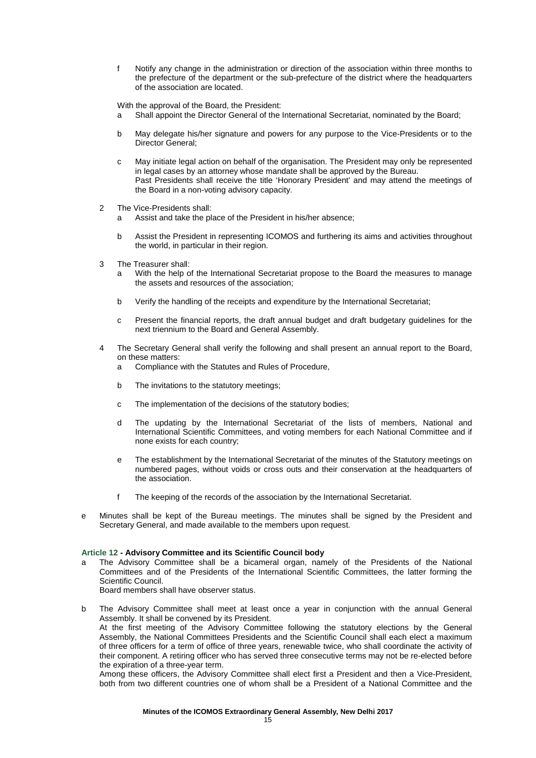f Notify any change in the administration or direction of the association within three months to the prefecture of the department or the sub-prefecture of the district where the headquarters of the association are located.

With the approval of the Board, the President:

a Shall appoint the Director General of the International Secretariat, nominated by the Board;

b May delegate his/her signature and powers for any purpose to the Vice-Presidents or to the Director General;

c May initiate legal action on behalf of the organisation. The President may only be represented in legal cases by an attorney whose mandate shall be approved by the Bureau.
Past Presidents shall receive the title 'Honorary President' and may attend the meetings of the Board in a non-voting advisory capacity.

2 The Vice-Presidents shall:

a Assist and take the place of the President in his/her absence;

b Assist the President in representing ICOMOS and furthering its aims and activities throughout the world, in particular in their region.

3 The Treasurer shall:

a With the help of the International Secretariat propose to the Board the measures to manage the assets and resources of the association;

b Verify the handling of the receipts and expenditure by the International Secretariat;

c Present the financial reports, the draft annual budget and draft budgetary guidelines for the next triennium to the Board and General Assembly.

4 The Secretary General shall verify the following and shall present an annual report to the Board, on these matters:

a Compliance with the Statutes and Rules of Procedure,

b The invitations to the statutory meetings;

c The implementation of the decisions of the statutory bodies;

d The updating by the International Secretariat of the lists of members, National and International Scientific Committees, and voting members for each National Committee and if none exists for each country;

e The establishment by the International Secretariat of the minutes of the Statutory meetings on numbered pages, without voids or cross outs and their conservation at the headquarters of the association.

f The keeping of the records of the association by the International Secretariat.

e Minutes shall be kept of the Bureau meetings. The minutes shall be signed by the President and Secretary General, and made available to the members upon request.

**Article 12 - Advisory Committee and its Scientific Council body**

a The Advisory Committee shall be a bicameral organ, namely of the Presidents of the National Committees and of the Presidents of the International Scientific Committees, the latter forming the Scientific Council.
Board members shall have observer status.

b The Advisory Committee shall meet at least once a year in conjunction with the annual General Assembly. It shall be convened by its President.
At the first meeting of the Advisory Committee following the statutory elections by the General Assembly, the National Committees Presidents and the Scientific Council shall each elect a maximum of three officers for a term of office of three years, renewable twice, who shall coordinate the activity of their component. A retiring officer who has served three consecutive terms may not be re-elected before the expiration of a three-year term.
Among these officers, the Advisory Committee shall elect first a President and then a Vice-President, both from two different countries one of whom shall be a President of a National Committee and the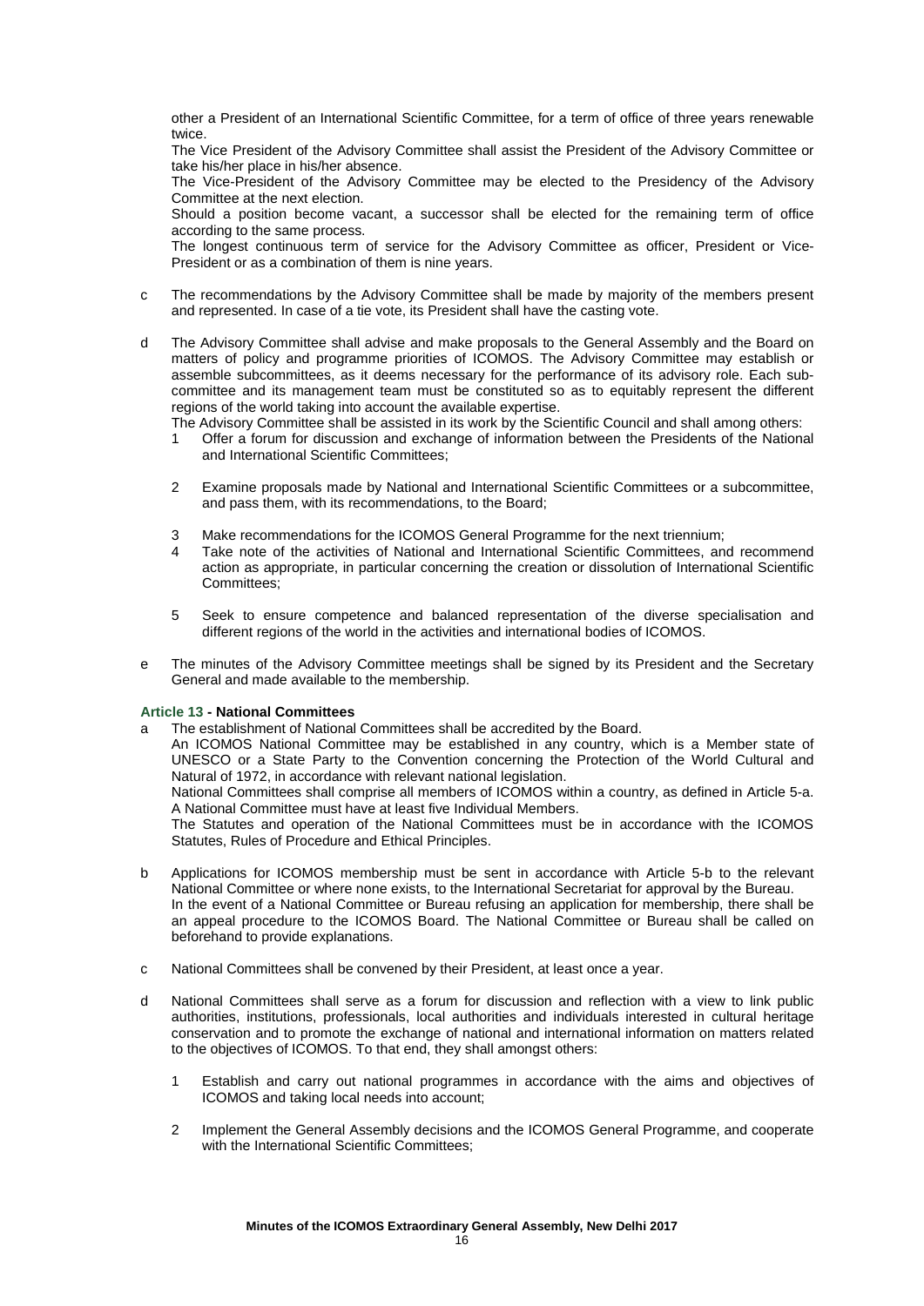other a President of an International Scientific Committee, for a term of office of three years renewable twice.

The Vice President of the Advisory Committee shall assist the President of the Advisory Committee or take his/her place in his/her absence.

The Vice-President of the Advisory Committee may be elected to the Presidency of the Advisory Committee at the next election.

Should a position become vacant, a successor shall be elected for the remaining term of office according to the same process.

The longest continuous term of service for the Advisory Committee as officer, President or Vice-President or as a combination of them is nine years.

c The recommendations by the Advisory Committee shall be made by majority of the members present and represented. In case of a tie vote, its President shall have the casting vote.

d The Advisory Committee shall advise and make proposals to the General Assembly and the Board on matters of policy and programme priorities of ICOMOS. The Advisory Committee may establish or assemble subcommittees, as it deems necessary for the performance of its advisory role. Each sub-committee and its management team must be constituted so as to equitably represent the different regions of the world taking into account the available expertise.

The Advisory Committee shall be assisted in its work by the Scientific Council and shall among others:

1. Offer a forum for discussion and exchange of information between the Presidents of the National and International Scientific Committees;
2. Examine proposals made by National and International Scientific Committees or a subcommittee, and pass them, with its recommendations, to the Board;
3. Make recommendations for the ICOMOS General Programme for the next triennium;
4. Take note of the activities of National and International Scientific Committees, and recommend action as appropriate, in particular concerning the creation or dissolution of International Scientific Committees;
5. Seek to ensure competence and balanced representation of the diverse specialisation and different regions of the world in the activities and international bodies of ICOMOS.

e The minutes of the Advisory Committee meetings shall be signed by its President and the Secretary General and made available to the membership.

### Article 13 - National Committees

a The establishment of National Committees shall be accredited by the Board.

An ICOMOS National Committee may be established in any country, which is a Member state of UNESCO or a State Party to the Convention concerning the Protection of the World Cultural and Natural of 1972, in accordance with relevant national legislation.

National Committees shall comprise all members of ICOMOS within a country, as defined in Article 5-a. A National Committee must have at least five Individual Members.

The Statutes and operation of the National Committees must be in accordance with the ICOMOS Statutes, Rules of Procedure and Ethical Principles.

b Applications for ICOMOS membership must be sent in accordance with Article 5-b to the relevant National Committee or where none exists, to the International Secretariat for approval by the Bureau. In the event of a National Committee or Bureau refusing an application for membership, there shall be an appeal procedure to the ICOMOS Board. The National Committee or Bureau shall be called on beforehand to provide explanations.

c National Committees shall be convened by their President, at least once a year.

d National Committees shall serve as a forum for discussion and reflection with a view to link public authorities, institutions, professionals, local authorities and individuals interested in cultural heritage conservation and to promote the exchange of national and international information on matters related to the objectives of ICOMOS. To that end, they shall amongst others:

1. Establish and carry out national programmes in accordance with the aims and objectives of ICOMOS and taking local needs into account;
2. Implement the General Assembly decisions and the ICOMOS General Programme, and cooperate with the International Scientific Committees;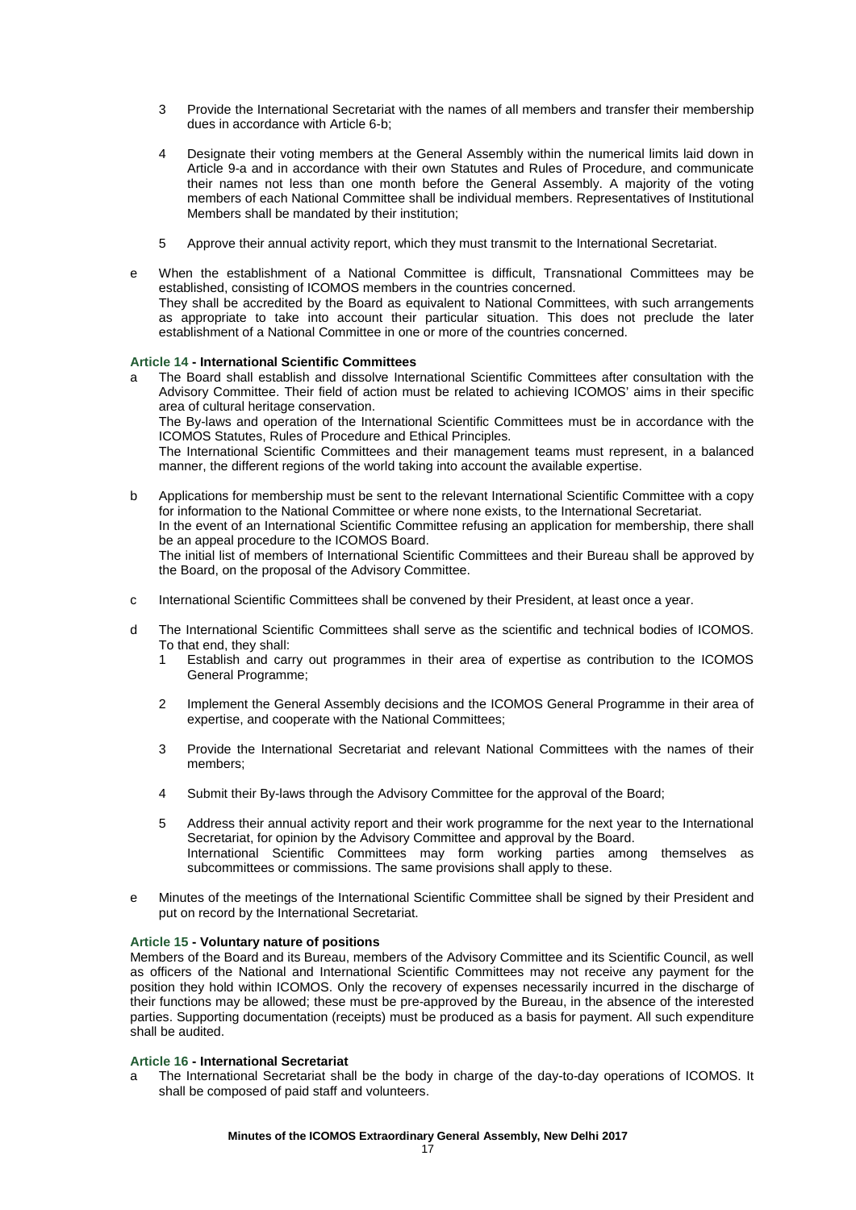3 Provide the International Secretariat with the names of all members and transfer their membership dues in accordance with Article 6-b;

4 Designate their voting members at the General Assembly within the numerical limits laid down in Article 9-a and in accordance with their own Statutes and Rules of Procedure, and communicate their names not less than one month before the General Assembly. A majority of the voting members of each National Committee shall be individual members. Representatives of Institutional Members shall be mandated by their institution;

5 Approve their annual activity report, which they must transmit to the International Secretariat.

e When the establishment of a National Committee is difficult, Transnational Committees may be established, consisting of ICOMOS members in the countries concerned.
They shall be accredited by the Board as equivalent to National Committees, with such arrangements as appropriate to take into account their particular situation. This does not preclude the later establishment of a National Committee in one or more of the countries concerned.

**Article 14 - International Scientific Committees**

a The Board shall establish and dissolve International Scientific Committees after consultation with the Advisory Committee. Their field of action must be related to achieving ICOMOS' aims in their specific area of cultural heritage conservation.
The By-laws and operation of the International Scientific Committees must be in accordance with the ICOMOS Statutes, Rules of Procedure and Ethical Principles.
The International Scientific Committees and their management teams must represent, in a balanced manner, the different regions of the world taking into account the available expertise.

b Applications for membership must be sent to the relevant International Scientific Committee with a copy for information to the National Committee or where none exists, to the International Secretariat.
In the event of an International Scientific Committee refusing an application for membership, there shall be an appeal procedure to the ICOMOS Board.
The initial list of members of International Scientific Committees and their Bureau shall be approved by the Board, on the proposal of the Advisory Committee.

c International Scientific Committees shall be convened by their President, at least once a year.

d The International Scientific Committees shall serve as the scientific and technical bodies of ICOMOS. To that end, they shall:

1 Establish and carry out programmes in their area of expertise as contribution to the ICOMOS General Programme;

2 Implement the General Assembly decisions and the ICOMOS General Programme in their area of expertise, and cooperate with the National Committees;

3 Provide the International Secretariat and relevant National Committees with the names of their members;

4 Submit their By-laws through the Advisory Committee for the approval of the Board;

5 Address their annual activity report and their work programme for the next year to the International Secretariat, for opinion by the Advisory Committee and approval by the Board.
International Scientific Committees may form working parties among themselves as subcommittees or commissions. The same provisions shall apply to these.

e Minutes of the meetings of the International Scientific Committee shall be signed by their President and put on record by the International Secretariat.

**Article 15 - Voluntary nature of positions**

Members of the Board and its Bureau, members of the Advisory Committee and its Scientific Council, as well as officers of the National and International Scientific Committees may not receive any payment for the position they hold within ICOMOS. Only the recovery of expenses necessarily incurred in the discharge of their functions may be allowed; these must be pre-approved by the Bureau, in the absence of the interested parties. Supporting documentation (receipts) must be produced as a basis for payment. All such expenditure shall be audited.

**Article 16 - International Secretariat**

a The International Secretariat shall be the body in charge of the day-to-day operations of ICOMOS. It shall be composed of paid staff and volunteers.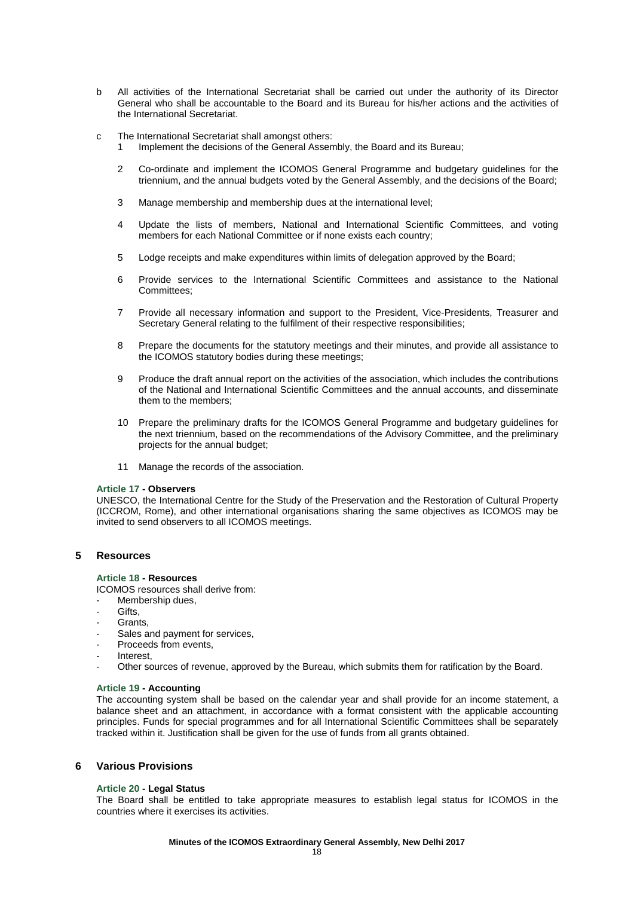b All activities of the International Secretariat shall be carried out under the authority of its Director General who shall be accountable to the Board and its Bureau for his/her actions and the activities of the International Secretariat.

c The International Secretariat shall amongst others:

1. Implement the decisions of the General Assembly, the Board and its Bureau;
2. Co-ordinate and implement the ICOMOS General Programme and budgetary guidelines for the triennium, and the annual budgets voted by the General Assembly, and the decisions of the Board;
3. Manage membership and membership dues at the international level;
4. Update the lists of members, National and International Scientific Committees, and voting members for each National Committee or if none exists each country;
5. Lodge receipts and make expenditures within limits of delegation approved by the Board;
6. Provide services to the International Scientific Committees and assistance to the National Committees;
7. Provide all necessary information and support to the President, Vice-Presidents, Treasurer and Secretary General relating to the fulfilment of their respective responsibilities;
8. Prepare the documents for the statutory meetings and their minutes, and provide all assistance to the ICOMOS statutory bodies during these meetings;
9. Produce the draft annual report on the activities of the association, which includes the contributions of the National and International Scientific Committees and the annual accounts, and disseminate them to the members;
10. Prepare the preliminary drafts for the ICOMOS General Programme and budgetary guidelines for the next triennium, based on the recommendations of the Advisory Committee, and the preliminary projects for the annual budget;
11. Manage the records of the association.

**Article 17 - Observers**

UNESCO, the International Centre for the Study of the Preservation and the Restoration of Cultural Property (ICCROM, Rome), and other international organisations sharing the same objectives as ICOMOS may be invited to send observers to all ICOMOS meetings.

## 5 Resources

**Article 18 - Resources**

ICOMOS resources shall derive from:

- Membership dues,
- Gifts,
- Grants,
- Sales and payment for services,
- Proceeds from events,
- Interest,
- Other sources of revenue, approved by the Bureau, which submits them for ratification by the Board.

**Article 19 - Accounting**

The accounting system shall be based on the calendar year and shall provide for an income statement, a balance sheet and an attachment, in accordance with a format consistent with the applicable accounting principles. Funds for special programmes and for all International Scientific Committees shall be separately tracked within it. Justification shall be given for the use of funds from all grants obtained.

## 6 Various Provisions

**Article 20 - Legal Status**

The Board shall be entitled to take appropriate measures to establish legal status for ICOMOS in the countries where it exercises its activities.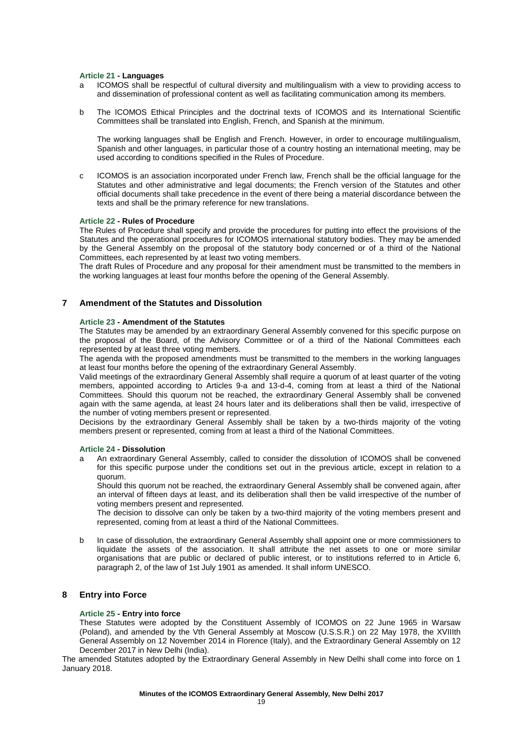**Article 21 - Languages**

a ICOMOS shall be respectful of cultural diversity and multilingualism with a view to providing access to and dissemination of professional content as well as facilitating communication among its members.

b The ICOMOS Ethical Principles and the doctrinal texts of ICOMOS and its International Scientific Committees shall be translated into English, French, and Spanish at the minimum.

The working languages shall be English and French. However, in order to encourage multilingualism, Spanish and other languages, in particular those of a country hosting an international meeting, may be used according to conditions specified in the Rules of Procedure.

c ICOMOS is an association incorporated under French law, French shall be the official language for the Statutes and other administrative and legal documents; the French version of the Statutes and other official documents shall take precedence in the event of there being a material discordance between the texts and shall be the primary reference for new translations.

**Article 22 - Rules of Procedure**

The Rules of Procedure shall specify and provide the procedures for putting into effect the provisions of the Statutes and the operational procedures for ICOMOS international statutory bodies. They may be amended by the General Assembly on the proposal of the statutory body concerned or of a third of the National Committees, each represented by at least two voting members.

The draft Rules of Procedure and any proposal for their amendment must be transmitted to the members in the working languages at least four months before the opening of the General Assembly.

## 7 Amendment of the Statutes and Dissolution

**Article 23 - Amendment of the Statutes**

The Statutes may be amended by an extraordinary General Assembly convened for this specific purpose on the proposal of the Board, of the Advisory Committee or of a third of the National Committees each represented by at least three voting members.

The agenda with the proposed amendments must be transmitted to the members in the working languages at least four months before the opening of the extraordinary General Assembly.

Valid meetings of the extraordinary General Assembly shall require a quorum of at least quarter of the voting members, appointed according to Articles 9-a and 13-d-4, coming from at least a third of the National Committees. Should this quorum not be reached, the extraordinary General Assembly shall be convened again with the same agenda, at least 24 hours later and its deliberations shall then be valid, irrespective of the number of voting members present or represented.

Decisions by the extraordinary General Assembly shall be taken by a two-thirds majority of the voting members present or represented, coming from at least a third of the National Committees.

**Article 24 - Dissolution**

a An extraordinary General Assembly, called to consider the dissolution of ICOMOS shall be convened for this specific purpose under the conditions set out in the previous article, except in relation to a quorum.

Should this quorum not be reached, the extraordinary General Assembly shall be convened again, after an interval of fifteen days at least, and its deliberation shall then be valid irrespective of the number of voting members present and represented.

The decision to dissolve can only be taken by a two-third majority of the voting members present and represented, coming from at least a third of the National Committees.

b In case of dissolution, the extraordinary General Assembly shall appoint one or more commissioners to liquidate the assets of the association. It shall attribute the net assets to one or more similar organisations that are public or declared of public interest, or to institutions referred to in Article 6, paragraph 2, of the law of 1st July 1901 as amended. It shall inform UNESCO.

## 8 Entry into Force

**Article 25 - Entry into force**

These Statutes were adopted by the Constituent Assembly of ICOMOS on 22 June 1965 in Warsaw (Poland), and amended by the Vth General Assembly at Moscow (U.S.S.R.) on 22 May 1978, the XVIIIth General Assembly on 12 November 2014 in Florence (Italy), and the Extraordinary General Assembly on 12 December 2017 in New Delhi (India).

The amended Statutes adopted by the Extraordinary General Assembly in New Delhi shall come into force on 1 January 2018.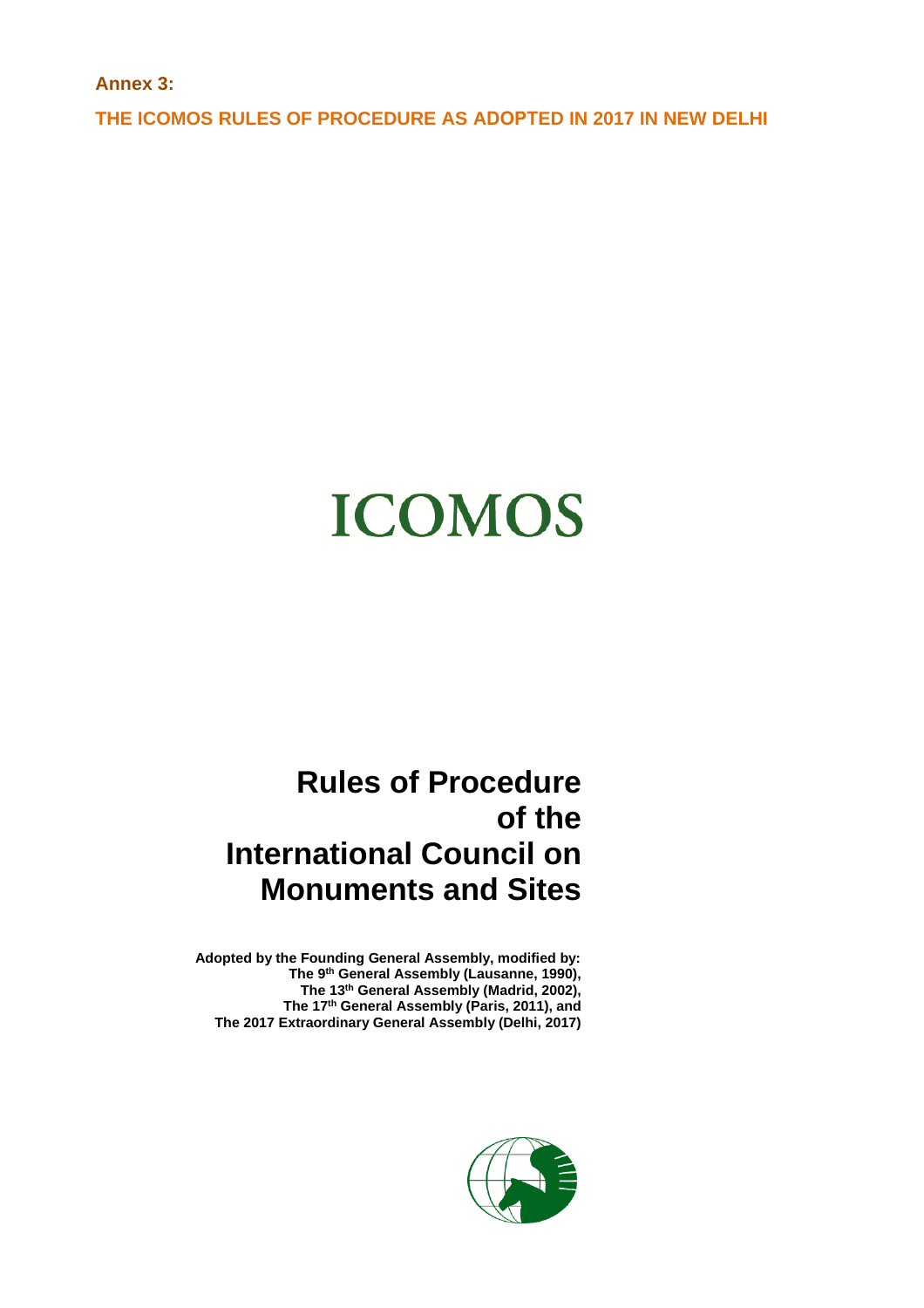**Annex 3:**

**THE ICOMOS RULES OF PROCEDURE AS ADOPTED IN 2017 IN NEW DELHI**

# ICOMOS

# Rules of Procedure of the International Council on Monuments and Sites

**Adopted by the Founding General Assembly, modified by:**
**The 9th General Assembly (Lausanne, 1990),**
**The 13th General Assembly (Madrid, 2002),**
**The 17th General Assembly (Paris, 2011), and**
**The 2017 Extraordinary General Assembly (Delhi, 2017)**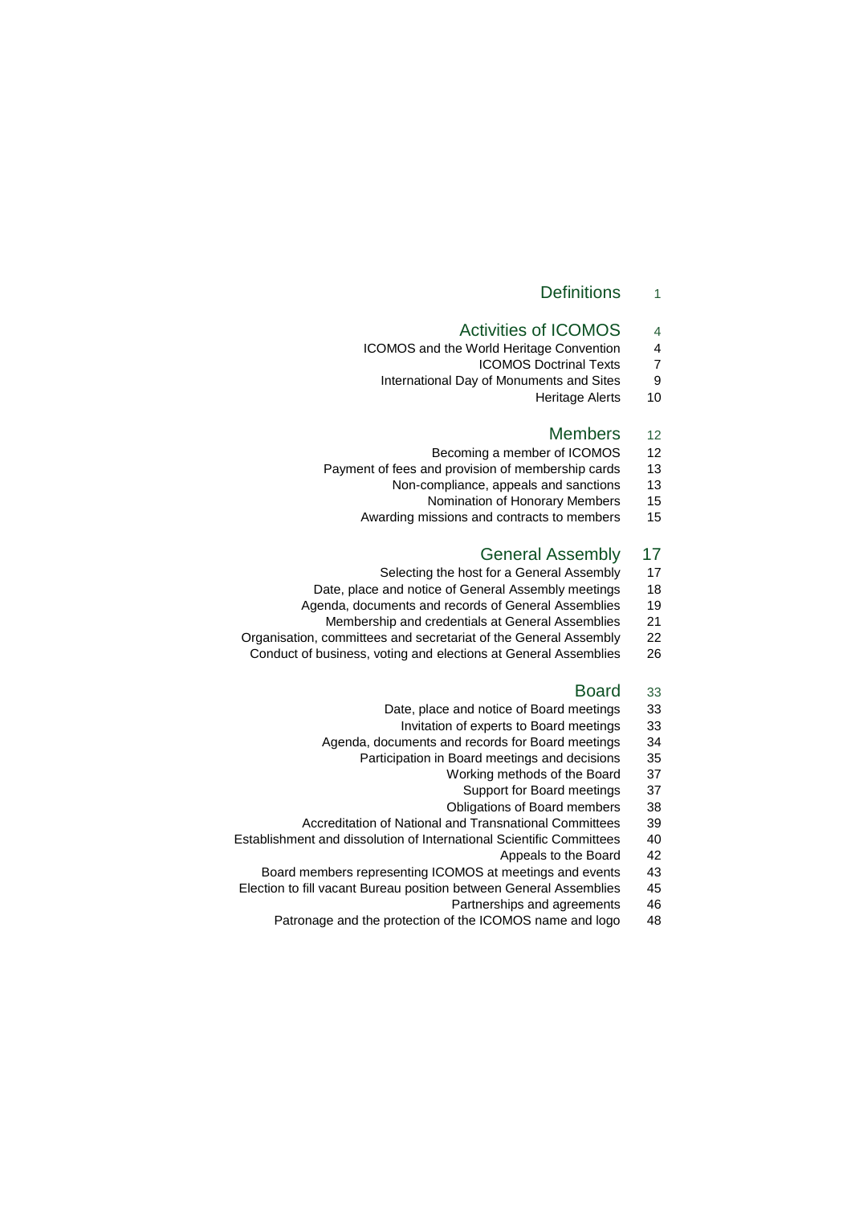| | |
|---|---|
| **Definitions** | **1** |
| **Activities of ICOMOS** | **4** |
| ICOMOS and the World Heritage Convention | 4 |
| ICOMOS Doctrinal Texts | 7 |
| International Day of Monuments and Sites | 9 |
| Heritage Alerts | 10 |
| **Members** | **12** |
| Becoming a member of ICOMOS | 12 |
| Payment of fees and provision of membership cards | 13 |
| Non-compliance, appeals and sanctions | 13 |
| Nomination of Honorary Members | 15 |
| Awarding missions and contracts to members | 15 |
| **General Assembly** | **17** |
| Selecting the host for a General Assembly | 17 |
| Date, place and notice of General Assembly meetings | 18 |
| Agenda, documents and records of General Assemblies | 19 |
| Membership and credentials at General Assemblies | 21 |
| Organisation, committees and secretariat of the General Assembly | 22 |
| Conduct of business, voting and elections at General Assemblies | 26 |
| **Board** | **33** |
| Date, place and notice of Board meetings | 33 |
| Invitation of experts to Board meetings | 33 |
| Agenda, documents and records for Board meetings | 34 |
| Participation in Board meetings and decisions | 35 |
| Working methods of the Board | 37 |
| Support for Board meetings | 37 |
| Obligations of Board members | 38 |
| Accreditation of National and Transnational Committees | 39 |
| Establishment and dissolution of International Scientific Committees | 40 |
| Appeals to the Board | 42 |
| Board members representing ICOMOS at meetings and events | 43 |
| Election to fill vacant Bureau position between General Assemblies | 45 |
| Partnerships and agreements | 46 |
| Patronage and the protection of the ICOMOS name and logo | 48 |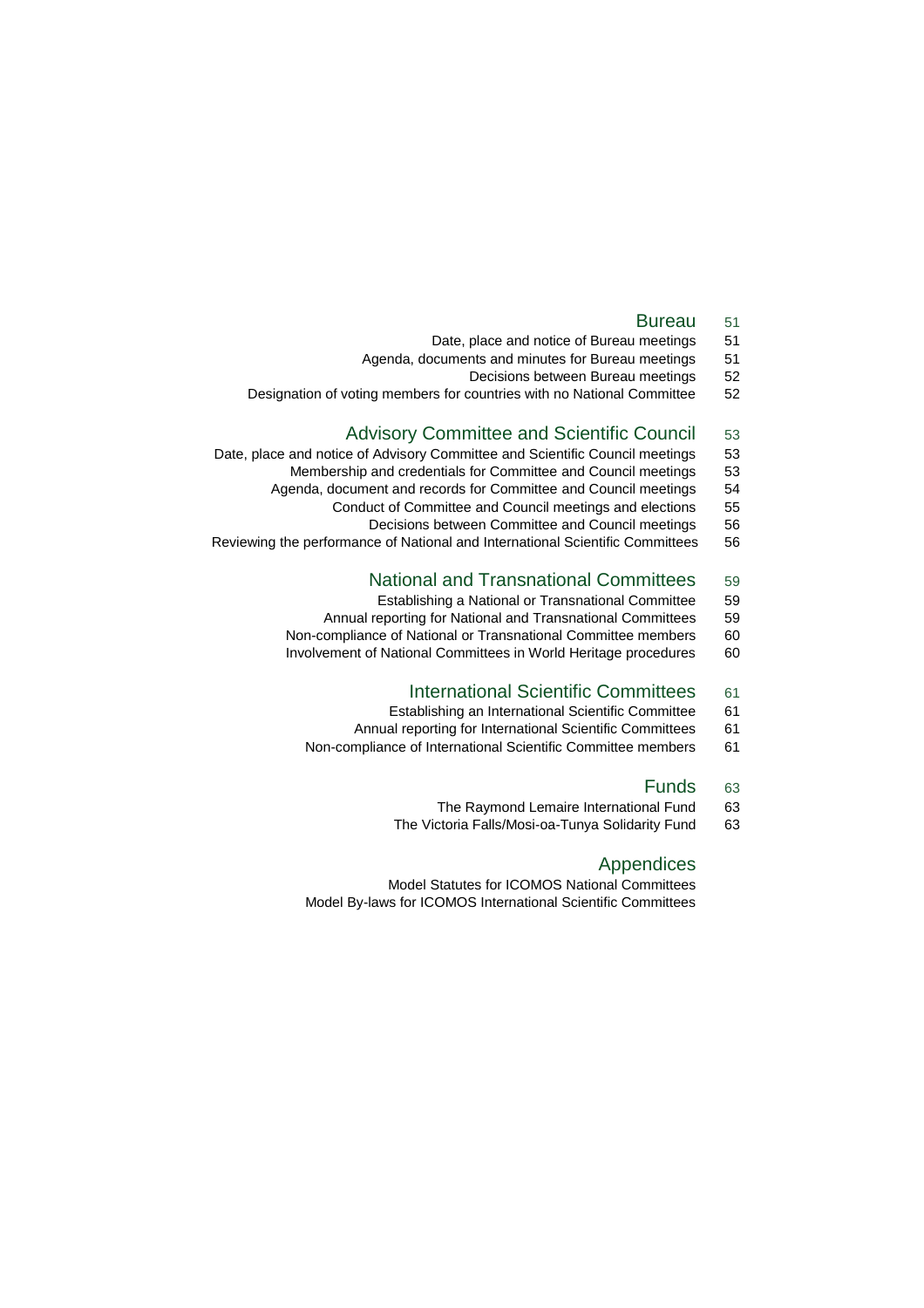## Bureau 51

Date, place and notice of Bureau meetings 51

Agenda, documents and minutes for Bureau meetings 51

Decisions between Bureau meetings 52

Designation of voting members for countries with no National Committee 52

## Advisory Committee and Scientific Council 53

Date, place and notice of Advisory Committee and Scientific Council meetings 53

Membership and credentials for Committee and Council meetings 53

Agenda, document and records for Committee and Council meetings 54

Conduct of Committee and Council meetings and elections 55

Decisions between Committee and Council meetings 56

Reviewing the performance of National and International Scientific Committees 56

## National and Transnational Committees 59

Establishing a National or Transnational Committee 59

Annual reporting for National and Transnational Committees 59

Non-compliance of National or Transnational Committee members 60

Involvement of National Committees in World Heritage procedures 60

## International Scientific Committees 61

Establishing an International Scientific Committee 61

Annual reporting for International Scientific Committees 61

Non-compliance of International Scientific Committee members 61

## Funds 63

The Raymond Lemaire International Fund 63

The Victoria Falls/Mosi-oa-Tunya Solidarity Fund 63

## Appendices

Model Statutes for ICOMOS National Committees

Model By-laws for ICOMOS International Scientific Committees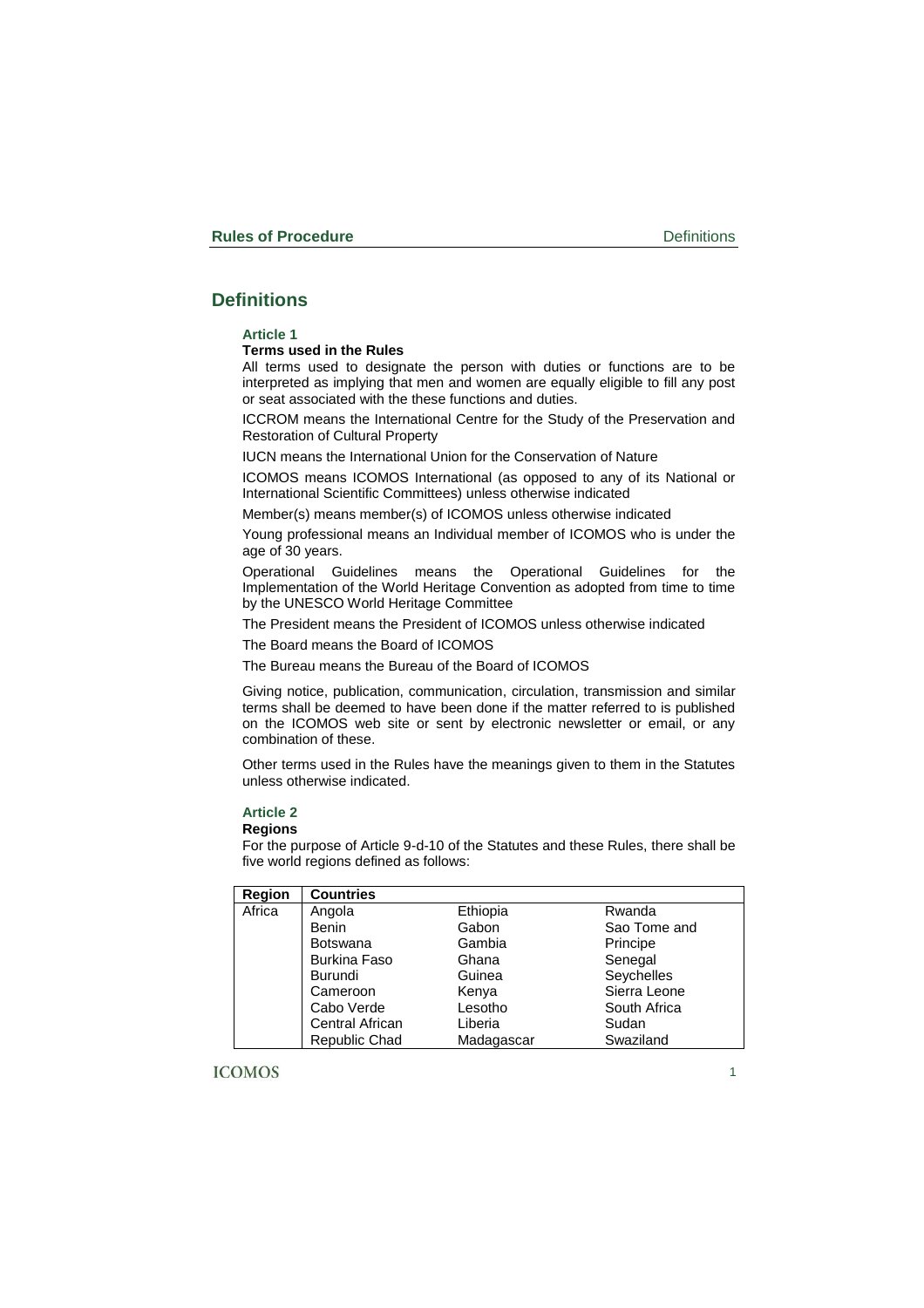# Definitions

### Article 1

**Terms used in the Rules**

All terms used to designate the person with duties or functions are to be interpreted as implying that men and women are equally eligible to fill any post or seat associated with the these functions and duties.

ICCROM means the International Centre for the Study of the Preservation and Restoration of Cultural Property

IUCN means the International Union for the Conservation of Nature

ICOMOS means ICOMOS International (as opposed to any of its National or International Scientific Committees) unless otherwise indicated

Member(s) means member(s) of ICOMOS unless otherwise indicated

Young professional means an Individual member of ICOMOS who is under the age of 30 years.

Operational Guidelines means the Operational Guidelines for the Implementation of the World Heritage Convention as adopted from time to time by the UNESCO World Heritage Committee

The President means the President of ICOMOS unless otherwise indicated

The Board means the Board of ICOMOS

The Bureau means the Bureau of the Board of ICOMOS

Giving notice, publication, communication, circulation, transmission and similar terms shall be deemed to have been done if the matter referred to is published on the ICOMOS web site or sent by electronic newsletter or email, or any combination of these.

Other terms used in the Rules have the meanings given to them in the Statutes unless otherwise indicated.

### Article 2

**Regions**

For the purpose of Article 9-d-10 of the Statutes and these Rules, there shall be five world regions defined as follows:

| Region | Countries | | |
|---|---|---|---|
| Africa | Angola | Ethiopia | Rwanda |
| | Benin | Gabon | Sao Tome and |
| | Botswana | Gambia | Principe |
| | Burkina Faso | Ghana | Senegal |
| | Burundi | Guinea | Seychelles |
| | Cameroon | Kenya | Sierra Leone |
| | Cabo Verde | Lesotho | South Africa |
| | Central African | Liberia | Sudan |
| | Republic Chad | Madagascar | Swaziland |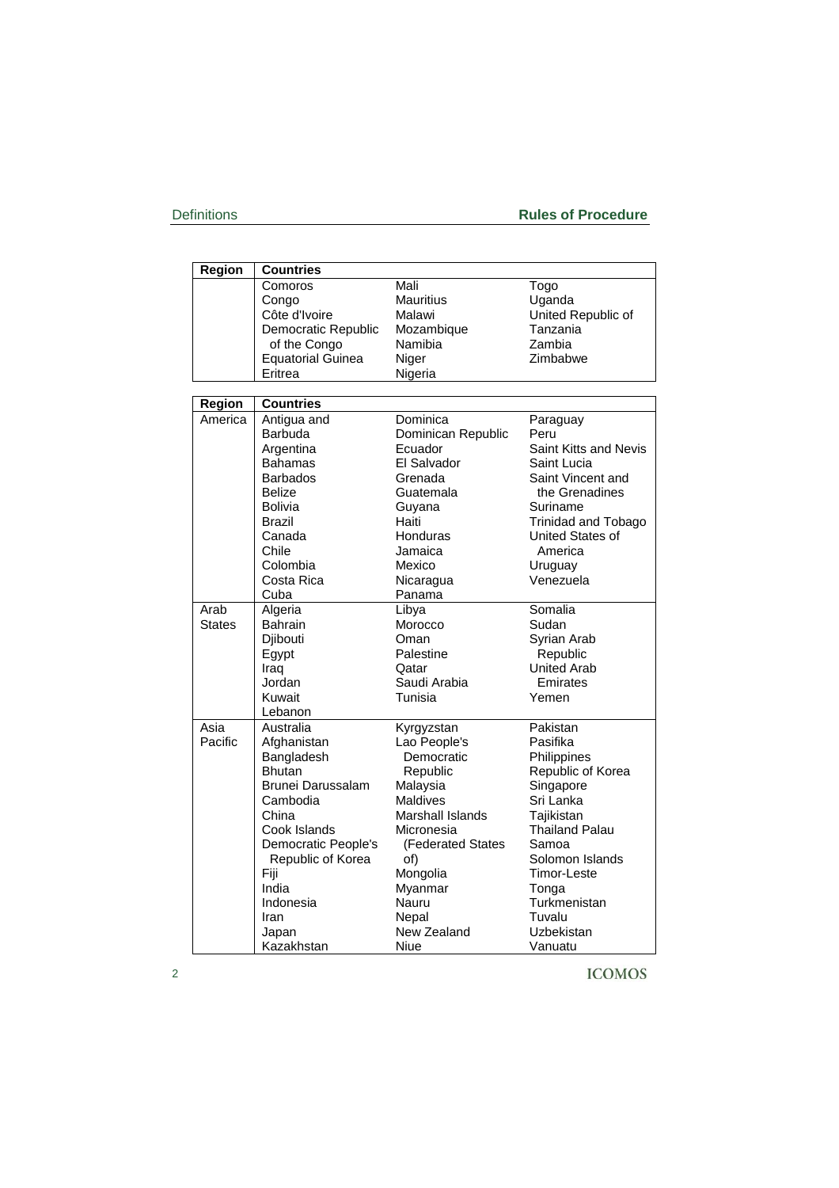| Region | Countries | | |
|---|---|---|---|
| | Comoros | Mali | Togo |
| | Congo | Mauritius | Uganda |
| | Côte d'Ivoire | Malawi | United Republic of |
| | Democratic Republic | Mozambique | Tanzania |
| | of the Congo | Namibia | Zambia |
| | Equatorial Guinea | Niger | Zimbabwe |
| | Eritrea | Nigeria | |

| Region | Countries | | |
|---|---|---|---|
| America | Antigua and Barbuda<br>Argentina<br>Bahamas<br>Barbados<br>Belize<br>Bolivia<br>Brazil<br>Canada<br>Chile<br>Colombia<br>Costa Rica<br>Cuba | Dominica<br>Dominican Republic<br>Ecuador<br>El Salvador<br>Grenada<br>Guatemala<br>Guyana<br>Haiti<br>Honduras<br>Jamaica<br>Mexico<br>Nicaragua<br>Panama | Paraguay<br>Peru<br>Saint Kitts and Nevis<br>Saint Lucia<br>Saint Vincent and the Grenadines<br>Suriname<br>Trinidad and Tobago<br>United States of America<br>Uruguay<br>Venezuela |
| Arab States | Algeria<br>Bahrain<br>Djibouti<br>Egypt<br>Iraq<br>Jordan<br>Kuwait<br>Lebanon | Libya<br>Morocco<br>Oman<br>Palestine<br>Qatar<br>Saudi Arabia<br>Tunisia | Somalia<br>Sudan<br>Syrian Arab Republic<br>United Arab Emirates<br>Yemen |
| Asia Pacific | Australia<br>Afghanistan<br>Bangladesh<br>Bhutan<br>Brunei Darussalam<br>Cambodia<br>China<br>Cook Islands<br>Democratic People's Republic of Korea<br>Fiji<br>India<br>Indonesia<br>Iran<br>Japan<br>Kazakhstan | Kyrgyzstan<br>Lao People's Democratic Republic<br>Malaysia<br>Maldives<br>Marshall Islands<br>Micronesia (Federated States of)<br>Mongolia<br>Myanmar<br>Nauru<br>Nepal<br>New Zealand<br>Niue | Pakistan<br>Pasifika<br>Philippines<br>Republic of Korea<br>Singapore<br>Sri Lanka<br>Tajikistan<br>Thailand Palau<br>Samoa<br>Solomon Islands<br>Timor-Leste<br>Tonga<br>Turkmenistan<br>Tuvalu<br>Uzbekistan<br>Vanuatu |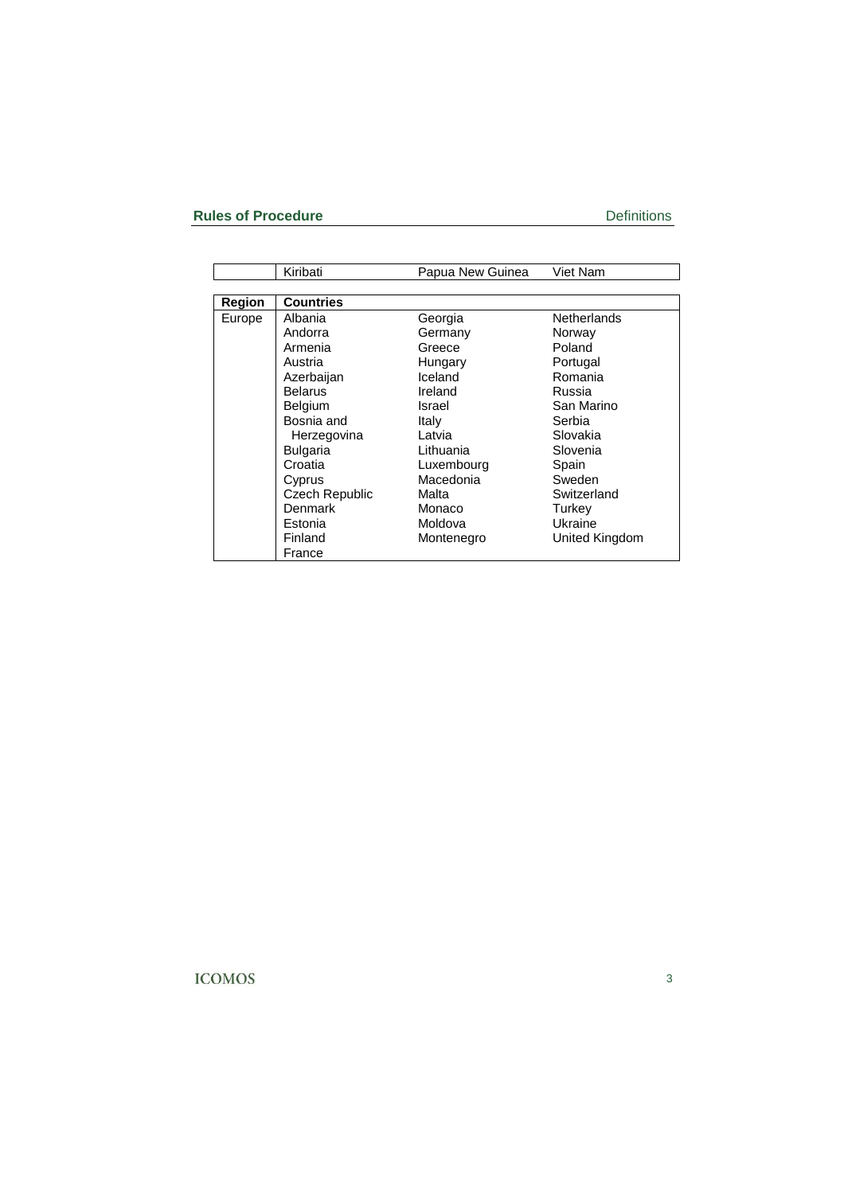|  | Kiribati | Papua New Guinea | Viet Nam |
|---|---|---|---|

| Region | Countries | | |
|---|---|---|---|
| Europe | Albania<br>Andorra<br>Armenia<br>Austria<br>Azerbaijan<br>Belarus<br>Belgium<br>Bosnia and Herzegovina<br>Bulgaria<br>Croatia<br>Cyprus<br>Czech Republic<br>Denmark<br>Estonia<br>Finland<br>France | Georgia<br>Germany<br>Greece<br>Hungary<br>Iceland<br>Ireland<br>Israel<br>Italy<br>Latvia<br>Lithuania<br>Luxembourg<br>Macedonia<br>Malta<br>Monaco<br>Moldova<br>Montenegro | Netherlands<br>Norway<br>Poland<br>Portugal<br>Romania<br>Russia<br>San Marino<br>Serbia<br>Slovakia<br>Slovenia<br>Spain<br>Sweden<br>Switzerland<br>Turkey<br>Ukraine<br>United Kingdom |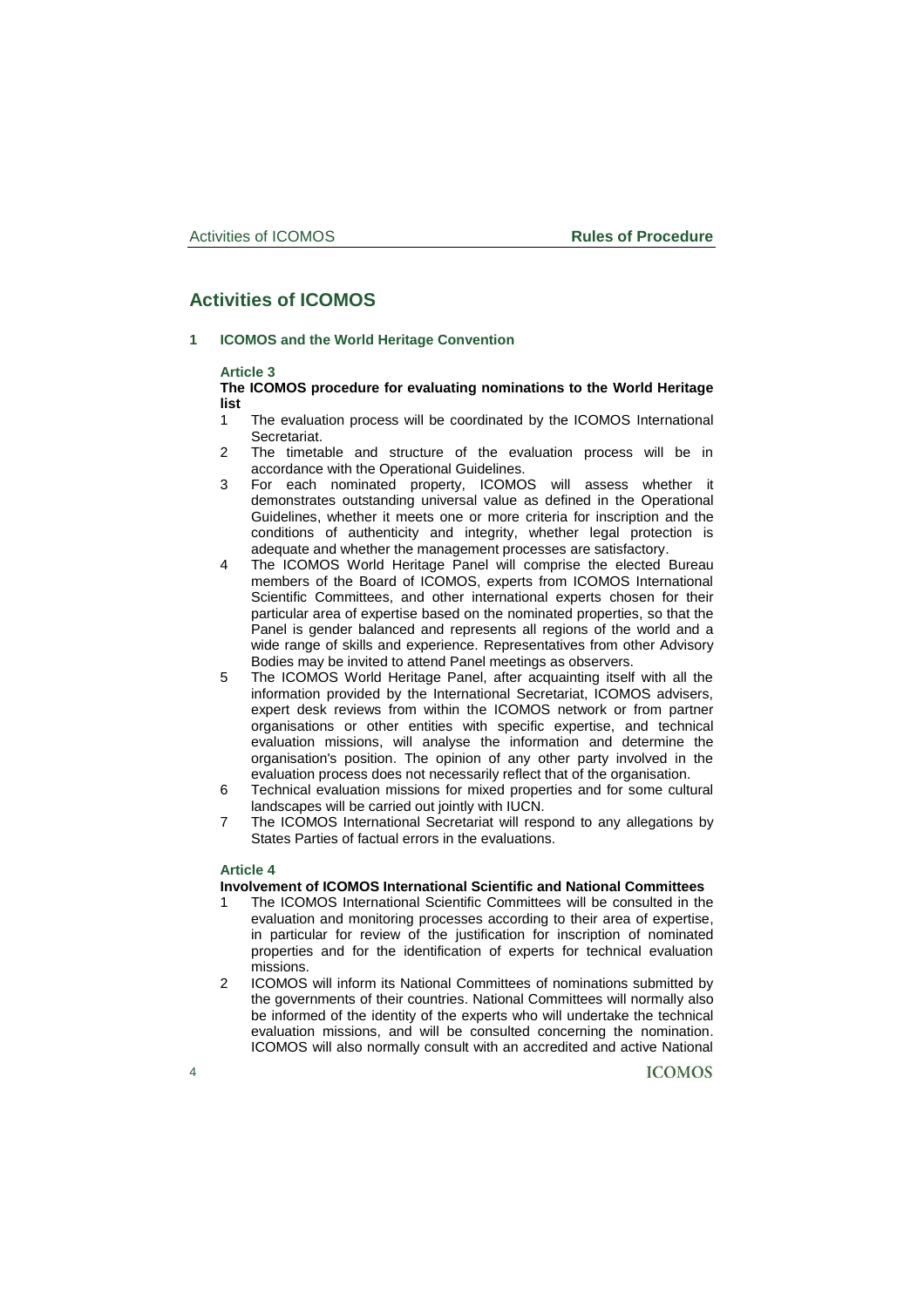# Activities of ICOMOS

## 1 ICOMOS and the World Heritage Convention

### Article 3

**The ICOMOS procedure for evaluating nominations to the World Heritage list**

1. The evaluation process will be coordinated by the ICOMOS International Secretariat.
2. The timetable and structure of the evaluation process will be in accordance with the Operational Guidelines.
3. For each nominated property, ICOMOS will assess whether it demonstrates outstanding universal value as defined in the Operational Guidelines, whether it meets one or more criteria for inscription and the conditions of authenticity and integrity, whether legal protection is adequate and whether the management processes are satisfactory.
4. The ICOMOS World Heritage Panel will comprise the elected Bureau members of the Board of ICOMOS, experts from ICOMOS International Scientific Committees, and other international experts chosen for their particular area of expertise based on the nominated properties, so that the Panel is gender balanced and represents all regions of the world and a wide range of skills and experience. Representatives from other Advisory Bodies may be invited to attend Panel meetings as observers.
5. The ICOMOS World Heritage Panel, after acquainting itself with all the information provided by the International Secretariat, ICOMOS advisers, expert desk reviews from within the ICOMOS network or from partner organisations or other entities with specific expertise, and technical evaluation missions, will analyse the information and determine the organisation's position. The opinion of any other party involved in the evaluation process does not necessarily reflect that of the organisation.
6. Technical evaluation missions for mixed properties and for some cultural landscapes will be carried out jointly with IUCN.
7. The ICOMOS International Secretariat will respond to any allegations by States Parties of factual errors in the evaluations.

### Article 4

**Involvement of ICOMOS International Scientific and National Committees**

1. The ICOMOS International Scientific Committees will be consulted in the evaluation and monitoring processes according to their area of expertise, in particular for review of the justification for inscription of nominated properties and for the identification of experts for technical evaluation missions.
2. ICOMOS will inform its National Committees of nominations submitted by the governments of their countries. National Committees will normally also be informed of the identity of the experts who will undertake the technical evaluation missions, and will be consulted concerning the nomination. ICOMOS will also normally consult with an accredited and active National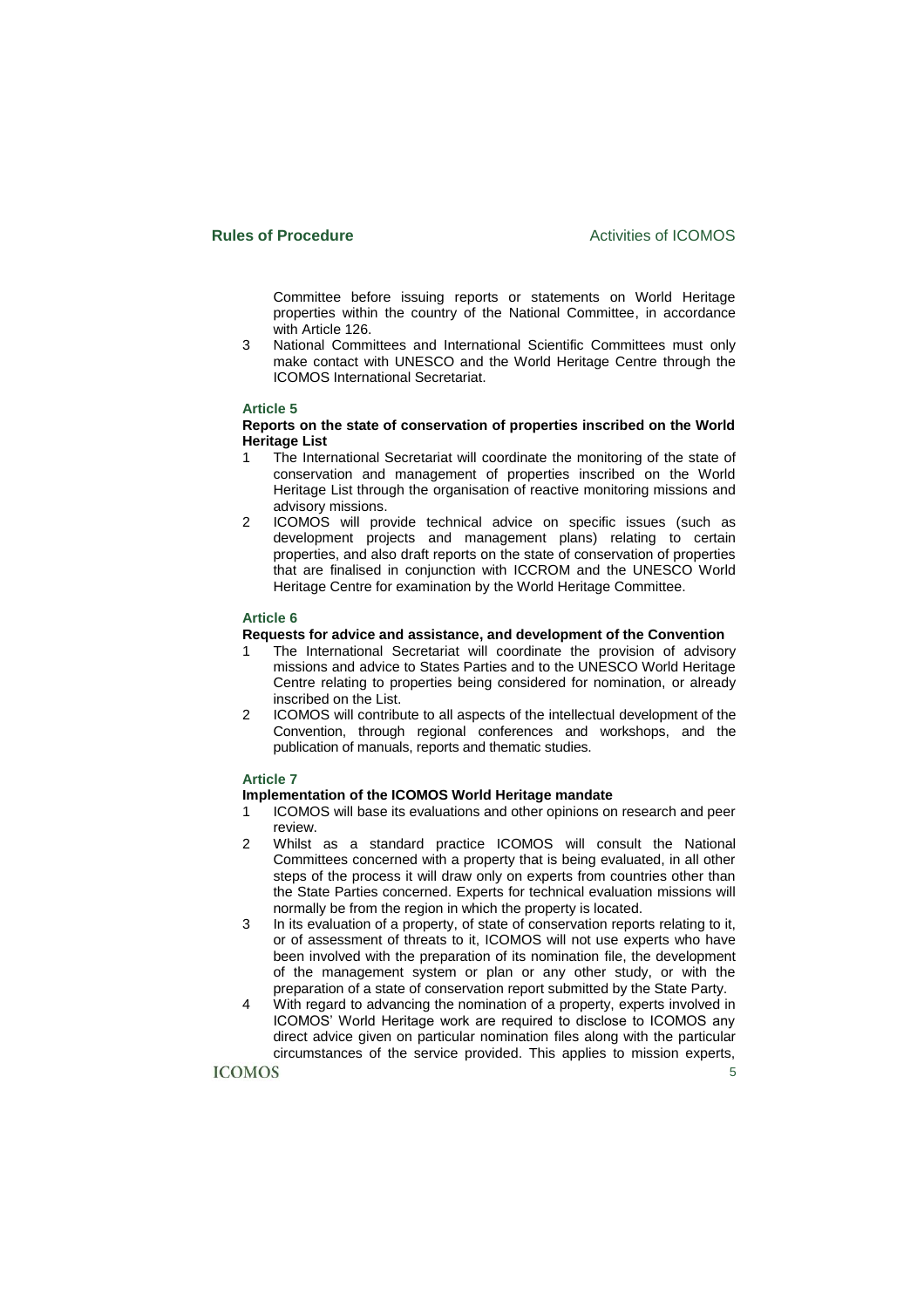Committee before issuing reports or statements on World Heritage properties within the country of the National Committee, in accordance with Article 126.

3 National Committees and International Scientific Committees must only make contact with UNESCO and the World Heritage Centre through the ICOMOS International Secretariat.

### Article 5

**Reports on the state of conservation of properties inscribed on the World Heritage List**

1 The International Secretariat will coordinate the monitoring of the state of conservation and management of properties inscribed on the World Heritage List through the organisation of reactive monitoring missions and advisory missions.

2 ICOMOS will provide technical advice on specific issues (such as development projects and management plans) relating to certain properties, and also draft reports on the state of conservation of properties that are finalised in conjunction with ICCROM and the UNESCO World Heritage Centre for examination by the World Heritage Committee.

### Article 6

**Requests for advice and assistance, and development of the Convention**

1 The International Secretariat will coordinate the provision of advisory missions and advice to States Parties and to the UNESCO World Heritage Centre relating to properties being considered for nomination, or already inscribed on the List.

2 ICOMOS will contribute to all aspects of the intellectual development of the Convention, through regional conferences and workshops, and the publication of manuals, reports and thematic studies.

### Article 7

**Implementation of the ICOMOS World Heritage mandate**

1 ICOMOS will base its evaluations and other opinions on research and peer review.

2 Whilst as a standard practice ICOMOS will consult the National Committees concerned with a property that is being evaluated, in all other steps of the process it will draw only on experts from countries other than the State Parties concerned. Experts for technical evaluation missions will normally be from the region in which the property is located.

3 In its evaluation of a property, of state of conservation reports relating to it, or of assessment of threats to it, ICOMOS will not use experts who have been involved with the preparation of its nomination file, the development of the management system or plan or any other study, or with the preparation of a state of conservation report submitted by the State Party.

4 With regard to advancing the nomination of a property, experts involved in ICOMOS' World Heritage work are required to disclose to ICOMOS any direct advice given on particular nomination files along with the particular circumstances of the service provided. This applies to mission experts,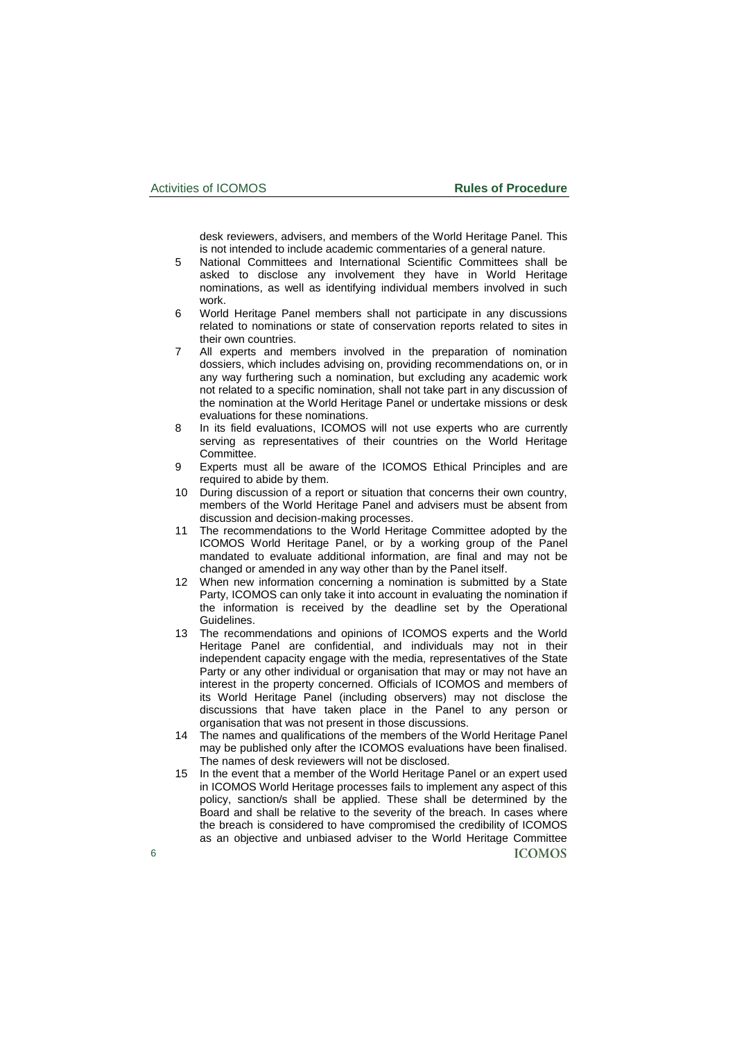desk reviewers, advisers, and members of the World Heritage Panel. This is not intended to include academic commentaries of a general nature.

5 National Committees and International Scientific Committees shall be asked to disclose any involvement they have in World Heritage nominations, as well as identifying individual members involved in such work.

6 World Heritage Panel members shall not participate in any discussions related to nominations or state of conservation reports related to sites in their own countries.

7 All experts and members involved in the preparation of nomination dossiers, which includes advising on, providing recommendations on, or in any way furthering such a nomination, but excluding any academic work not related to a specific nomination, shall not take part in any discussion of the nomination at the World Heritage Panel or undertake missions or desk evaluations for these nominations.

8 In its field evaluations, ICOMOS will not use experts who are currently serving as representatives of their countries on the World Heritage Committee.

9 Experts must all be aware of the ICOMOS Ethical Principles and are required to abide by them.

10 During discussion of a report or situation that concerns their own country, members of the World Heritage Panel and advisers must be absent from discussion and decision-making processes.

11 The recommendations to the World Heritage Committee adopted by the ICOMOS World Heritage Panel, or by a working group of the Panel mandated to evaluate additional information, are final and may not be changed or amended in any way other than by the Panel itself.

12 When new information concerning a nomination is submitted by a State Party, ICOMOS can only take it into account in evaluating the nomination if the information is received by the deadline set by the Operational Guidelines.

13 The recommendations and opinions of ICOMOS experts and the World Heritage Panel are confidential, and individuals may not in their independent capacity engage with the media, representatives of the State Party or any other individual or organisation that may or may not have an interest in the property concerned. Officials of ICOMOS and members of its World Heritage Panel (including observers) may not disclose the discussions that have taken place in the Panel to any person or organisation that was not present in those discussions.

14 The names and qualifications of the members of the World Heritage Panel may be published only after the ICOMOS evaluations have been finalised. The names of desk reviewers will not be disclosed.

15 In the event that a member of the World Heritage Panel or an expert used in ICOMOS World Heritage processes fails to implement any aspect of this policy, sanction/s shall be applied. These shall be determined by the Board and shall be relative to the severity of the breach. In cases where the breach is considered to have compromised the credibility of ICOMOS as an objective and unbiased adviser to the World Heritage Committee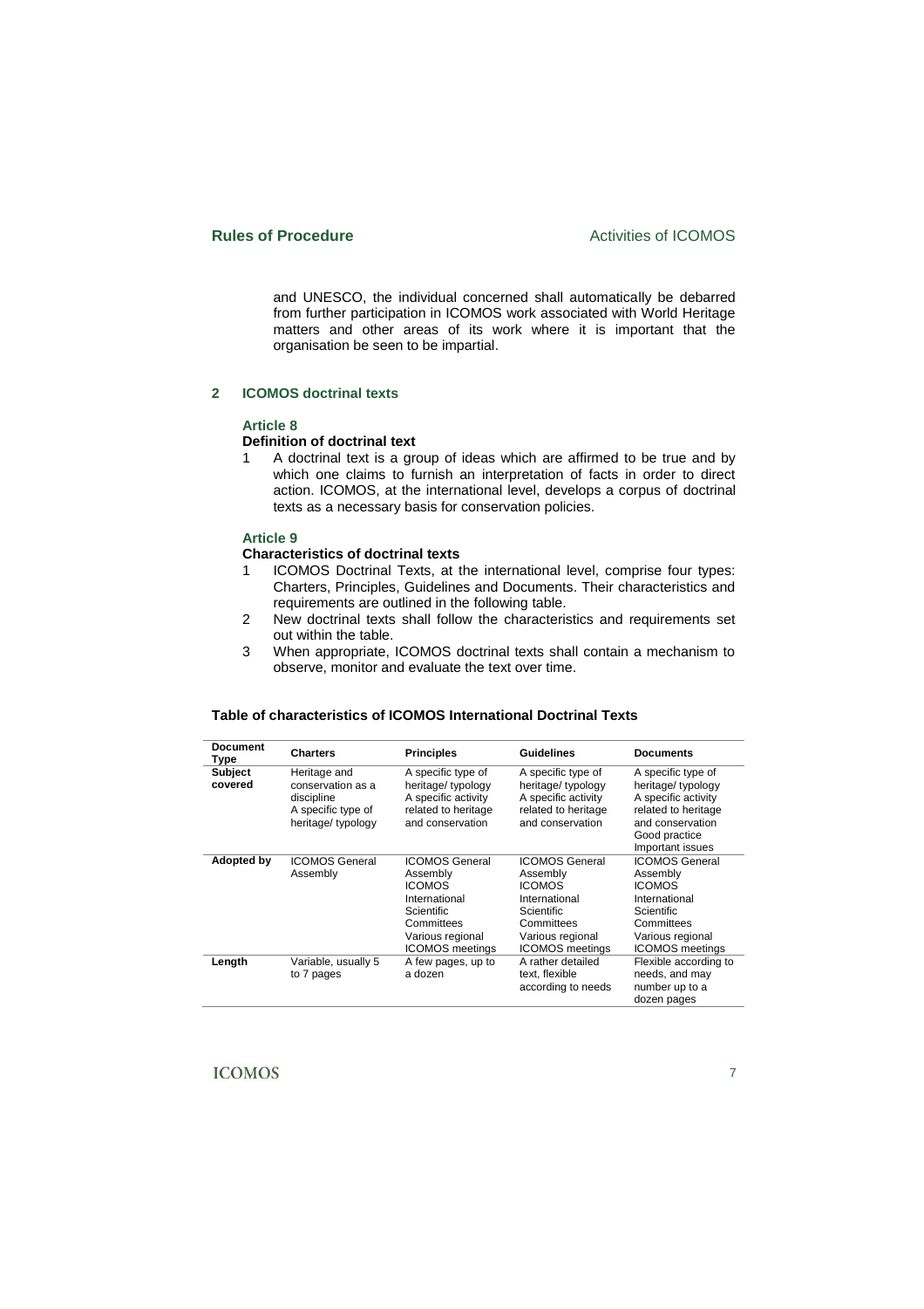and UNESCO, the individual concerned shall automatically be debarred from further participation in ICOMOS work associated with World Heritage matters and other areas of its work where it is important that the organisation be seen to be impartial.

## 2 ICOMOS doctrinal texts

### Article 8

**Definition of doctrinal text**

1. A doctrinal text is a group of ideas which are affirmed to be true and by which one claims to furnish an interpretation of facts in order to direct action. ICOMOS, at the international level, develops a corpus of doctrinal texts as a necessary basis for conservation policies.

### Article 9

**Characteristics of doctrinal texts**

1. ICOMOS Doctrinal Texts, at the international level, comprise four types: Charters, Principles, Guidelines and Documents. Their characteristics and requirements are outlined in the following table.
2. New doctrinal texts shall follow the characteristics and requirements set out within the table.
3. When appropriate, ICOMOS doctrinal texts shall contain a mechanism to observe, monitor and evaluate the text over time.

**Table of characteristics of ICOMOS International Doctrinal Texts**

| Document Type | Charters | Principles | Guidelines | Documents |
|---|---|---|---|---|
| **Subject covered** | Heritage and conservation as a discipline<br>A specific type of heritage/ typology | A specific type of heritage/ typology<br>A specific activity related to heritage and conservation | A specific type of heritage/ typology<br>A specific activity related to heritage and conservation | A specific type of heritage/ typology<br>A specific activity related to heritage and conservation<br>Good practice<br>Important issues |
| **Adopted by** | ICOMOS General Assembly | ICOMOS General Assembly<br>ICOMOS International Scientific Committees<br>Various regional ICOMOS meetings | ICOMOS General Assembly<br>ICOMOS International Scientific Committees<br>Various regional ICOMOS meetings | ICOMOS General Assembly<br>ICOMOS International Scientific Committees<br>Various regional ICOMOS meetings |
| **Length** | Variable, usually 5 to 7 pages | A few pages, up to a dozen | A rather detailed text, flexible according to needs | Flexible according to needs, and may number up to a dozen pages |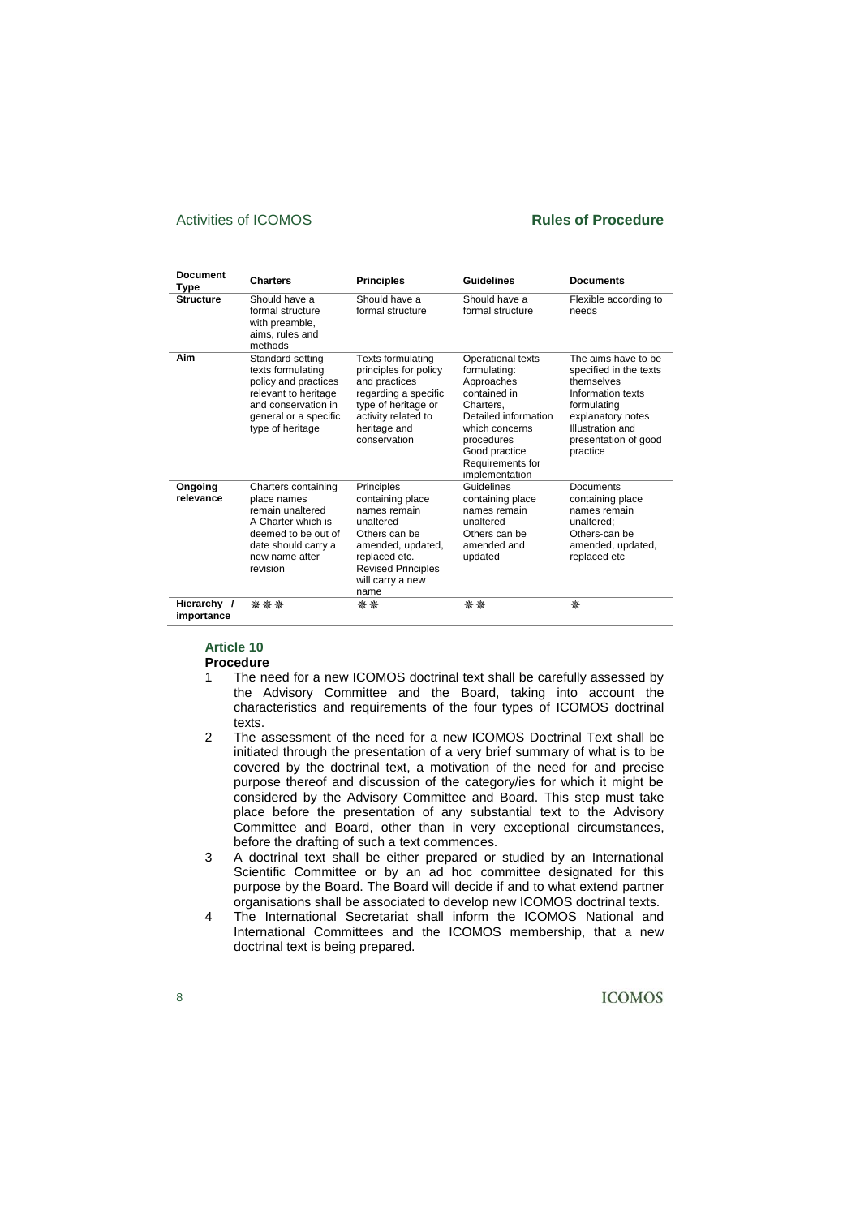| Document Type | Charters | Principles | Guidelines | Documents |
|---|---|---|---|---|
| **Structure** | Should have a formal structure with preamble, aims, rules and methods | Should have a formal structure | Should have a formal structure | Flexible according to needs |
| **Aim** | Standard setting texts formulating policy and practices relevant to heritage and conservation in general or a specific type of heritage | Texts formulating principles for policy and practices regarding a specific type of heritage or activity related to heritage and conservation | Operational texts formulating: Approaches contained in Charters, Detailed information which concerns procedures Good practice Requirements for implementation | The aims have to be specified in the texts themselves Information texts formulating explanatory notes Illustration and presentation of good practice |
| **Ongoing relevance** | Charters containing place names remain unaltered A Charter which is deemed to be out of date should carry a new name after revision | Principles containing place names remain unaltered Others can be amended, updated, replaced etc. Revised Principles will carry a new name | Guidelines containing place names remain unaltered Others can be amended and updated | Documents containing place names remain unaltered; Others-can be amended, updated, replaced etc |
| **Hierarchy / importance** | ❋❋❋ | ❋❋ | ❋❋ | ❋ |

### Article 10
**Procedure**

1. The need for a new ICOMOS doctrinal text shall be carefully assessed by the Advisory Committee and the Board, taking into account the characteristics and requirements of the four types of ICOMOS doctrinal texts.
2. The assessment of the need for a new ICOMOS Doctrinal Text shall be initiated through the presentation of a very brief summary of what is to be covered by the doctrinal text, a motivation of the need for and precise purpose thereof and discussion of the category/ies for which it might be considered by the Advisory Committee and Board. This step must take place before the presentation of any substantial text to the Advisory Committee and Board, other than in very exceptional circumstances, before the drafting of such a text commences.
3. A doctrinal text shall be either prepared or studied by an International Scientific Committee or by an ad hoc committee designated for this purpose by the Board. The Board will decide if and to what extend partner organisations shall be associated to develop new ICOMOS doctrinal texts.
4. The International Secretariat shall inform the ICOMOS National and International Committees and the ICOMOS membership, that a new doctrinal text is being prepared.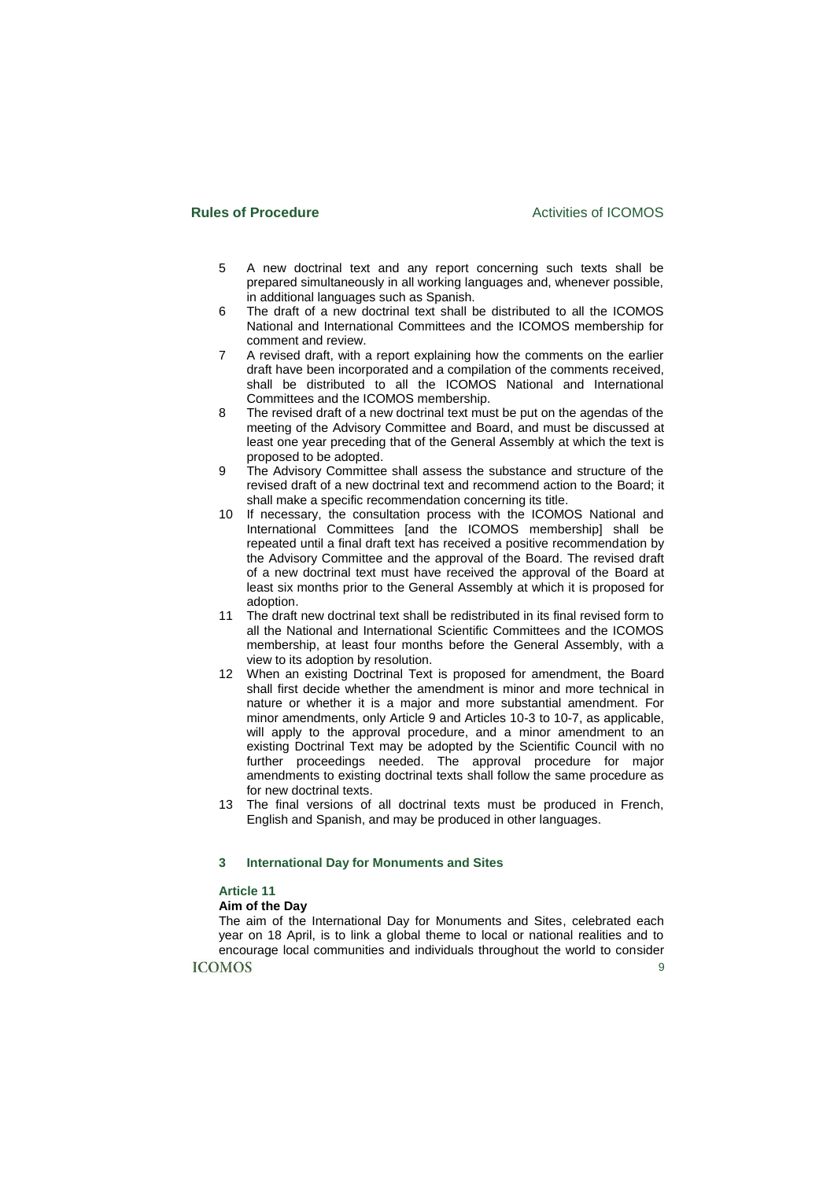5 A new doctrinal text and any report concerning such texts shall be prepared simultaneously in all working languages and, whenever possible, in additional languages such as Spanish.
6 The draft of a new doctrinal text shall be distributed to all the ICOMOS National and International Committees and the ICOMOS membership for comment and review.
7 A revised draft, with a report explaining how the comments on the earlier draft have been incorporated and a compilation of the comments received, shall be distributed to all the ICOMOS National and International Committees and the ICOMOS membership.
8 The revised draft of a new doctrinal text must be put on the agendas of the meeting of the Advisory Committee and Board, and must be discussed at least one year preceding that of the General Assembly at which the text is proposed to be adopted.
9 The Advisory Committee shall assess the substance and structure of the revised draft of a new doctrinal text and recommend action to the Board; it shall make a specific recommendation concerning its title.
10 If necessary, the consultation process with the ICOMOS National and International Committees [and the ICOMOS membership] shall be repeated until a final draft text has received a positive recommendation by the Advisory Committee and the approval of the Board. The revised draft of a new doctrinal text must have received the approval of the Board at least six months prior to the General Assembly at which it is proposed for adoption.
11 The draft new doctrinal text shall be redistributed in its final revised form to all the National and International Scientific Committees and the ICOMOS membership, at least four months before the General Assembly, with a view to its adoption by resolution.
12 When an existing Doctrinal Text is proposed for amendment, the Board shall first decide whether the amendment is minor and more technical in nature or whether it is a major and more substantial amendment. For minor amendments, only Article 9 and Articles 10-3 to 10-7, as applicable, will apply to the approval procedure, and a minor amendment to an existing Doctrinal Text may be adopted by the Scientific Council with no further proceedings needed. The approval procedure for major amendments to existing doctrinal texts shall follow the same procedure as for new doctrinal texts.
13 The final versions of all doctrinal texts must be produced in French, English and Spanish, and may be produced in other languages.

## 3 International Day for Monuments and Sites

### Article 11

**Aim of the Day**

The aim of the International Day for Monuments and Sites, celebrated each year on 18 April, is to link a global theme to local or national realities and to encourage local communities and individuals throughout the world to consider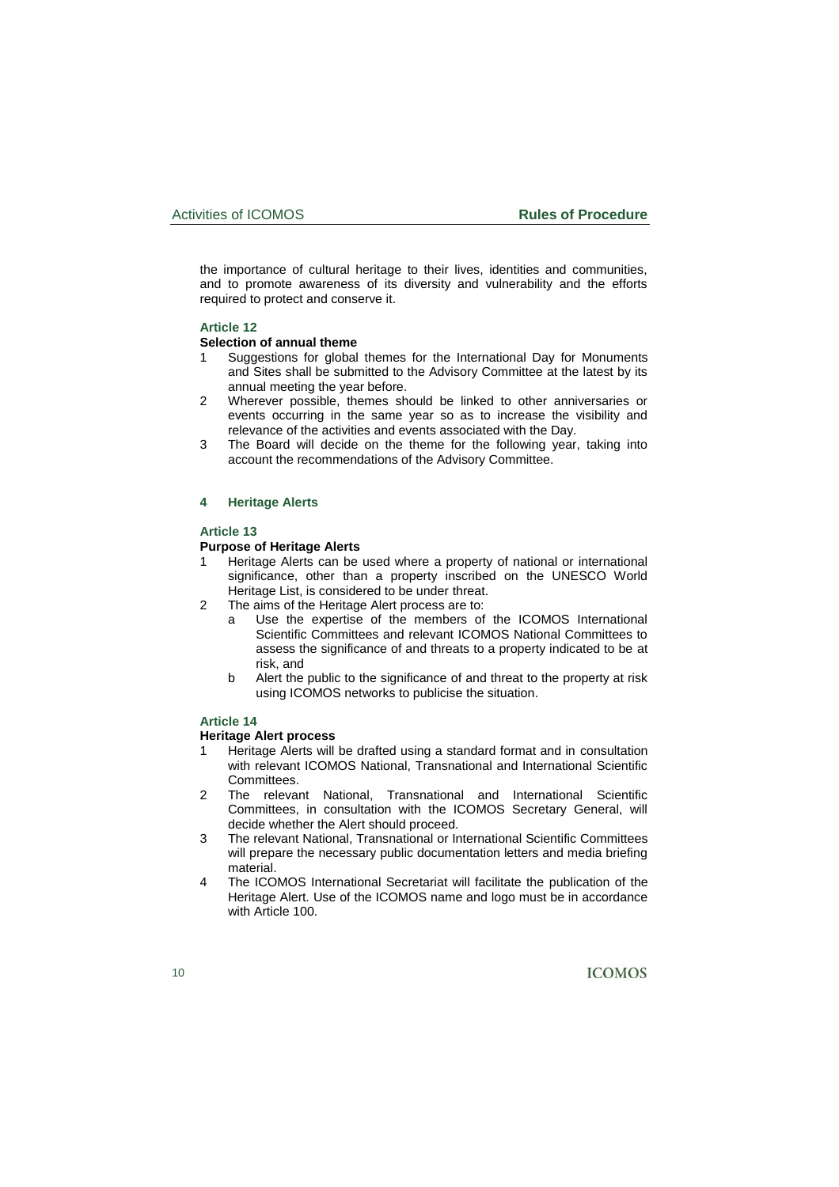the importance of cultural heritage to their lives, identities and communities, and to promote awareness of its diversity and vulnerability and the efforts required to protect and conserve it.

### Article 12

**Selection of annual theme**

1. Suggestions for global themes for the International Day for Monuments and Sites shall be submitted to the Advisory Committee at the latest by its annual meeting the year before.
2. Wherever possible, themes should be linked to other anniversaries or events occurring in the same year so as to increase the visibility and relevance of the activities and events associated with the Day.
3. The Board will decide on the theme for the following year, taking into account the recommendations of the Advisory Committee.

## 4 Heritage Alerts

### Article 13

**Purpose of Heritage Alerts**

1. Heritage Alerts can be used where a property of national or international significance, other than a property inscribed on the UNESCO World Heritage List, is considered to be under threat.
2. The aims of the Heritage Alert process are to:
   - a. Use the expertise of the members of the ICOMOS International Scientific Committees and relevant ICOMOS National Committees to assess the significance of and threats to a property indicated to be at risk, and
   - b. Alert the public to the significance of and threat to the property at risk using ICOMOS networks to publicise the situation.

### Article 14

**Heritage Alert process**

1. Heritage Alerts will be drafted using a standard format and in consultation with relevant ICOMOS National, Transnational and International Scientific Committees.
2. The relevant National, Transnational and International Scientific Committees, in consultation with the ICOMOS Secretary General, will decide whether the Alert should proceed.
3. The relevant National, Transnational or International Scientific Committees will prepare the necessary public documentation letters and media briefing material.
4. The ICOMOS International Secretariat will facilitate the publication of the Heritage Alert. Use of the ICOMOS name and logo must be in accordance with Article 100.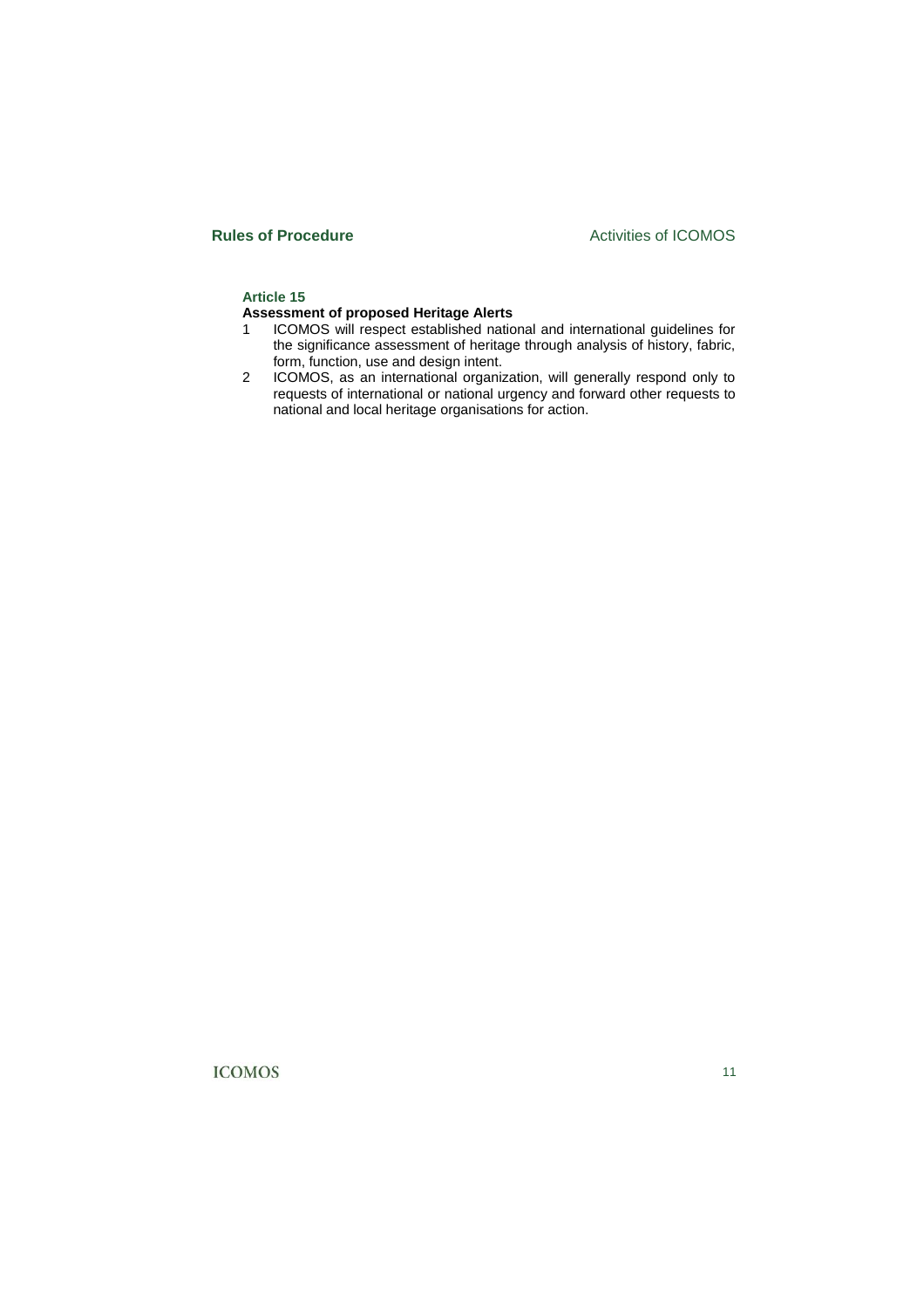### Article 15

**Assessment of proposed Heritage Alerts**

1. ICOMOS will respect established national and international guidelines for the significance assessment of heritage through analysis of history, fabric, form, function, use and design intent.
2. ICOMOS, as an international organization, will generally respond only to requests of international or national urgency and forward other requests to national and local heritage organisations for action.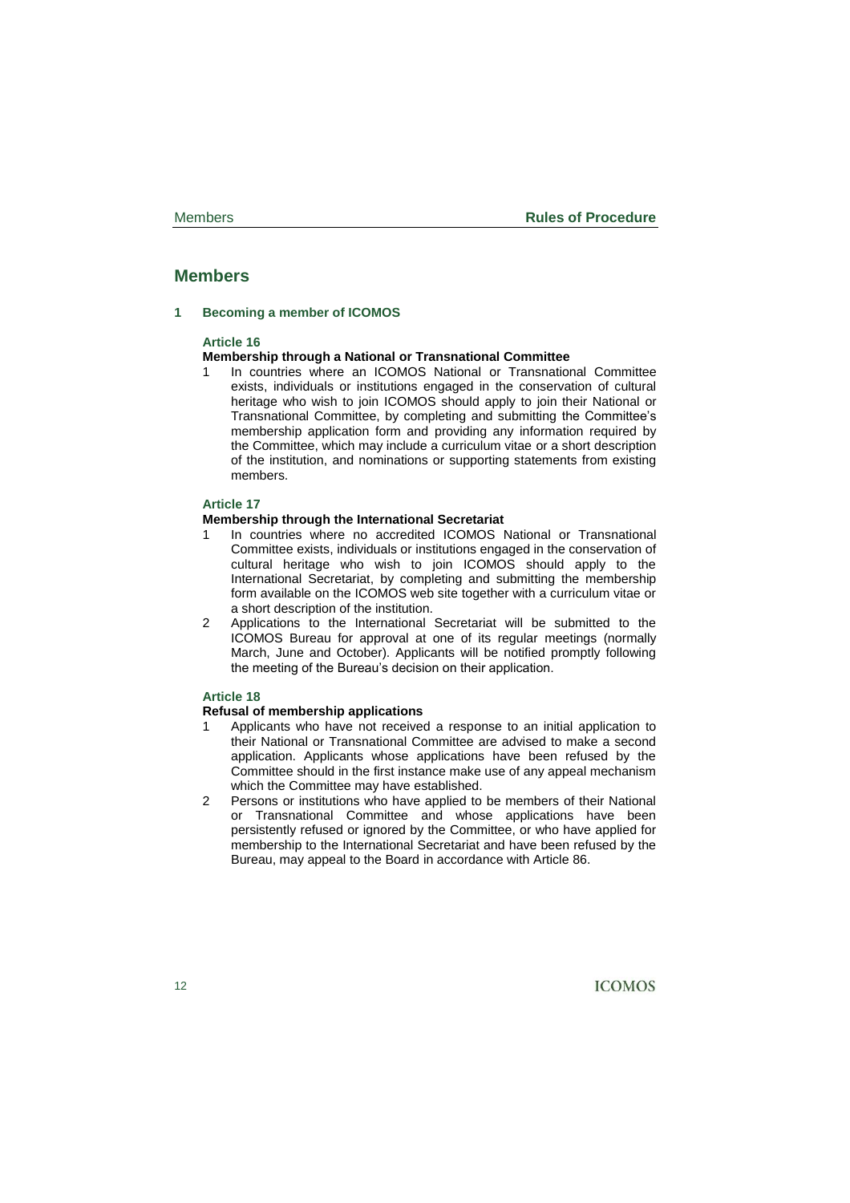# Members

## 1 Becoming a member of ICOMOS

### Article 16

**Membership through a National or Transnational Committee**

1. In countries where an ICOMOS National or Transnational Committee exists, individuals or institutions engaged in the conservation of cultural heritage who wish to join ICOMOS should apply to join their National or Transnational Committee, by completing and submitting the Committee's membership application form and providing any information required by the Committee, which may include a curriculum vitae or a short description of the institution, and nominations or supporting statements from existing members.

### Article 17

**Membership through the International Secretariat**

1. In countries where no accredited ICOMOS National or Transnational Committee exists, individuals or institutions engaged in the conservation of cultural heritage who wish to join ICOMOS should apply to the International Secretariat, by completing and submitting the membership form available on the ICOMOS web site together with a curriculum vitae or a short description of the institution.
2. Applications to the International Secretariat will be submitted to the ICOMOS Bureau for approval at one of its regular meetings (normally March, June and October). Applicants will be notified promptly following the meeting of the Bureau's decision on their application.

### Article 18

**Refusal of membership applications**

1. Applicants who have not received a response to an initial application to their National or Transnational Committee are advised to make a second application. Applicants whose applications have been refused by the Committee should in the first instance make use of any appeal mechanism which the Committee may have established.
2. Persons or institutions who have applied to be members of their National or Transnational Committee and whose applications have been persistently refused or ignored by the Committee, or who have applied for membership to the International Secretariat and have been refused by the Bureau, may appeal to the Board in accordance with Article 86.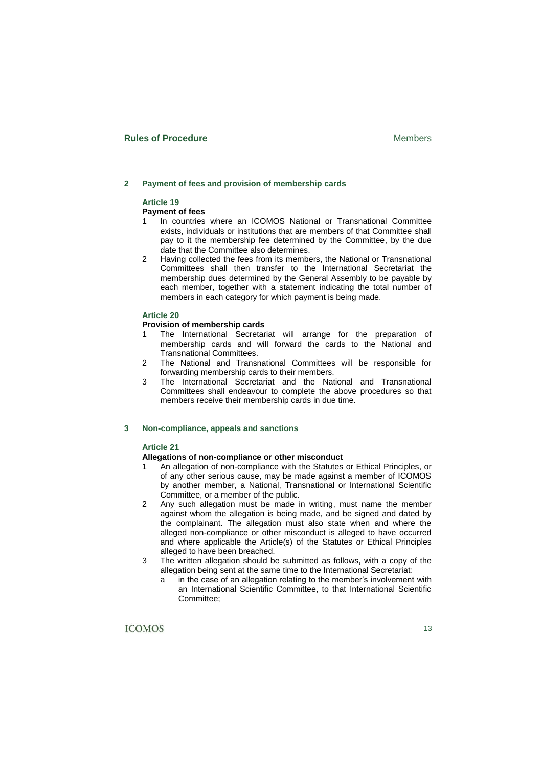## 2 Payment of fees and provision of membership cards

### Article 19

**Payment of fees**

1. In countries where an ICOMOS National or Transnational Committee exists, individuals or institutions that are members of that Committee shall pay to it the membership fee determined by the Committee, by the due date that the Committee also determines.
2. Having collected the fees from its members, the National or Transnational Committees shall then transfer to the International Secretariat the membership dues determined by the General Assembly to be payable by each member, together with a statement indicating the total number of members in each category for which payment is being made.

### Article 20

**Provision of membership cards**

1. The International Secretariat will arrange for the preparation of membership cards and will forward the cards to the National and Transnational Committees.
2. The National and Transnational Committees will be responsible for forwarding membership cards to their members.
3. The International Secretariat and the National and Transnational Committees shall endeavour to complete the above procedures so that members receive their membership cards in due time.

## 3 Non-compliance, appeals and sanctions

### Article 21

**Allegations of non-compliance or other misconduct**

1. An allegation of non-compliance with the Statutes or Ethical Principles, or of any other serious cause, may be made against a member of ICOMOS by another member, a National, Transnational or International Scientific Committee, or a member of the public.
2. Any such allegation must be made in writing, must name the member against whom the allegation is being made, and be signed and dated by the complainant. The allegation must also state when and where the alleged non-compliance or other misconduct is alleged to have occurred and where applicable the Article(s) of the Statutes or Ethical Principles alleged to have been breached.
3. The written allegation should be submitted as follows, with a copy of the allegation being sent at the same time to the International Secretariat:
   a. in the case of an allegation relating to the member's involvement with an International Scientific Committee, to that International Scientific Committee;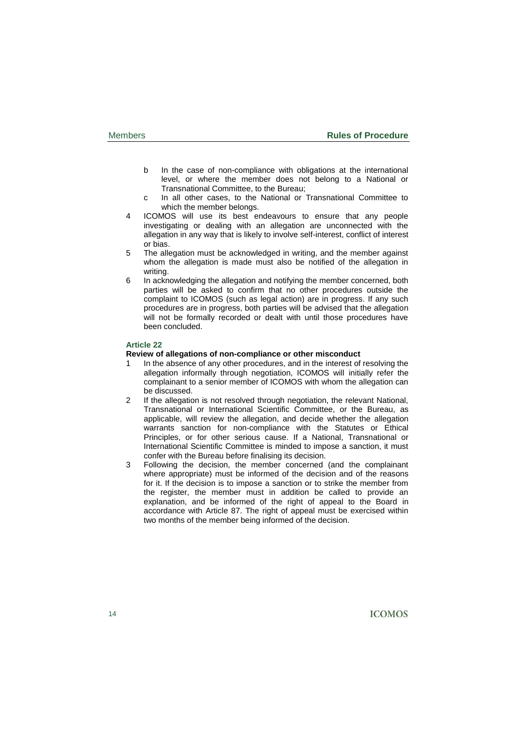b In the case of non-compliance with obligations at the international level, or where the member does not belong to a National or Transnational Committee, to the Bureau;
   c In all other cases, to the National or Transnational Committee to which the member belongs.

4 ICOMOS will use its best endeavours to ensure that any people investigating or dealing with an allegation are unconnected with the allegation in any way that is likely to involve self-interest, conflict of interest or bias.
5 The allegation must be acknowledged in writing, and the member against whom the allegation is made must also be notified of the allegation in writing.
6 In acknowledging the allegation and notifying the member concerned, both parties will be asked to confirm that no other procedures outside the complaint to ICOMOS (such as legal action) are in progress. If any such procedures are in progress, both parties will be advised that the allegation will not be formally recorded or dealt with until those procedures have been concluded.

### Article 22

**Review of allegations of non-compliance or other misconduct**

1 In the absence of any other procedures, and in the interest of resolving the allegation informally through negotiation, ICOMOS will initially refer the complainant to a senior member of ICOMOS with whom the allegation can be discussed.
2 If the allegation is not resolved through negotiation, the relevant National, Transnational or International Scientific Committee, or the Bureau, as applicable, will review the allegation, and decide whether the allegation warrants sanction for non-compliance with the Statutes or Ethical Principles, or for other serious cause. If a National, Transnational or International Scientific Committee is minded to impose a sanction, it must confer with the Bureau before finalising its decision.
3 Following the decision, the member concerned (and the complainant where appropriate) must be informed of the decision and of the reasons for it. If the decision is to impose a sanction or to strike the member from the register, the member must in addition be called to provide an explanation, and be informed of the right of appeal to the Board in accordance with Article 87. The right of appeal must be exercised within two months of the member being informed of the decision.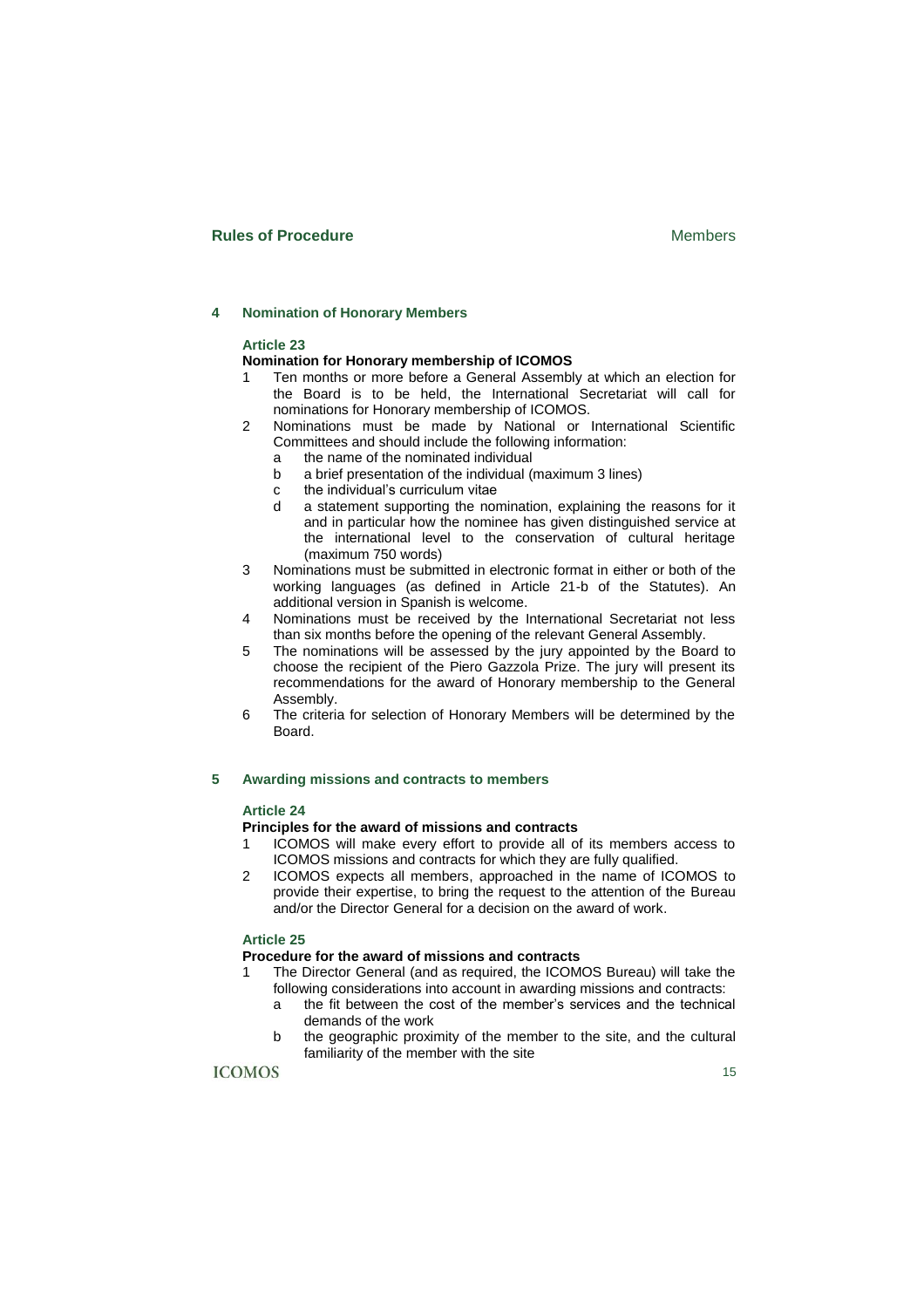## 4 Nomination of Honorary Members

### Article 23

**Nomination for Honorary membership of ICOMOS**

1. Ten months or more before a General Assembly at which an election for the Board is to be held, the International Secretariat will call for nominations for Honorary membership of ICOMOS.
2. Nominations must be made by National or International Scientific Committees and should include the following information:
   - a the name of the nominated individual
   - b a brief presentation of the individual (maximum 3 lines)
   - c the individual's curriculum vitae
   - d a statement supporting the nomination, explaining the reasons for it and in particular how the nominee has given distinguished service at the international level to the conservation of cultural heritage (maximum 750 words)
3. Nominations must be submitted in electronic format in either or both of the working languages (as defined in Article 21-b of the Statutes). An additional version in Spanish is welcome.
4. Nominations must be received by the International Secretariat not less than six months before the opening of the relevant General Assembly.
5. The nominations will be assessed by the jury appointed by the Board to choose the recipient of the Piero Gazzola Prize. The jury will present its recommendations for the award of Honorary membership to the General Assembly.
6. The criteria for selection of Honorary Members will be determined by the Board.

## 5 Awarding missions and contracts to members

### Article 24

**Principles for the award of missions and contracts**

1. ICOMOS will make every effort to provide all of its members access to ICOMOS missions and contracts for which they are fully qualified.
2. ICOMOS expects all members, approached in the name of ICOMOS to provide their expertise, to bring the request to the attention of the Bureau and/or the Director General for a decision on the award of work.

### Article 25

**Procedure for the award of missions and contracts**

1. The Director General (and as required, the ICOMOS Bureau) will take the following considerations into account in awarding missions and contracts:
   - a the fit between the cost of the member's services and the technical demands of the work
   - b the geographic proximity of the member to the site, and the cultural familiarity of the member with the site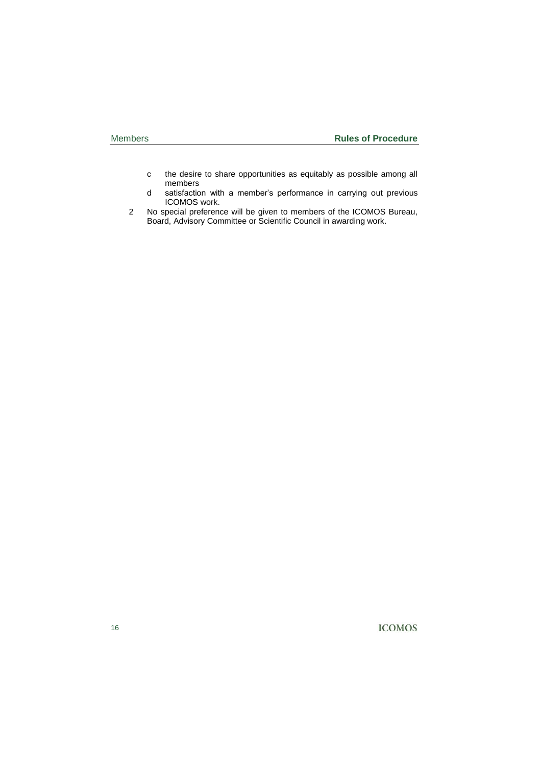c the desire to share opportunities as equitably as possible among all members

d satisfaction with a member's performance in carrying out previous ICOMOS work.

2 No special preference will be given to members of the ICOMOS Bureau, Board, Advisory Committee or Scientific Council in awarding work.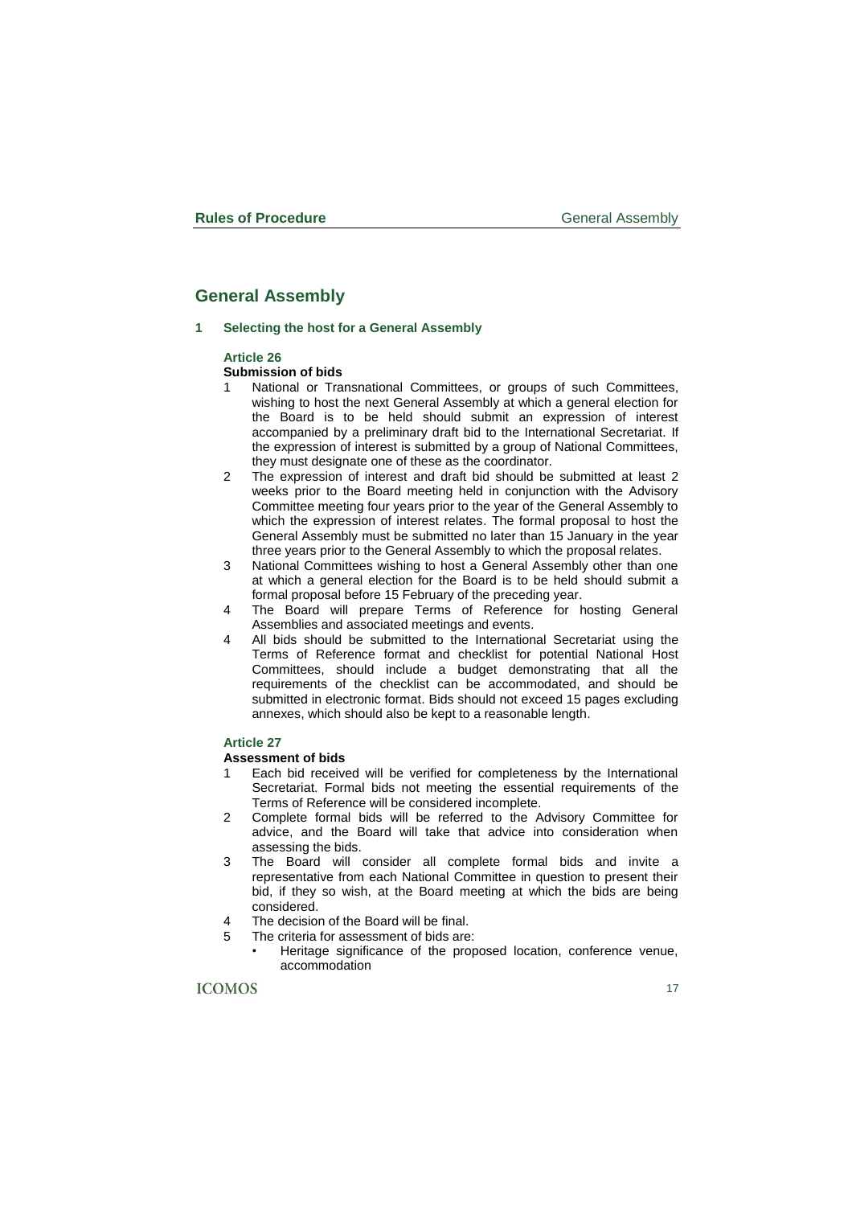# General Assembly

## 1 Selecting the host for a General Assembly

### Article 26

**Submission of bids**

1. National or Transnational Committees, or groups of such Committees, wishing to host the next General Assembly at which a general election for the Board is to be held should submit an expression of interest accompanied by a preliminary draft bid to the International Secretariat. If the expression of interest is submitted by a group of National Committees, they must designate one of these as the coordinator.
2. The expression of interest and draft bid should be submitted at least 2 weeks prior to the Board meeting held in conjunction with the Advisory Committee meeting four years prior to the year of the General Assembly to which the expression of interest relates. The formal proposal to host the General Assembly must be submitted no later than 15 January in the year three years prior to the General Assembly to which the proposal relates.
3. National Committees wishing to host a General Assembly other than one at which a general election for the Board is to be held should submit a formal proposal before 15 February of the preceding year.
4. The Board will prepare Terms of Reference for hosting General Assemblies and associated meetings and events.
4. All bids should be submitted to the International Secretariat using the Terms of Reference format and checklist for potential National Host Committees, should include a budget demonstrating that all the requirements of the checklist can be accommodated, and should be submitted in electronic format. Bids should not exceed 15 pages excluding annexes, which should also be kept to a reasonable length.

### Article 27

**Assessment of bids**

1. Each bid received will be verified for completeness by the International Secretariat. Formal bids not meeting the essential requirements of the Terms of Reference will be considered incomplete.
2. Complete formal bids will be referred to the Advisory Committee for advice, and the Board will take that advice into consideration when assessing the bids.
3. The Board will consider all complete formal bids and invite a representative from each National Committee in question to present their bid, if they so wish, at the Board meeting at which the bids are being considered.
4. The decision of the Board will be final.
5. The criteria for assessment of bids are:
   - Heritage significance of the proposed location, conference venue, accommodation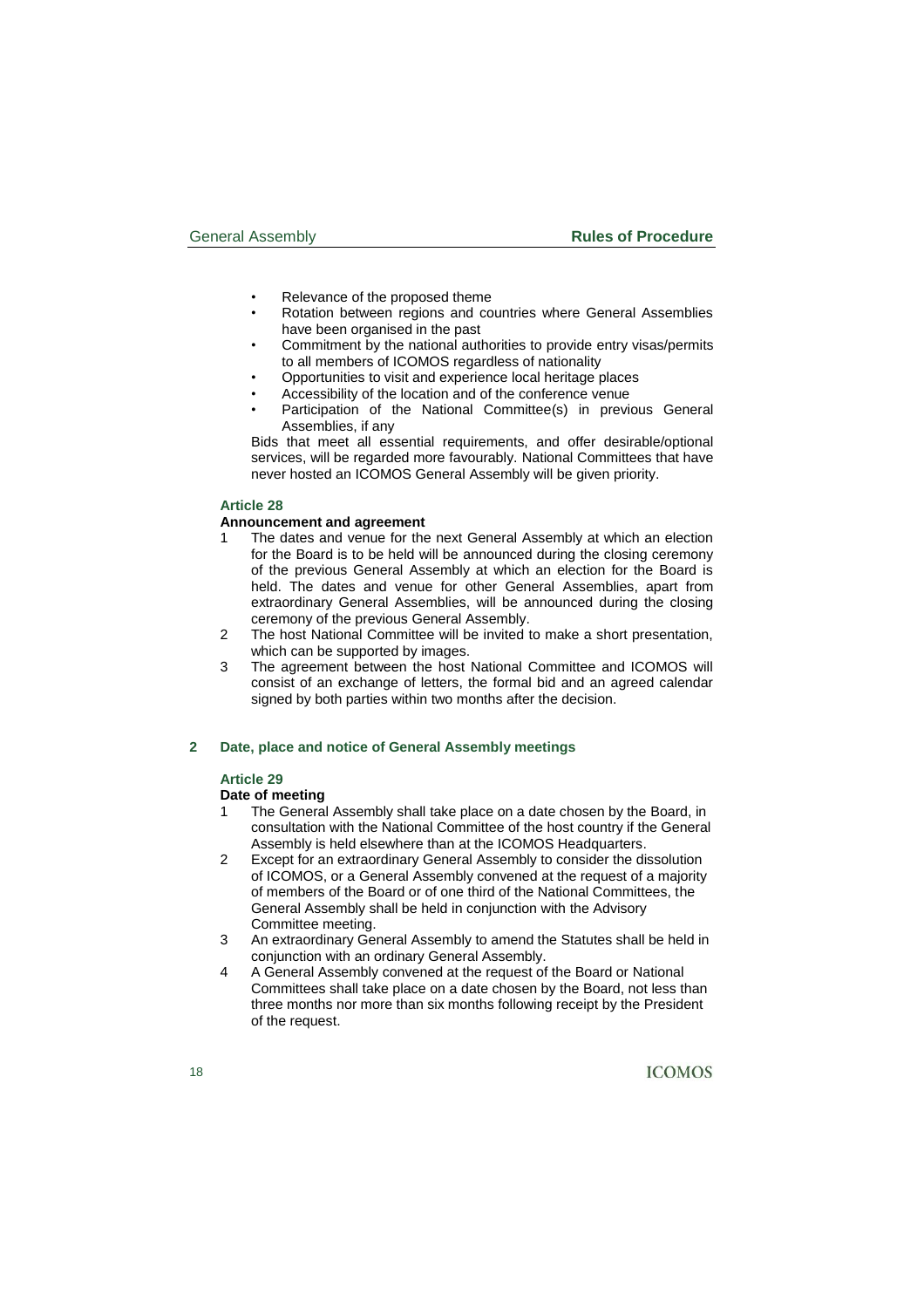- Relevance of the proposed theme
- Rotation between regions and countries where General Assemblies have been organised in the past
- Commitment by the national authorities to provide entry visas/permits to all members of ICOMOS regardless of nationality
- Opportunities to visit and experience local heritage places
- Accessibility of the location and of the conference venue
- Participation of the National Committee(s) in previous General Assemblies, if any

Bids that meet all essential requirements, and offer desirable/optional services, will be regarded more favourably. National Committees that have never hosted an ICOMOS General Assembly will be given priority.

### Article 28

**Announcement and agreement**

1. The dates and venue for the next General Assembly at which an election for the Board is to be held will be announced during the closing ceremony of the previous General Assembly at which an election for the Board is held. The dates and venue for other General Assemblies, apart from extraordinary General Assemblies, will be announced during the closing ceremony of the previous General Assembly.
2. The host National Committee will be invited to make a short presentation, which can be supported by images.
3. The agreement between the host National Committee and ICOMOS will consist of an exchange of letters, the formal bid and an agreed calendar signed by both parties within two months after the decision.

## 2 Date, place and notice of General Assembly meetings

### Article 29

**Date of meeting**

1. The General Assembly shall take place on a date chosen by the Board, in consultation with the National Committee of the host country if the General Assembly is held elsewhere than at the ICOMOS Headquarters.
2. Except for an extraordinary General Assembly to consider the dissolution of ICOMOS, or a General Assembly convened at the request of a majority of members of the Board or of one third of the National Committees, the General Assembly shall be held in conjunction with the Advisory Committee meeting.
3. An extraordinary General Assembly to amend the Statutes shall be held in conjunction with an ordinary General Assembly.
4. A General Assembly convened at the request of the Board or National Committees shall take place on a date chosen by the Board, not less than three months nor more than six months following receipt by the President of the request.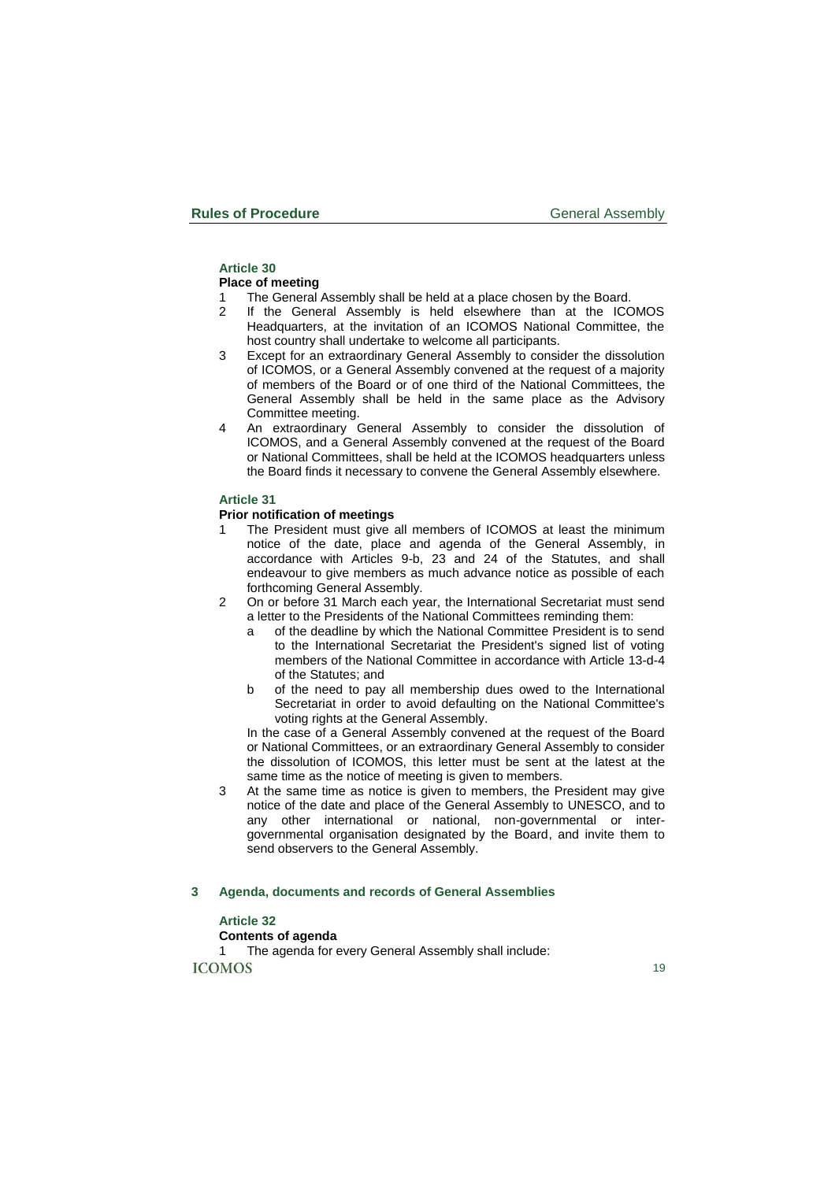### Article 30

**Place of meeting**

1. The General Assembly shall be held at a place chosen by the Board.
2. If the General Assembly is held elsewhere than at the ICOMOS Headquarters, at the invitation of an ICOMOS National Committee, the host country shall undertake to welcome all participants.
3. Except for an extraordinary General Assembly to consider the dissolution of ICOMOS, or a General Assembly convened at the request of a majority of members of the Board or of one third of the National Committees, the General Assembly shall be held in the same place as the Advisory Committee meeting.
4. An extraordinary General Assembly to consider the dissolution of ICOMOS, and a General Assembly convened at the request of the Board or National Committees, shall be held at the ICOMOS headquarters unless the Board finds it necessary to convene the General Assembly elsewhere.

### Article 31

**Prior notification of meetings**

1. The President must give all members of ICOMOS at least the minimum notice of the date, place and agenda of the General Assembly, in accordance with Articles 9-b, 23 and 24 of the Statutes, and shall endeavour to give members as much advance notice as possible of each forthcoming General Assembly.
2. On or before 31 March each year, the International Secretariat must send a letter to the Presidents of the National Committees reminding them:
   - a of the deadline by which the National Committee President is to send to the International Secretariat the President's signed list of voting members of the National Committee in accordance with Article 13-d-4 of the Statutes; and
   - b of the need to pay all membership dues owed to the International Secretariat in order to avoid defaulting on the National Committee's voting rights at the General Assembly.

   In the case of a General Assembly convened at the request of the Board or National Committees, or an extraordinary General Assembly to consider the dissolution of ICOMOS, this letter must be sent at the latest at the same time as the notice of meeting is given to members.
3. At the same time as notice is given to members, the President may give notice of the date and place of the General Assembly to UNESCO, and to any other international or national, non-governmental or inter-governmental organisation designated by the Board, and invite them to send observers to the General Assembly.

## 3 Agenda, documents and records of General Assemblies

### Article 32

**Contents of agenda**

1. The agenda for every General Assembly shall include: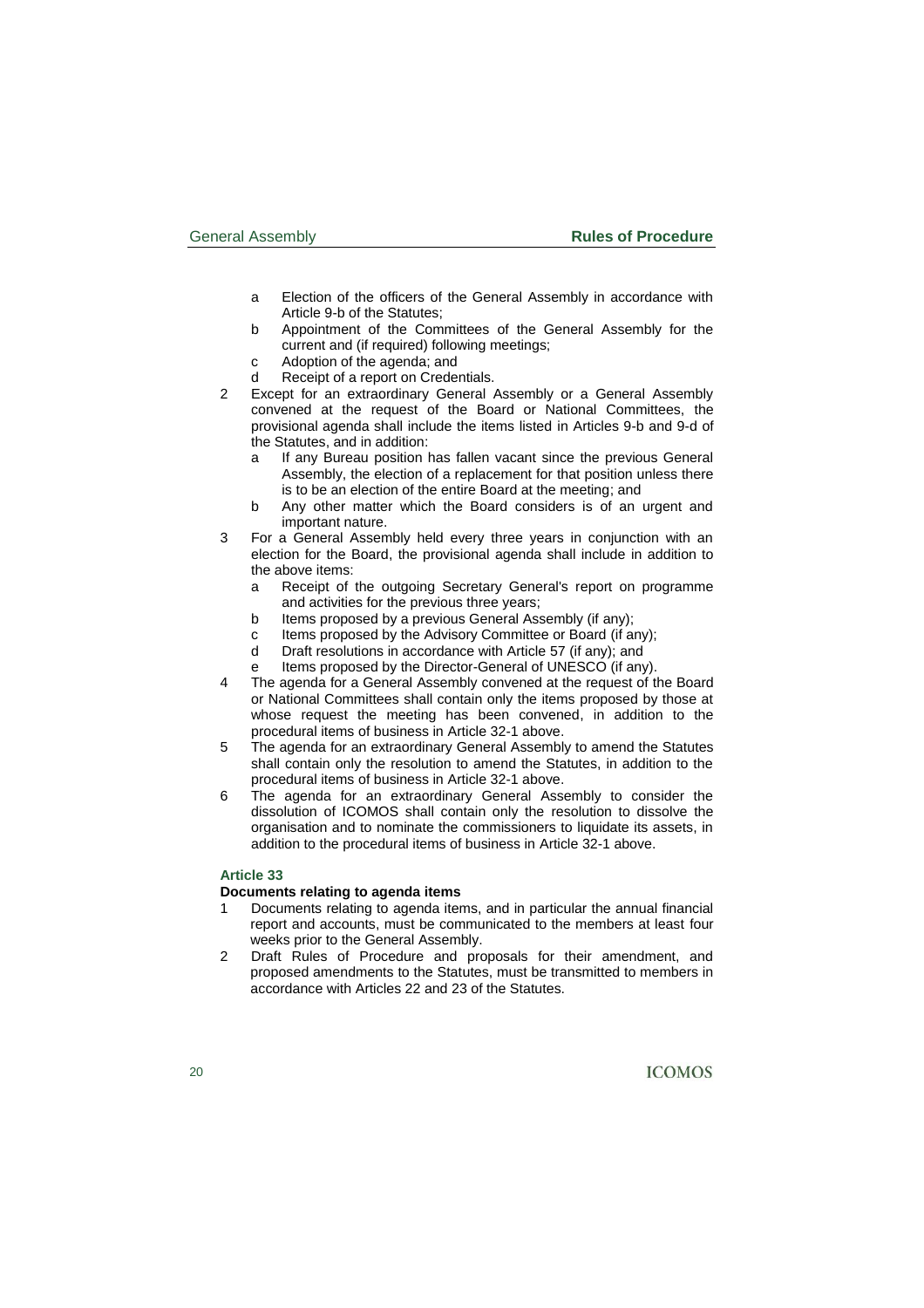a Election of the officers of the General Assembly in accordance with Article 9-b of the Statutes;
b Appointment of the Committees of the General Assembly for the current and (if required) following meetings;
c Adoption of the agenda; and
d Receipt of a report on Credentials.

2 Except for an extraordinary General Assembly or a General Assembly convened at the request of the Board or National Committees, the provisional agenda shall include the items listed in Articles 9-b and 9-d of the Statutes, and in addition:
   a If any Bureau position has fallen vacant since the previous General Assembly, the election of a replacement for that position unless there is to be an election of the entire Board at the meeting; and
   b Any other matter which the Board considers is of an urgent and important nature.

3 For a General Assembly held every three years in conjunction with an election for the Board, the provisional agenda shall include in addition to the above items:
   a Receipt of the outgoing Secretary General's report on programme and activities for the previous three years;
   b Items proposed by a previous General Assembly (if any);
   c Items proposed by the Advisory Committee or Board (if any);
   d Draft resolutions in accordance with Article 57 (if any); and
   e Items proposed by the Director-General of UNESCO (if any).

4 The agenda for a General Assembly convened at the request of the Board or National Committees shall contain only the items proposed by those at whose request the meeting has been convened, in addition to the procedural items of business in Article 32-1 above.

5 The agenda for an extraordinary General Assembly to amend the Statutes shall contain only the resolution to amend the Statutes, in addition to the procedural items of business in Article 32-1 above.

6 The agenda for an extraordinary General Assembly to consider the dissolution of ICOMOS shall contain only the resolution to dissolve the organisation and to nominate the commissioners to liquidate its assets, in addition to the procedural items of business in Article 32-1 above.

### Article 33

**Documents relating to agenda items**

1 Documents relating to agenda items, and in particular the annual financial report and accounts, must be communicated to the members at least four weeks prior to the General Assembly.

2 Draft Rules of Procedure and proposals for their amendment, and proposed amendments to the Statutes, must be transmitted to members in accordance with Articles 22 and 23 of the Statutes.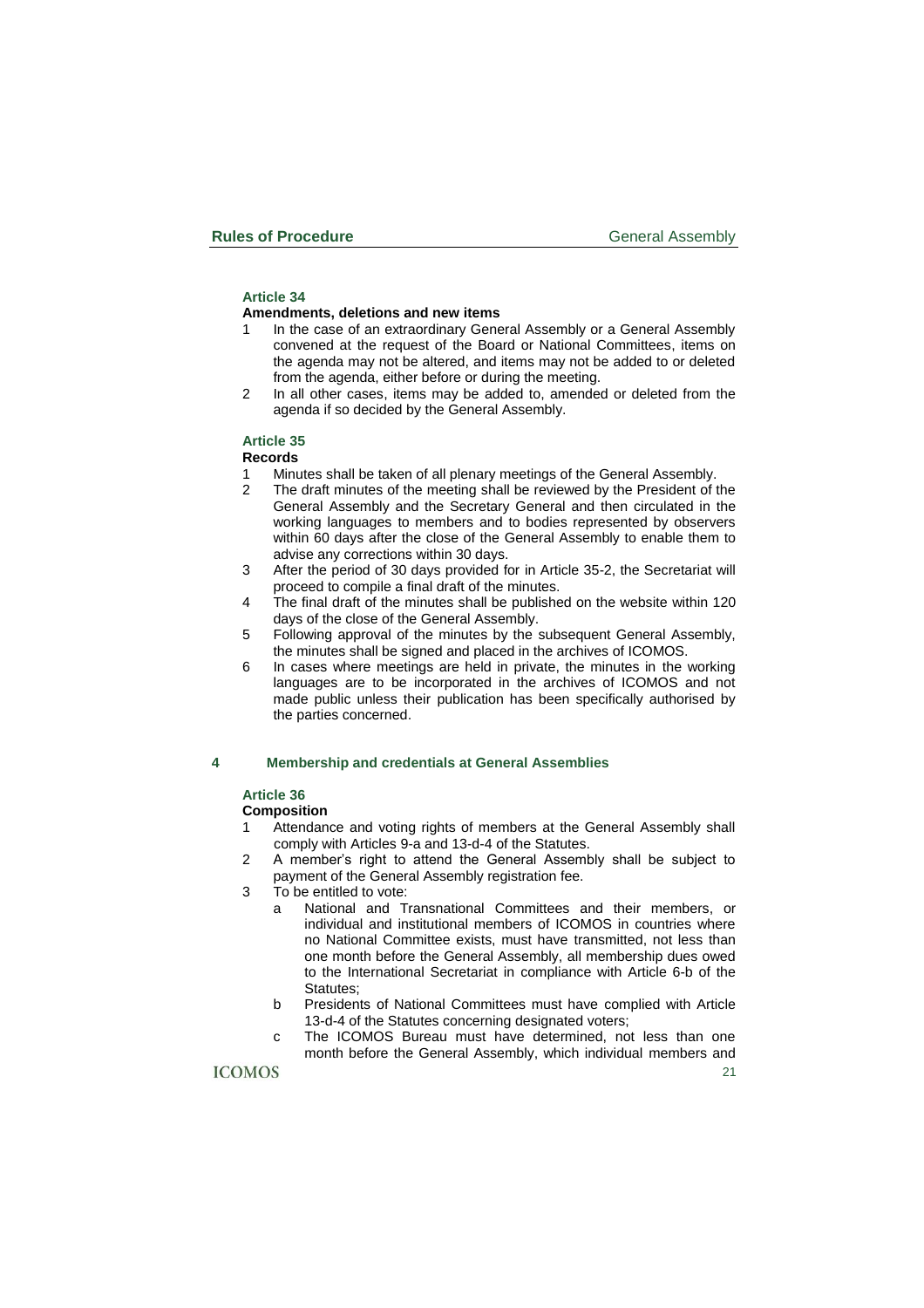### Article 34

**Amendments, deletions and new items**

1. In the case of an extraordinary General Assembly or a General Assembly convened at the request of the Board or National Committees, items on the agenda may not be altered, and items may not be added to or deleted from the agenda, either before or during the meeting.
2. In all other cases, items may be added to, amended or deleted from the agenda if so decided by the General Assembly.

### Article 35

**Records**

1. Minutes shall be taken of all plenary meetings of the General Assembly.
2. The draft minutes of the meeting shall be reviewed by the President of the General Assembly and the Secretary General and then circulated in the working languages to members and to bodies represented by observers within 60 days after the close of the General Assembly to enable them to advise any corrections within 30 days.
3. After the period of 30 days provided for in Article 35-2, the Secretariat will proceed to compile a final draft of the minutes.
4. The final draft of the minutes shall be published on the website within 120 days of the close of the General Assembly.
5. Following approval of the minutes by the subsequent General Assembly, the minutes shall be signed and placed in the archives of ICOMOS.
6. In cases where meetings are held in private, the minutes in the working languages are to be incorporated in the archives of ICOMOS and not made public unless their publication has been specifically authorised by the parties concerned.

## 4 Membership and credentials at General Assemblies

### Article 36

**Composition**

1. Attendance and voting rights of members at the General Assembly shall comply with Articles 9-a and 13-d-4 of the Statutes.
2. A member's right to attend the General Assembly shall be subject to payment of the General Assembly registration fee.
3. To be entitled to vote:
   a. National and Transnational Committees and their members, or individual and institutional members of ICOMOS in countries where no National Committee exists, must have transmitted, not less than one month before the General Assembly, all membership dues owed to the International Secretariat in compliance with Article 6-b of the Statutes;
   b. Presidents of National Committees must have complied with Article 13-d-4 of the Statutes concerning designated voters;
   c. The ICOMOS Bureau must have determined, not less than one month before the General Assembly, which individual members and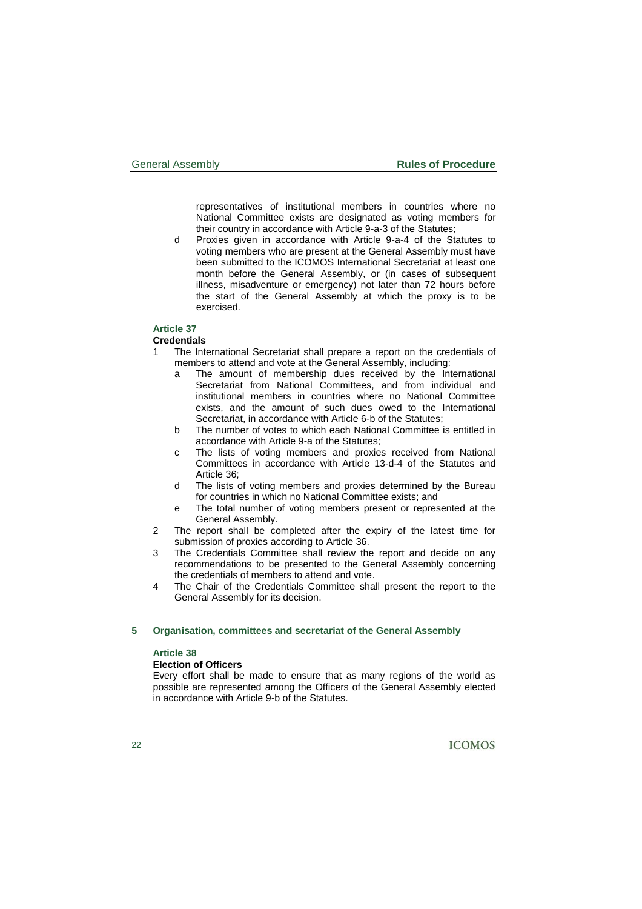representatives of institutional members in countries where no National Committee exists are designated as voting members for their country in accordance with Article 9-a-3 of the Statutes;

d Proxies given in accordance with Article 9-a-4 of the Statutes to voting members who are present at the General Assembly must have been submitted to the ICOMOS International Secretariat at least one month before the General Assembly, or (in cases of subsequent illness, misadventure or emergency) not later than 72 hours before the start of the General Assembly at which the proxy is to be exercised.

### Article 37

**Credentials**

1 The International Secretariat shall prepare a report on the credentials of members to attend and vote at the General Assembly, including:
   - a The amount of membership dues received by the International Secretariat from National Committees, and from individual and institutional members in countries where no National Committee exists, and the amount of such dues owed to the International Secretariat, in accordance with Article 6-b of the Statutes;
   - b The number of votes to which each National Committee is entitled in accordance with Article 9-a of the Statutes;
   - c The lists of voting members and proxies received from National Committees in accordance with Article 13-d-4 of the Statutes and Article 36;
   - d The lists of voting members and proxies determined by the Bureau for countries in which no National Committee exists; and
   - e The total number of voting members present or represented at the General Assembly.

2 The report shall be completed after the expiry of the latest time for submission of proxies according to Article 36.

3 The Credentials Committee shall review the report and decide on any recommendations to be presented to the General Assembly concerning the credentials of members to attend and vote.

4 The Chair of the Credentials Committee shall present the report to the General Assembly for its decision.

## 5 Organisation, committees and secretariat of the General Assembly

### Article 38

**Election of Officers**

Every effort shall be made to ensure that as many regions of the world as possible are represented among the Officers of the General Assembly elected in accordance with Article 9-b of the Statutes.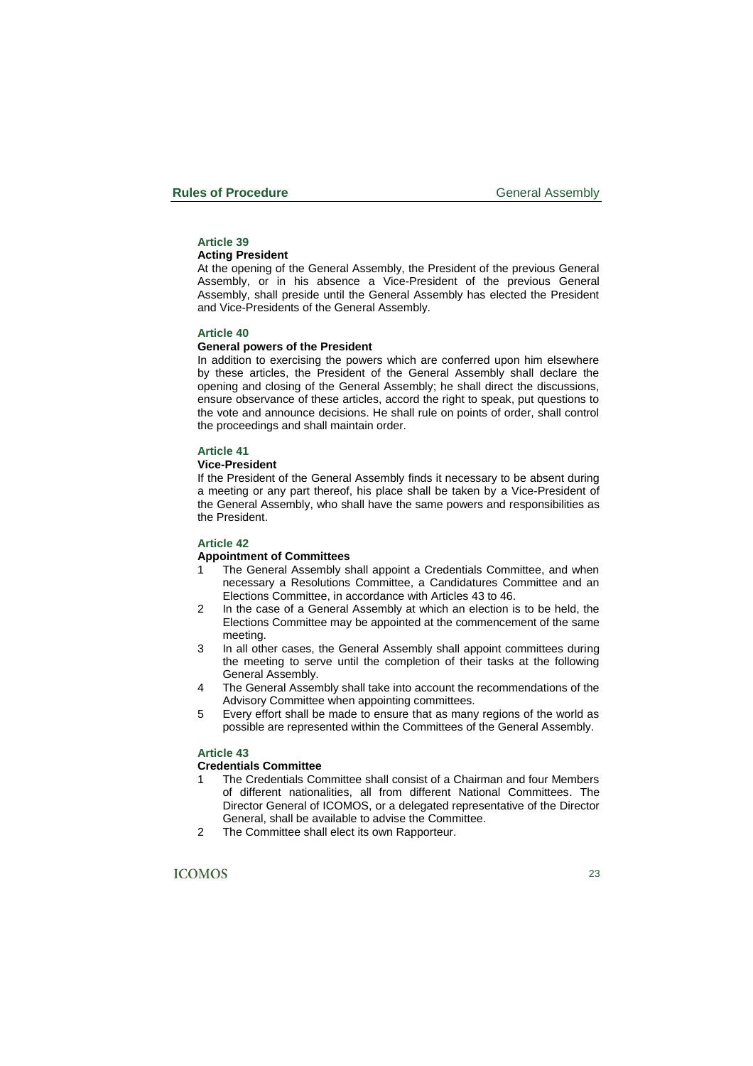### Article 39

#### Acting President

At the opening of the General Assembly, the President of the previous General Assembly, or in his absence a Vice-President of the previous General Assembly, shall preside until the General Assembly has elected the President and Vice-Presidents of the General Assembly.

### Article 40

#### General powers of the President

In addition to exercising the powers which are conferred upon him elsewhere by these articles, the President of the General Assembly shall declare the opening and closing of the General Assembly; he shall direct the discussions, ensure observance of these articles, accord the right to speak, put questions to the vote and announce decisions. He shall rule on points of order, shall control the proceedings and shall maintain order.

### Article 41

#### Vice-President

If the President of the General Assembly finds it necessary to be absent during a meeting or any part thereof, his place shall be taken by a Vice-President of the General Assembly, who shall have the same powers and responsibilities as the President.

### Article 42

#### Appointment of Committees

1. The General Assembly shall appoint a Credentials Committee, and when necessary a Resolutions Committee, a Candidatures Committee and an Elections Committee, in accordance with Articles 43 to 46.
2. In the case of a General Assembly at which an election is to be held, the Elections Committee may be appointed at the commencement of the same meeting.
3. In all other cases, the General Assembly shall appoint committees during the meeting to serve until the completion of their tasks at the following General Assembly.
4. The General Assembly shall take into account the recommendations of the Advisory Committee when appointing committees.
5. Every effort shall be made to ensure that as many regions of the world as possible are represented within the Committees of the General Assembly.

### Article 43

#### Credentials Committee

1. The Credentials Committee shall consist of a Chairman and four Members of different nationalities, all from different National Committees. The Director General of ICOMOS, or a delegated representative of the Director General, shall be available to advise the Committee.
2. The Committee shall elect its own Rapporteur.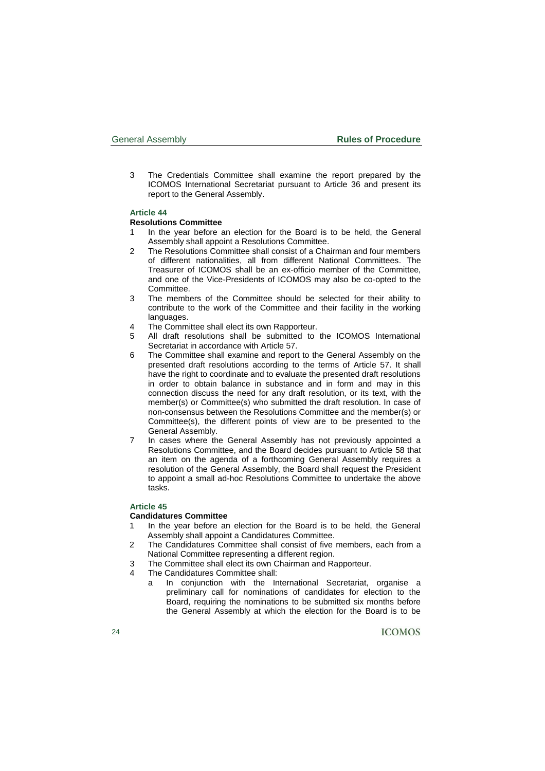3 The Credentials Committee shall examine the report prepared by the ICOMOS International Secretariat pursuant to Article 36 and present its report to the General Assembly.

### Article 44

**Resolutions Committee**

1 In the year before an election for the Board is to be held, the General Assembly shall appoint a Resolutions Committee.

2 The Resolutions Committee shall consist of a Chairman and four members of different nationalities, all from different National Committees. The Treasurer of ICOMOS shall be an ex-officio member of the Committee, and one of the Vice-Presidents of ICOMOS may also be co-opted to the Committee.

3 The members of the Committee should be selected for their ability to contribute to the work of the Committee and their facility in the working languages.

4 The Committee shall elect its own Rapporteur.

5 All draft resolutions shall be submitted to the ICOMOS International Secretariat in accordance with Article 57.

6 The Committee shall examine and report to the General Assembly on the presented draft resolutions according to the terms of Article 57. It shall have the right to coordinate and to evaluate the presented draft resolutions in order to obtain balance in substance and in form and may in this connection discuss the need for any draft resolution, or its text, with the member(s) or Committee(s) who submitted the draft resolution. In case of non-consensus between the Resolutions Committee and the member(s) or Committee(s), the different points of view are to be presented to the General Assembly.

7 In cases where the General Assembly has not previously appointed a Resolutions Committee, and the Board decides pursuant to Article 58 that an item on the agenda of a forthcoming General Assembly requires a resolution of the General Assembly, the Board shall request the President to appoint a small ad-hoc Resolutions Committee to undertake the above tasks.

### Article 45

**Candidatures Committee**

1 In the year before an election for the Board is to be held, the General Assembly shall appoint a Candidatures Committee.

2 The Candidatures Committee shall consist of five members, each from a National Committee representing a different region.

3 The Committee shall elect its own Chairman and Rapporteur.

4 The Candidatures Committee shall:

   a In conjunction with the International Secretariat, organise a preliminary call for nominations of candidates for election to the Board, requiring the nominations to be submitted six months before the General Assembly at which the election for the Board is to be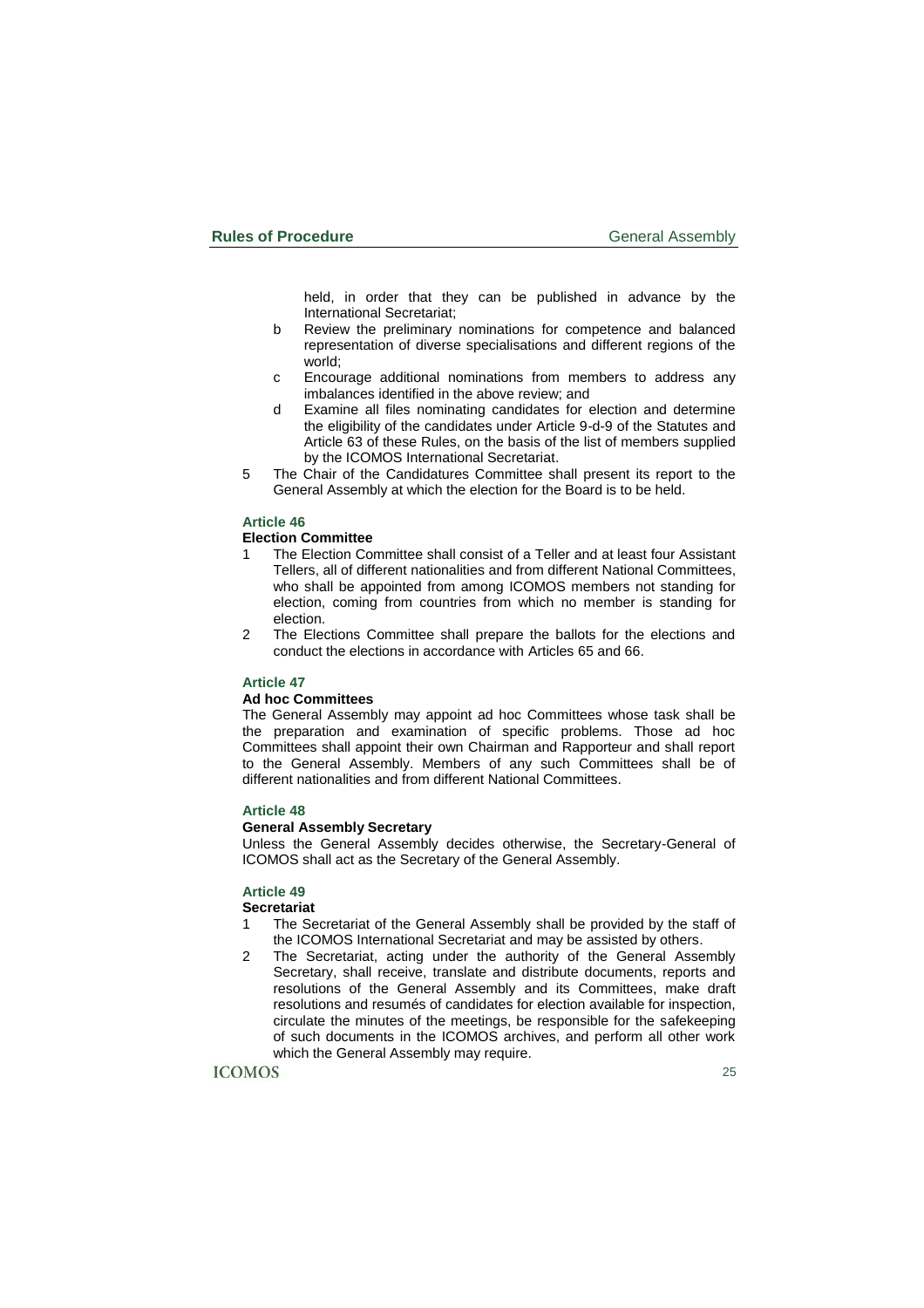held, in order that they can be published in advance by the International Secretariat;

b Review the preliminary nominations for competence and balanced representation of diverse specialisations and different regions of the world;

c Encourage additional nominations from members to address any imbalances identified in the above review; and

d Examine all files nominating candidates for election and determine the eligibility of the candidates under Article 9-d-9 of the Statutes and Article 63 of these Rules, on the basis of the list of members supplied by the ICOMOS International Secretariat.

5 The Chair of the Candidatures Committee shall present its report to the General Assembly at which the election for the Board is to be held.

### Article 46

**Election Committee**

1 The Election Committee shall consist of a Teller and at least four Assistant Tellers, all of different nationalities and from different National Committees, who shall be appointed from among ICOMOS members not standing for election, coming from countries from which no member is standing for election.

2 The Elections Committee shall prepare the ballots for the elections and conduct the elections in accordance with Articles 65 and 66.

### Article 47

**Ad hoc Committees**

The General Assembly may appoint ad hoc Committees whose task shall be the preparation and examination of specific problems. Those ad hoc Committees shall appoint their own Chairman and Rapporteur and shall report to the General Assembly. Members of any such Committees shall be of different nationalities and from different National Committees.

### Article 48

**General Assembly Secretary**

Unless the General Assembly decides otherwise, the Secretary-General of ICOMOS shall act as the Secretary of the General Assembly.

### Article 49

**Secretariat**

1 The Secretariat of the General Assembly shall be provided by the staff of the ICOMOS International Secretariat and may be assisted by others.

2 The Secretariat, acting under the authority of the General Assembly Secretary, shall receive, translate and distribute documents, reports and resolutions of the General Assembly and its Committees, make draft resolutions and resumés of candidates for election available for inspection, circulate the minutes of the meetings, be responsible for the safekeeping of such documents in the ICOMOS archives, and perform all other work which the General Assembly may require.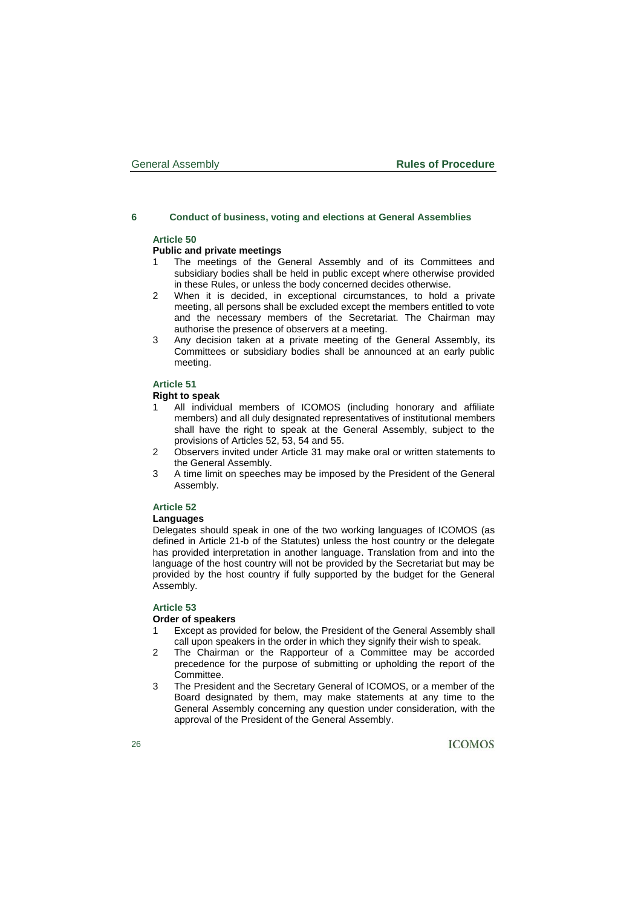## 6 Conduct of business, voting and elections at General Assemblies

### Article 50

**Public and private meetings**

1. The meetings of the General Assembly and of its Committees and subsidiary bodies shall be held in public except where otherwise provided in these Rules, or unless the body concerned decides otherwise.
2. When it is decided, in exceptional circumstances, to hold a private meeting, all persons shall be excluded except the members entitled to vote and the necessary members of the Secretariat. The Chairman may authorise the presence of observers at a meeting.
3. Any decision taken at a private meeting of the General Assembly, its Committees or subsidiary bodies shall be announced at an early public meeting.

### Article 51

**Right to speak**

1. All individual members of ICOMOS (including honorary and affiliate members) and all duly designated representatives of institutional members shall have the right to speak at the General Assembly, subject to the provisions of Articles 52, 53, 54 and 55.
2. Observers invited under Article 31 may make oral or written statements to the General Assembly.
3. A time limit on speeches may be imposed by the President of the General Assembly.

### Article 52

**Languages**

Delegates should speak in one of the two working languages of ICOMOS (as defined in Article 21-b of the Statutes) unless the host country or the delegate has provided interpretation in another language. Translation from and into the language of the host country will not be provided by the Secretariat but may be provided by the host country if fully supported by the budget for the General Assembly.

### Article 53

**Order of speakers**

1. Except as provided for below, the President of the General Assembly shall call upon speakers in the order in which they signify their wish to speak.
2. The Chairman or the Rapporteur of a Committee may be accorded precedence for the purpose of submitting or upholding the report of the Committee.
3. The President and the Secretary General of ICOMOS, or a member of the Board designated by them, may make statements at any time to the General Assembly concerning any question under consideration, with the approval of the President of the General Assembly.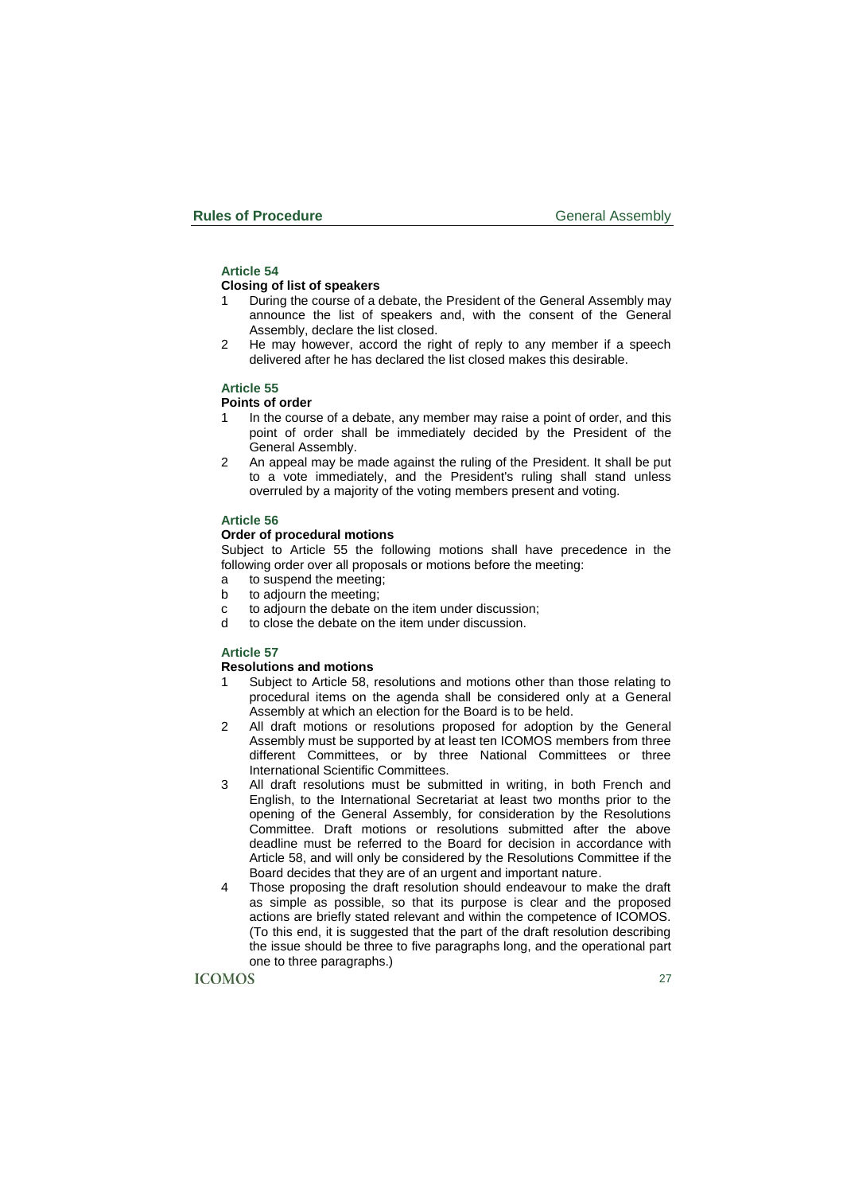### Article 54

#### Closing of list of speakers

1. During the course of a debate, the President of the General Assembly may announce the list of speakers and, with the consent of the General Assembly, declare the list closed.
2. He may however, accord the right of reply to any member if a speech delivered after he has declared the list closed makes this desirable.

### Article 55

#### Points of order

1. In the course of a debate, any member may raise a point of order, and this point of order shall be immediately decided by the President of the General Assembly.
2. An appeal may be made against the ruling of the President. It shall be put to a vote immediately, and the President's ruling shall stand unless overruled by a majority of the voting members present and voting.

### Article 56

#### Order of procedural motions

Subject to Article 55 the following motions shall have precedence in the following order over all proposals or motions before the meeting:

- a to suspend the meeting;
- b to adjourn the meeting;
- c to adjourn the debate on the item under discussion;
- d to close the debate on the item under discussion.

### Article 57

#### Resolutions and motions

1. Subject to Article 58, resolutions and motions other than those relating to procedural items on the agenda shall be considered only at a General Assembly at which an election for the Board is to be held.
2. All draft motions or resolutions proposed for adoption by the General Assembly must be supported by at least ten ICOMOS members from three different Committees, or by three National Committees or three International Scientific Committees.
3. All draft resolutions must be submitted in writing, in both French and English, to the International Secretariat at least two months prior to the opening of the General Assembly, for consideration by the Resolutions Committee. Draft motions or resolutions submitted after the above deadline must be referred to the Board for decision in accordance with Article 58, and will only be considered by the Resolutions Committee if the Board decides that they are of an urgent and important nature.
4. Those proposing the draft resolution should endeavour to make the draft as simple as possible, so that its purpose is clear and the proposed actions are briefly stated relevant and within the competence of ICOMOS. (To this end, it is suggested that the part of the draft resolution describing the issue should be three to five paragraphs long, and the operational part one to three paragraphs.)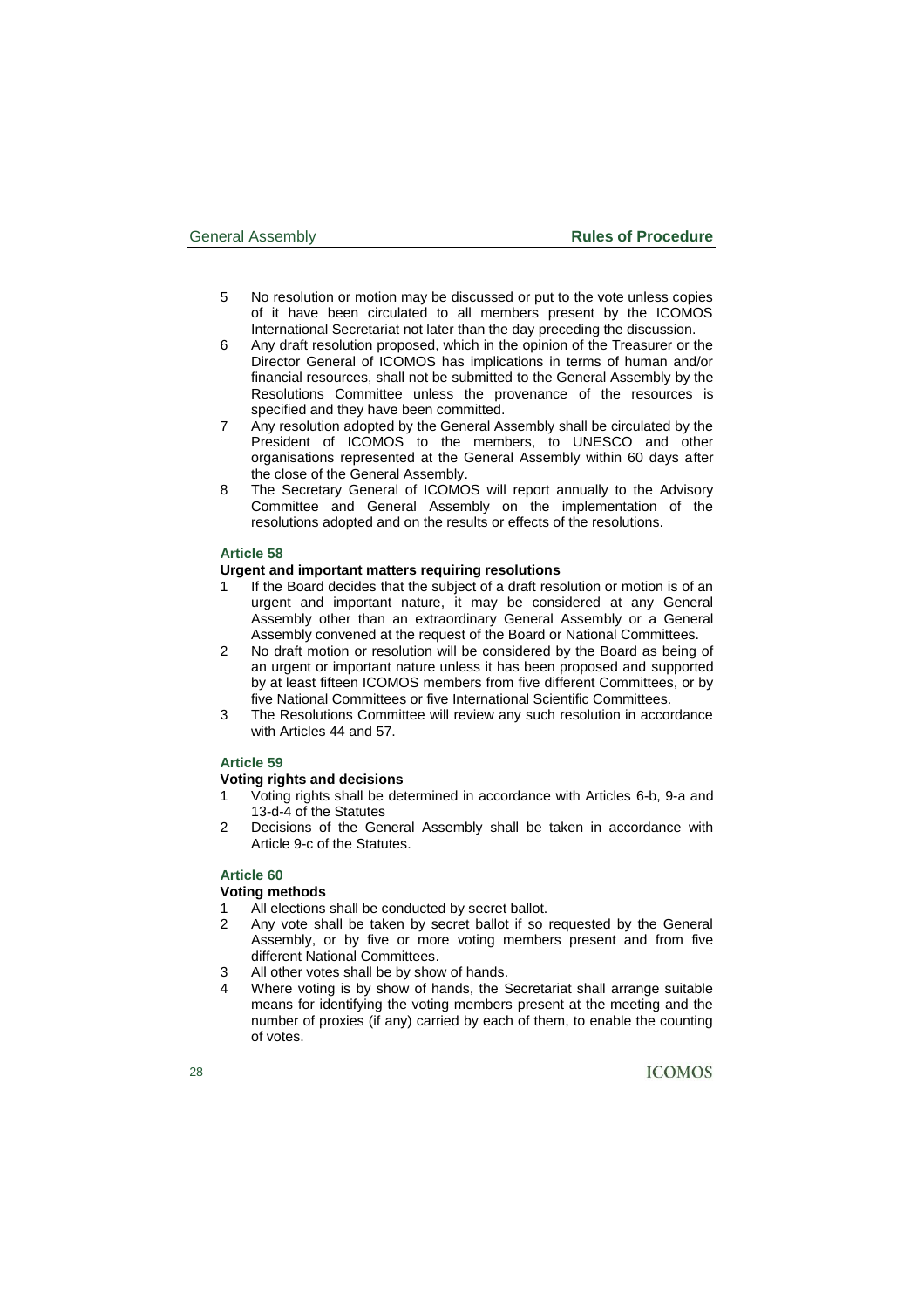5 No resolution or motion may be discussed or put to the vote unless copies of it have been circulated to all members present by the ICOMOS International Secretariat not later than the day preceding the discussion.

6 Any draft resolution proposed, which in the opinion of the Treasurer or the Director General of ICOMOS has implications in terms of human and/or financial resources, shall not be submitted to the General Assembly by the Resolutions Committee unless the provenance of the resources is specified and they have been committed.

7 Any resolution adopted by the General Assembly shall be circulated by the President of ICOMOS to the members, to UNESCO and other organisations represented at the General Assembly within 60 days after the close of the General Assembly.

8 The Secretary General of ICOMOS will report annually to the Advisory Committee and General Assembly on the implementation of the resolutions adopted and on the results or effects of the resolutions.

### Article 58

**Urgent and important matters requiring resolutions**

1 If the Board decides that the subject of a draft resolution or motion is of an urgent and important nature, it may be considered at any General Assembly other than an extraordinary General Assembly or a General Assembly convened at the request of the Board or National Committees.

2 No draft motion or resolution will be considered by the Board as being of an urgent or important nature unless it has been proposed and supported by at least fifteen ICOMOS members from five different Committees, or by five National Committees or five International Scientific Committees.

3 The Resolutions Committee will review any such resolution in accordance with Articles 44 and 57.

### Article 59

**Voting rights and decisions**

1 Voting rights shall be determined in accordance with Articles 6-b, 9-a and 13-d-4 of the Statutes

2 Decisions of the General Assembly shall be taken in accordance with Article 9-c of the Statutes.

### Article 60

**Voting methods**

1 All elections shall be conducted by secret ballot.

2 Any vote shall be taken by secret ballot if so requested by the General Assembly, or by five or more voting members present and from five different National Committees.

3 All other votes shall be by show of hands.

4 Where voting is by show of hands, the Secretariat shall arrange suitable means for identifying the voting members present at the meeting and the number of proxies (if any) carried by each of them, to enable the counting of votes.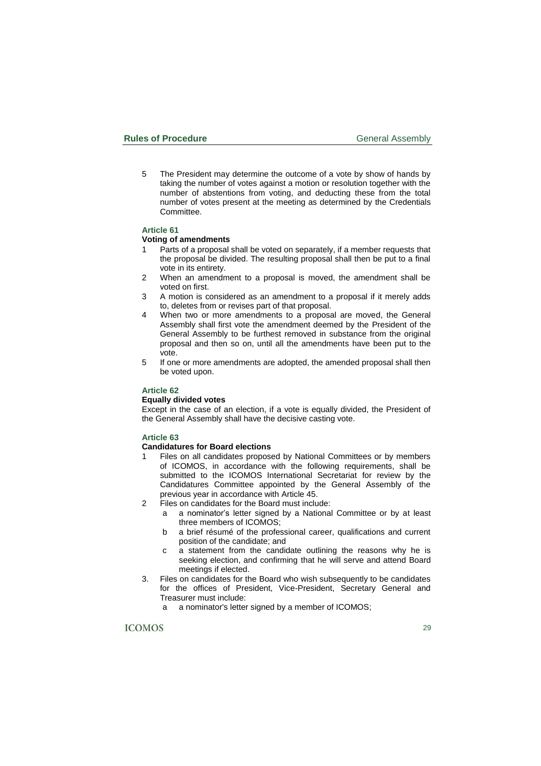5 The President may determine the outcome of a vote by show of hands by taking the number of votes against a motion or resolution together with the number of abstentions from voting, and deducting these from the total number of votes present at the meeting as determined by the Credentials Committee.

### Article 61

#### Voting of amendments

1 Parts of a proposal shall be voted on separately, if a member requests that the proposal be divided. The resulting proposal shall then be put to a final vote in its entirety.
2 When an amendment to a proposal is moved, the amendment shall be voted on first.
3 A motion is considered as an amendment to a proposal if it merely adds to, deletes from or revises part of that proposal.
4 When two or more amendments to a proposal are moved, the General Assembly shall first vote the amendment deemed by the President of the General Assembly to be furthest removed in substance from the original proposal and then so on, until all the amendments have been put to the vote.
5 If one or more amendments are adopted, the amended proposal shall then be voted upon.

### Article 62

#### Equally divided votes

Except in the case of an election, if a vote is equally divided, the President of the General Assembly shall have the decisive casting vote.

### Article 63

#### Candidatures for Board elections

1 Files on all candidates proposed by National Committees or by members of ICOMOS, in accordance with the following requirements, shall be submitted to the ICOMOS International Secretariat for review by the Candidatures Committee appointed by the General Assembly of the previous year in accordance with Article 45.
2 Files on candidates for the Board must include:
   a a nominator's letter signed by a National Committee or by at least three members of ICOMOS;
   b a brief résumé of the professional career, qualifications and current position of the candidate; and
   c a statement from the candidate outlining the reasons why he is seeking election, and confirming that he will serve and attend Board meetings if elected.
3. Files on candidates for the Board who wish subsequently to be candidates for the offices of President, Vice-President, Secretary General and Treasurer must include:
   a a nominator's letter signed by a member of ICOMOS;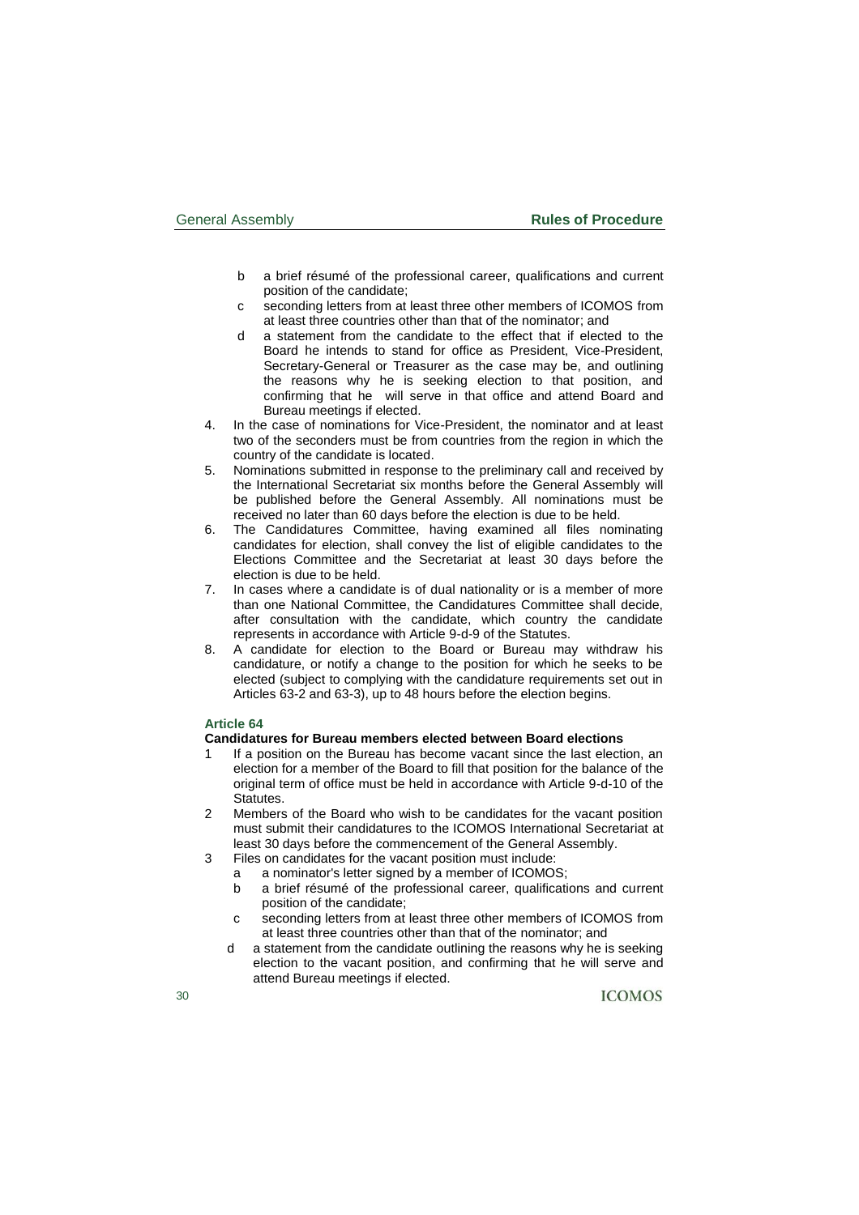b  a brief résumé of the professional career, qualifications and current position of the candidate;
   c  seconding letters from at least three other members of ICOMOS from at least three countries other than that of the nominator; and
   d  a statement from the candidate to the effect that if elected to the Board he intends to stand for office as President, Vice-President, Secretary-General or Treasurer as the case may be, and outlining the reasons why he is seeking election to that position, and confirming that he will serve in that office and attend Board and Bureau meetings if elected.

4. In the case of nominations for Vice-President, the nominator and at least two of the seconders must be from countries from the region in which the country of the candidate is located.
5. Nominations submitted in response to the preliminary call and received by the International Secretariat six months before the General Assembly will be published before the General Assembly. All nominations must be received no later than 60 days before the election is due to be held.
6. The Candidatures Committee, having examined all files nominating candidates for election, shall convey the list of eligible candidates to the Elections Committee and the Secretariat at least 30 days before the election is due to be held.
7. In cases where a candidate is of dual nationality or is a member of more than one National Committee, the Candidatures Committee shall decide, after consultation with the candidate, which country the candidate represents in accordance with Article 9-d-9 of the Statutes.
8. A candidate for election to the Board or Bureau may withdraw his candidature, or notify a change to the position for which he seeks to be elected (subject to complying with the candidature requirements set out in Articles 63-2 and 63-3), up to 48 hours before the election begins.

### Article 64

**Candidatures for Bureau members elected between Board elections**

1  If a position on the Bureau has become vacant since the last election, an election for a member of the Board to fill that position for the balance of the original term of office must be held in accordance with Article 9-d-10 of the Statutes.
2  Members of the Board who wish to be candidates for the vacant position must submit their candidatures to the ICOMOS International Secretariat at least 30 days before the commencement of the General Assembly.
3  Files on candidates for the vacant position must include:
   a  a nominator's letter signed by a member of ICOMOS;
   b  a brief résumé of the professional career, qualifications and current position of the candidate;
   c  seconding letters from at least three other members of ICOMOS from at least three countries other than that of the nominator; and
   d  a statement from the candidate outlining the reasons why he is seeking election to the vacant position, and confirming that he will serve and attend Bureau meetings if elected.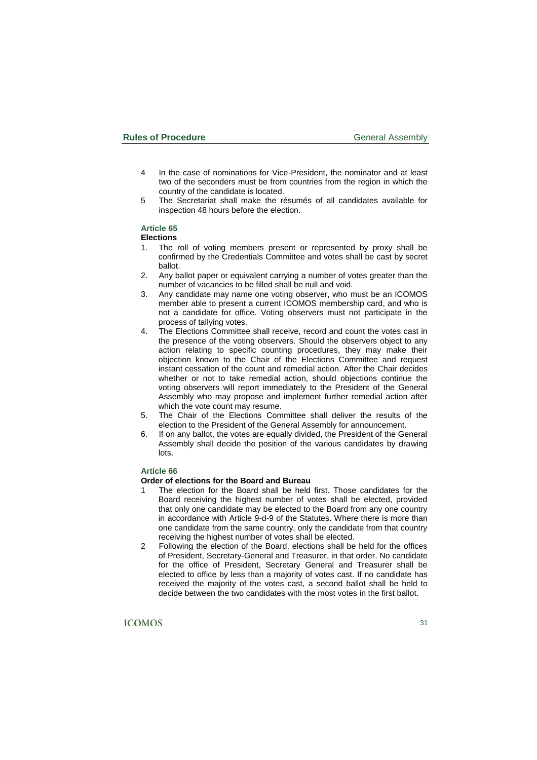4 In the case of nominations for Vice-President, the nominator and at least two of the seconders must be from countries from the region in which the country of the candidate is located.

5 The Secretariat shall make the résumés of all candidates available for inspection 48 hours before the election.

### Article 65

**Elections**

1. The roll of voting members present or represented by proxy shall be confirmed by the Credentials Committee and votes shall be cast by secret ballot.
2. Any ballot paper or equivalent carrying a number of votes greater than the number of vacancies to be filled shall be null and void.
3. Any candidate may name one voting observer, who must be an ICOMOS member able to present a current ICOMOS membership card, and who is not a candidate for office. Voting observers must not participate in the process of tallying votes.
4. The Elections Committee shall receive, record and count the votes cast in the presence of the voting observers. Should the observers object to any action relating to specific counting procedures, they may make their objection known to the Chair of the Elections Committee and request instant cessation of the count and remedial action. After the Chair decides whether or not to take remedial action, should objections continue the voting observers will report immediately to the President of the General Assembly who may propose and implement further remedial action after which the vote count may resume.
5. The Chair of the Elections Committee shall deliver the results of the election to the President of the General Assembly for announcement.
6. If on any ballot, the votes are equally divided, the President of the General Assembly shall decide the position of the various candidates by drawing lots.

### Article 66

**Order of elections for the Board and Bureau**

1 The election for the Board shall be held first. Those candidates for the Board receiving the highest number of votes shall be elected, provided that only one candidate may be elected to the Board from any one country in accordance with Article 9-d-9 of the Statutes. Where there is more than one candidate from the same country, only the candidate from that country receiving the highest number of votes shall be elected.

2 Following the election of the Board, elections shall be held for the offices of President, Secretary-General and Treasurer, in that order. No candidate for the office of President, Secretary General and Treasurer shall be elected to office by less than a majority of votes cast. If no candidate has received the majority of the votes cast, a second ballot shall be held to decide between the two candidates with the most votes in the first ballot.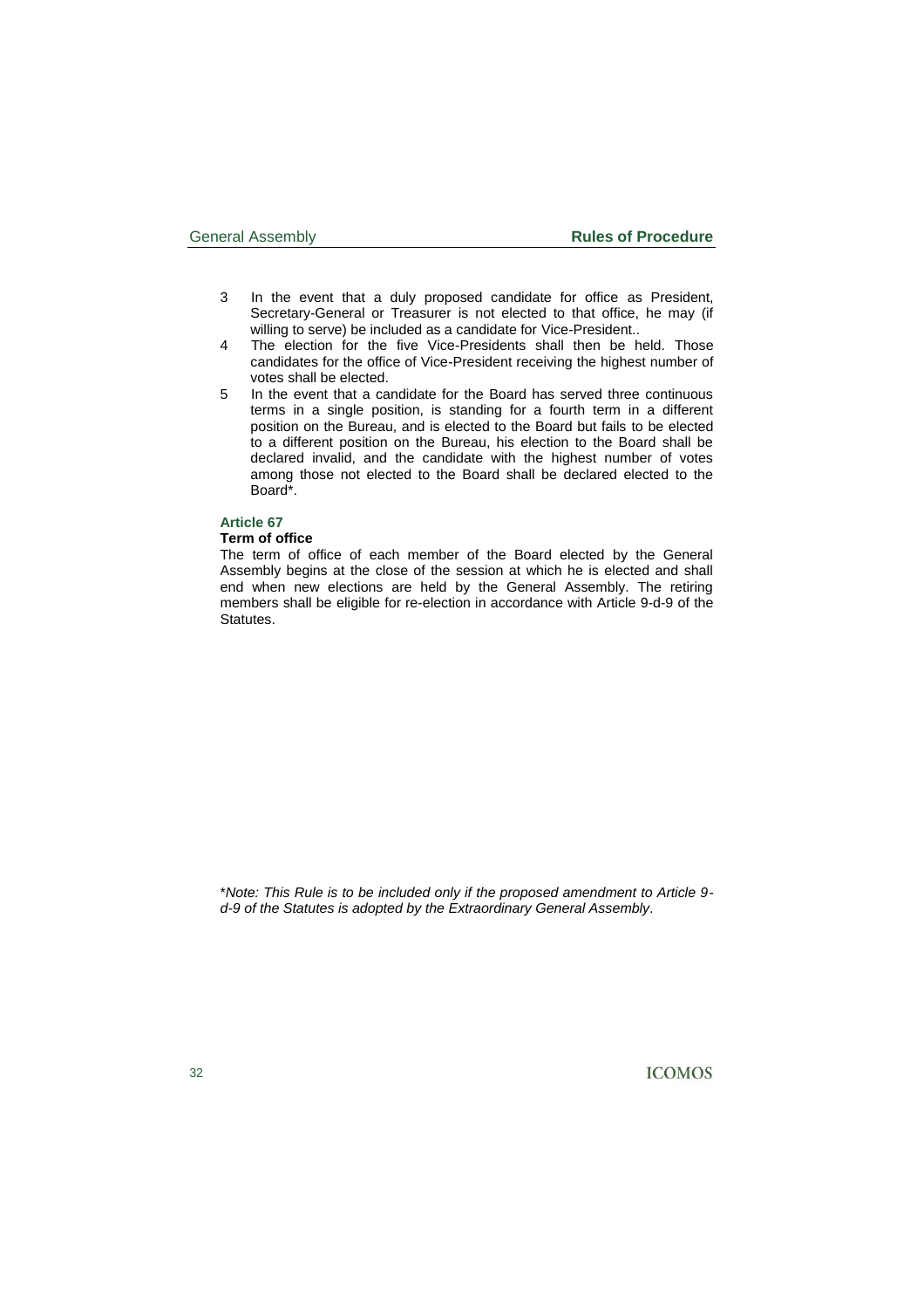3 In the event that a duly proposed candidate for office as President, Secretary-General or Treasurer is not elected to that office, he may (if willing to serve) be included as a candidate for Vice-President..

4 The election for the five Vice-Presidents shall then be held. Those candidates for the office of Vice-President receiving the highest number of votes shall be elected.

5 In the event that a candidate for the Board has served three continuous terms in a single position, is standing for a fourth term in a different position on the Bureau, and is elected to the Board but fails to be elected to a different position on the Bureau, his election to the Board shall be declared invalid, and the candidate with the highest number of votes among those not elected to the Board shall be declared elected to the Board*.

### Article 67

**Term of office**

The term of office of each member of the Board elected by the General Assembly begins at the close of the session at which he is elected and shall end when new elections are held by the General Assembly. The retiring members shall be eligible for re-election in accordance with Article 9-d-9 of the Statutes.

*\*Note: This Rule is to be included only if the proposed amendment to Article 9-d-9 of the Statutes is adopted by the Extraordinary General Assembly.*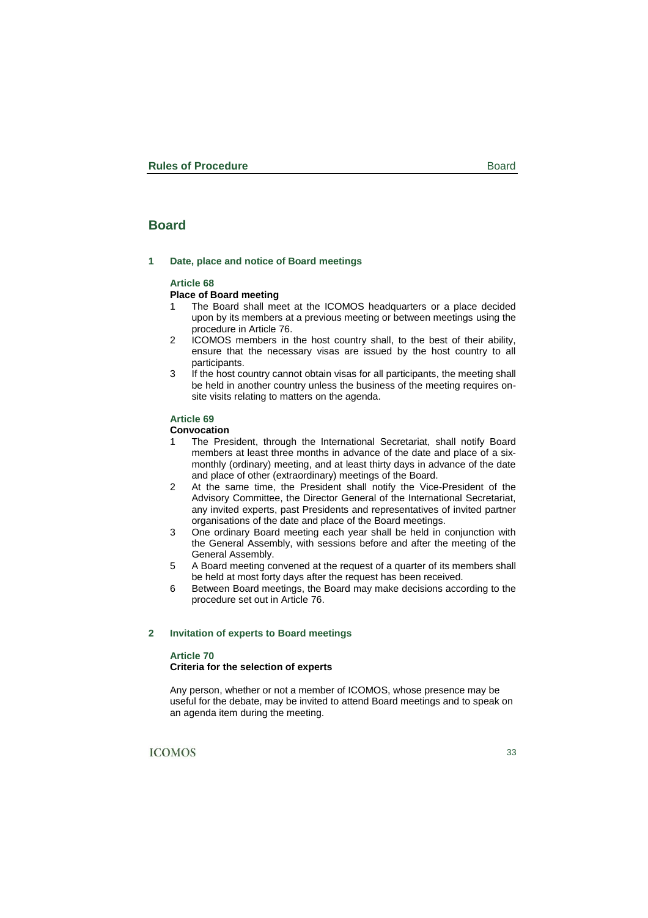# Board

## 1 Date, place and notice of Board meetings

### Article 68

**Place of Board meeting**

1. The Board shall meet at the ICOMOS headquarters or a place decided upon by its members at a previous meeting or between meetings using the procedure in Article 76.
2. ICOMOS members in the host country shall, to the best of their ability, ensure that the necessary visas are issued by the host country to all participants.
3. If the host country cannot obtain visas for all participants, the meeting shall be held in another country unless the business of the meeting requires on-site visits relating to matters on the agenda.

### Article 69

**Convocation**

1. The President, through the International Secretariat, shall notify Board members at least three months in advance of the date and place of a six-monthly (ordinary) meeting, and at least thirty days in advance of the date and place of other (extraordinary) meetings of the Board.
2. At the same time, the President shall notify the Vice-President of the Advisory Committee, the Director General of the International Secretariat, any invited experts, past Presidents and representatives of invited partner organisations of the date and place of the Board meetings.
3. One ordinary Board meeting each year shall be held in conjunction with the General Assembly, with sessions before and after the meeting of the General Assembly.

5 A Board meeting convened at the request of a quarter of its members shall be held at most forty days after the request has been received.

6 Between Board meetings, the Board may make decisions according to the procedure set out in Article 76.

## 2 Invitation of experts to Board meetings

### Article 70

**Criteria for the selection of experts**

Any person, whether or not a member of ICOMOS, whose presence may be useful for the debate, may be invited to attend Board meetings and to speak on an agenda item during the meeting.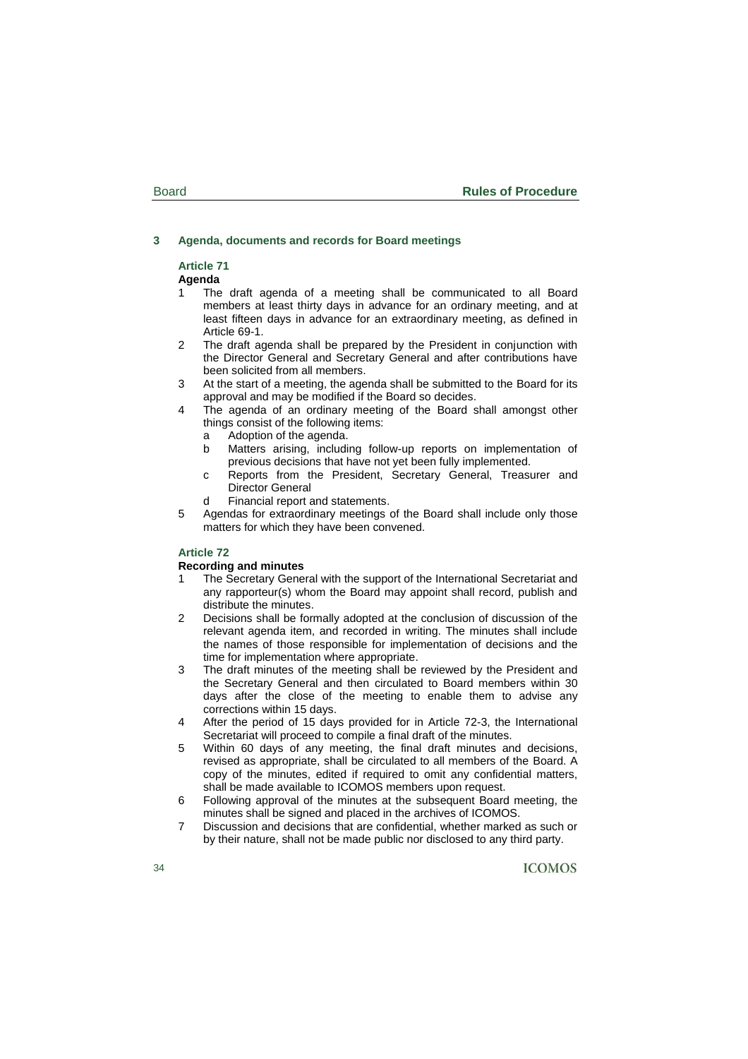## 3 Agenda, documents and records for Board meetings

### Article 71

**Agenda**

1. The draft agenda of a meeting shall be communicated to all Board members at least thirty days in advance for an ordinary meeting, and at least fifteen days in advance for an extraordinary meeting, as defined in Article 69-1.
2. The draft agenda shall be prepared by the President in conjunction with the Director General and Secretary General and after contributions have been solicited from all members.
3. At the start of a meeting, the agenda shall be submitted to the Board for its approval and may be modified if the Board so decides.
4. The agenda of an ordinary meeting of the Board shall amongst other things consist of the following items:
   a. Adoption of the agenda.
   b. Matters arising, including follow-up reports on implementation of previous decisions that have not yet been fully implemented.
   c. Reports from the President, Secretary General, Treasurer and Director General
   d. Financial report and statements.
5. Agendas for extraordinary meetings of the Board shall include only those matters for which they have been convened.

### Article 72

**Recording and minutes**

1. The Secretary General with the support of the International Secretariat and any rapporteur(s) whom the Board may appoint shall record, publish and distribute the minutes.
2. Decisions shall be formally adopted at the conclusion of discussion of the relevant agenda item, and recorded in writing. The minutes shall include the names of those responsible for implementation of decisions and the time for implementation where appropriate.
3. The draft minutes of the meeting shall be reviewed by the President and the Secretary General and then circulated to Board members within 30 days after the close of the meeting to enable them to advise any corrections within 15 days.
4. After the period of 15 days provided for in Article 72-3, the International Secretariat will proceed to compile a final draft of the minutes.
5. Within 60 days of any meeting, the final draft minutes and decisions, revised as appropriate, shall be circulated to all members of the Board. A copy of the minutes, edited if required to omit any confidential matters, shall be made available to ICOMOS members upon request.
6. Following approval of the minutes at the subsequent Board meeting, the minutes shall be signed and placed in the archives of ICOMOS.
7. Discussion and decisions that are confidential, whether marked as such or by their nature, shall not be made public nor disclosed to any third party.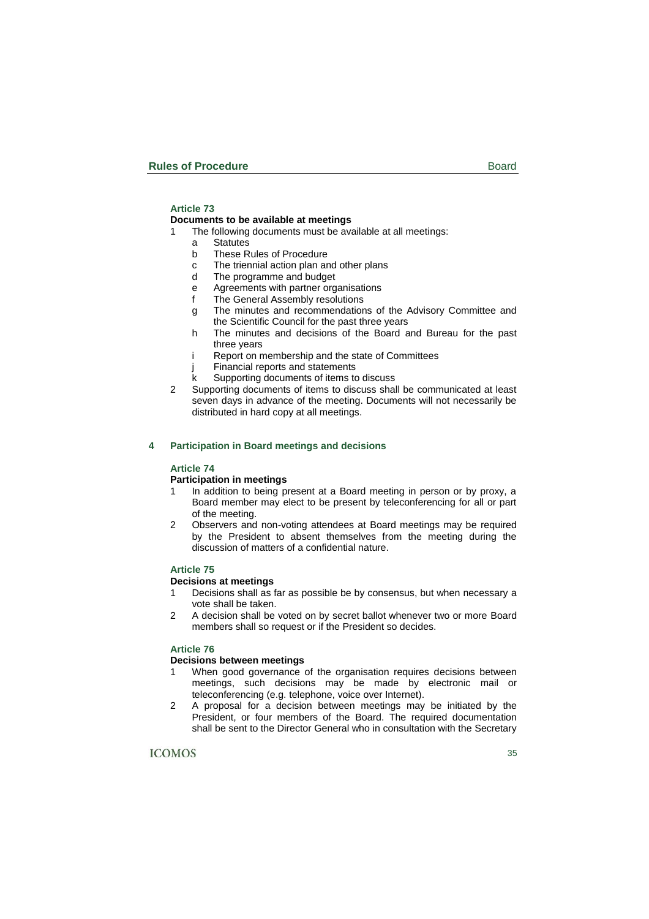### Article 73

**Documents to be available at meetings**

1. The following documents must be available at all meetings:
   - a Statutes
   - b These Rules of Procedure
   - c The triennial action plan and other plans
   - d The programme and budget
   - e Agreements with partner organisations
   - f The General Assembly resolutions
   - g The minutes and recommendations of the Advisory Committee and the Scientific Council for the past three years
   - h The minutes and decisions of the Board and Bureau for the past three years
   - i Report on membership and the state of Committees
   - j Financial reports and statements
   - k Supporting documents of items to discuss
2. Supporting documents of items to discuss shall be communicated at least seven days in advance of the meeting. Documents will not necessarily be distributed in hard copy at all meetings.

## 4 Participation in Board meetings and decisions

### Article 74

**Participation in meetings**

1. In addition to being present at a Board meeting in person or by proxy, a Board member may elect to be present by teleconferencing for all or part of the meeting.
2. Observers and non-voting attendees at Board meetings may be required by the President to absent themselves from the meeting during the discussion of matters of a confidential nature.

### Article 75

**Decisions at meetings**

1. Decisions shall as far as possible be by consensus, but when necessary a vote shall be taken.
2. A decision shall be voted on by secret ballot whenever two or more Board members shall so request or if the President so decides.

### Article 76

**Decisions between meetings**

1. When good governance of the organisation requires decisions between meetings, such decisions may be made by electronic mail or teleconferencing (e.g. telephone, voice over Internet).
2. A proposal for a decision between meetings may be initiated by the President, or four members of the Board. The required documentation shall be sent to the Director General who in consultation with the Secretary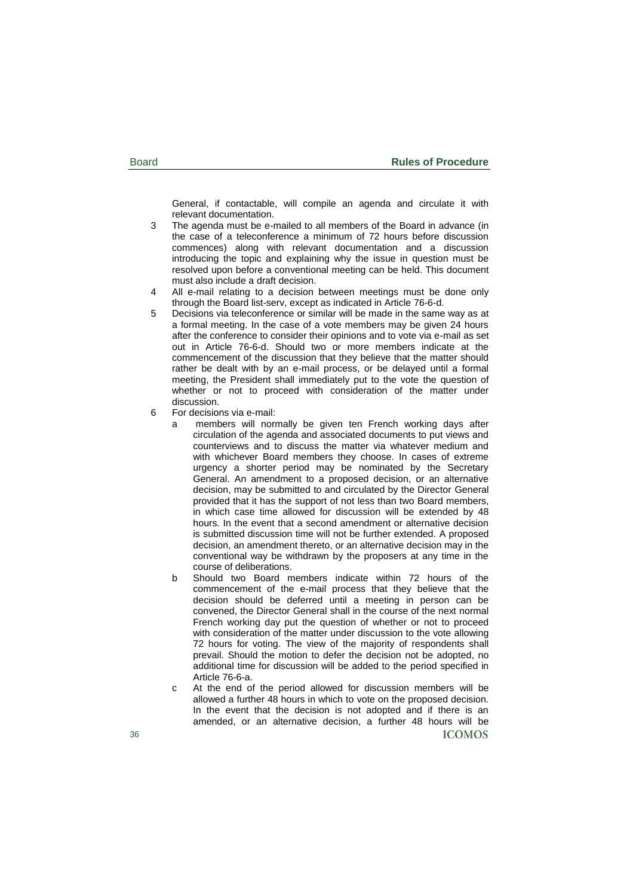General, if contactable, will compile an agenda and circulate it with relevant documentation.

3 The agenda must be e-mailed to all members of the Board in advance (in the case of a teleconference a minimum of 72 hours before discussion commences) along with relevant documentation and a discussion introducing the topic and explaining why the issue in question must be resolved upon before a conventional meeting can be held. This document must also include a draft decision.

4 All e-mail relating to a decision between meetings must be done only through the Board list-serv, except as indicated in Article 76-6-d.

5 Decisions via teleconference or similar will be made in the same way as at a formal meeting. In the case of a vote members may be given 24 hours after the conference to consider their opinions and to vote via e-mail as set out in Article 76-6-d. Should two or more members indicate at the commencement of the discussion that they believe that the matter should rather be dealt with by an e-mail process, or be delayed until a formal meeting, the President shall immediately put to the vote the question of whether or not to proceed with consideration of the matter under discussion.

6 For decisions via e-mail:

   a members will normally be given ten French working days after circulation of the agenda and associated documents to put views and counterviews and to discuss the matter via whatever medium and with whichever Board members they choose. In cases of extreme urgency a shorter period may be nominated by the Secretary General. An amendment to a proposed decision, or an alternative decision, may be submitted to and circulated by the Director General provided that it has the support of not less than two Board members, in which case time allowed for discussion will be extended by 48 hours. In the event that a second amendment or alternative decision is submitted discussion time will not be further extended. A proposed decision, an amendment thereto, or an alternative decision may in the conventional way be withdrawn by the proposers at any time in the course of deliberations.

   b Should two Board members indicate within 72 hours of the commencement of the e-mail process that they believe that the decision should be deferred until a meeting in person can be convened, the Director General shall in the course of the next normal French working day put the question of whether or not to proceed with consideration of the matter under discussion to the vote allowing 72 hours for voting. The view of the majority of respondents shall prevail. Should the motion to defer the decision not be adopted, no additional time for discussion will be added to the period specified in Article 76-6-a.

   c At the end of the period allowed for discussion members will be allowed a further 48 hours in which to vote on the proposed decision. In the event that the decision is not adopted and if there is an amended, or an alternative decision, a further 48 hours will be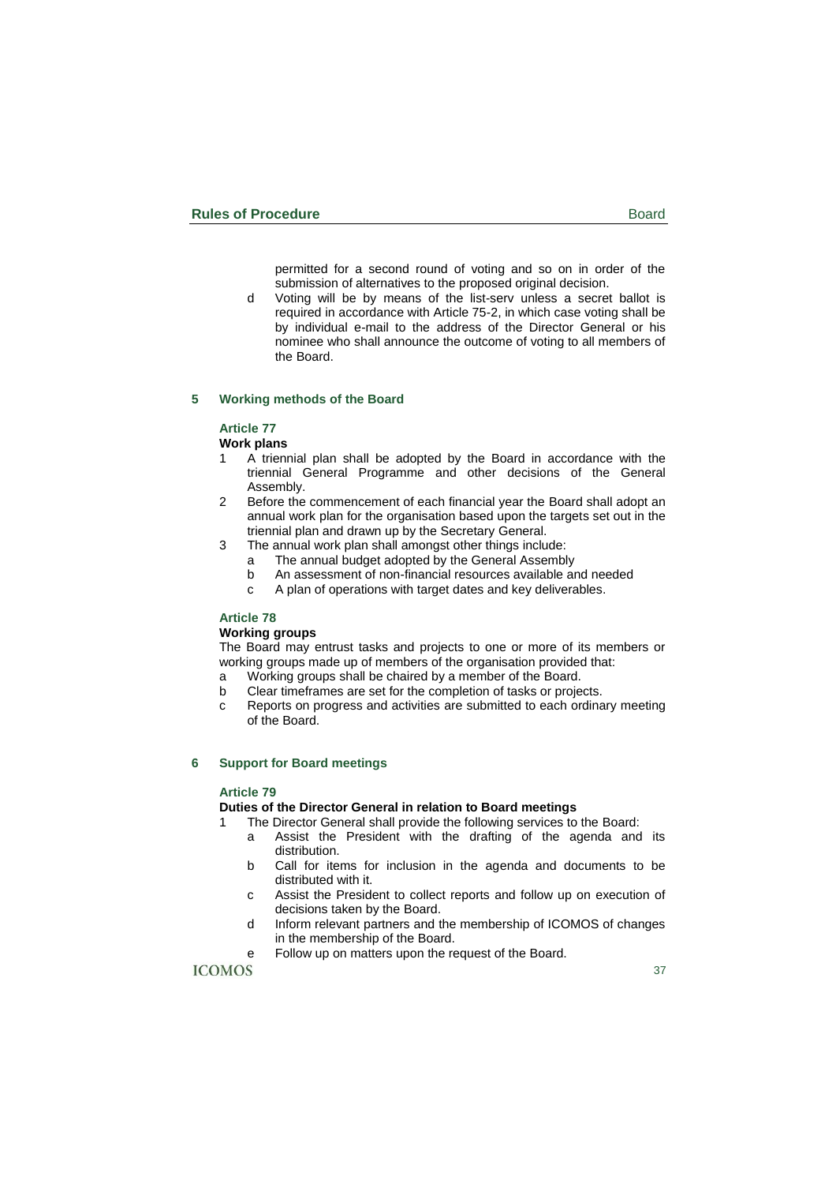permitted for a second round of voting and so on in order of the submission of alternatives to the proposed original decision.

d Voting will be by means of the list-serv unless a secret ballot is required in accordance with Article 75-2, in which case voting shall be by individual e-mail to the address of the Director General or his nominee who shall announce the outcome of voting to all members of the Board.

## 5 Working methods of the Board

### Article 77

**Work plans**

1. A triennial plan shall be adopted by the Board in accordance with the triennial General Programme and other decisions of the General Assembly.
2. Before the commencement of each financial year the Board shall adopt an annual work plan for the organisation based upon the targets set out in the triennial plan and drawn up by the Secretary General.
3. The annual work plan shall amongst other things include:
   - a The annual budget adopted by the General Assembly
   - b An assessment of non-financial resources available and needed
   - c A plan of operations with target dates and key deliverables.

### Article 78

**Working groups**

The Board may entrust tasks and projects to one or more of its members or working groups made up of members of the organisation provided that:

- a Working groups shall be chaired by a member of the Board.
- b Clear timeframes are set for the completion of tasks or projects.
- c Reports on progress and activities are submitted to each ordinary meeting of the Board.

## 6 Support for Board meetings

### Article 79

**Duties of the Director General in relation to Board meetings**

1. The Director General shall provide the following services to the Board:
   - a Assist the President with the drafting of the agenda and its distribution.
   - b Call for items for inclusion in the agenda and documents to be distributed with it.
   - c Assist the President to collect reports and follow up on execution of decisions taken by the Board.
   - d Inform relevant partners and the membership of ICOMOS of changes in the membership of the Board.
   - e Follow up on matters upon the request of the Board.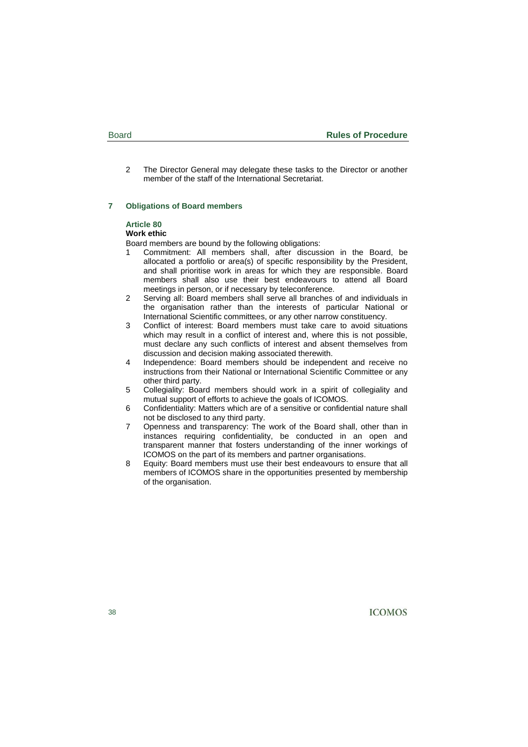2 The Director General may delegate these tasks to the Director or another member of the staff of the International Secretariat.

## 7 Obligations of Board members

### Article 80

**Work ethic**

Board members are bound by the following obligations:

1. Commitment: All members shall, after discussion in the Board, be allocated a portfolio or area(s) of specific responsibility by the President, and shall prioritise work in areas for which they are responsible. Board members shall also use their best endeavours to attend all Board meetings in person, or if necessary by teleconference.
2. Serving all: Board members shall serve all branches of and individuals in the organisation rather than the interests of particular National or International Scientific committees, or any other narrow constituency.
3. Conflict of interest: Board members must take care to avoid situations which may result in a conflict of interest and, where this is not possible, must declare any such conflicts of interest and absent themselves from discussion and decision making associated therewith.
4. Independence: Board members should be independent and receive no instructions from their National or International Scientific Committee or any other third party.
5. Collegiality: Board members should work in a spirit of collegiality and mutual support of efforts to achieve the goals of ICOMOS.
6. Confidentiality: Matters which are of a sensitive or confidential nature shall not be disclosed to any third party.
7. Openness and transparency: The work of the Board shall, other than in instances requiring confidentiality, be conducted in an open and transparent manner that fosters understanding of the inner workings of ICOMOS on the part of its members and partner organisations.
8. Equity: Board members must use their best endeavours to ensure that all members of ICOMOS share in the opportunities presented by membership of the organisation.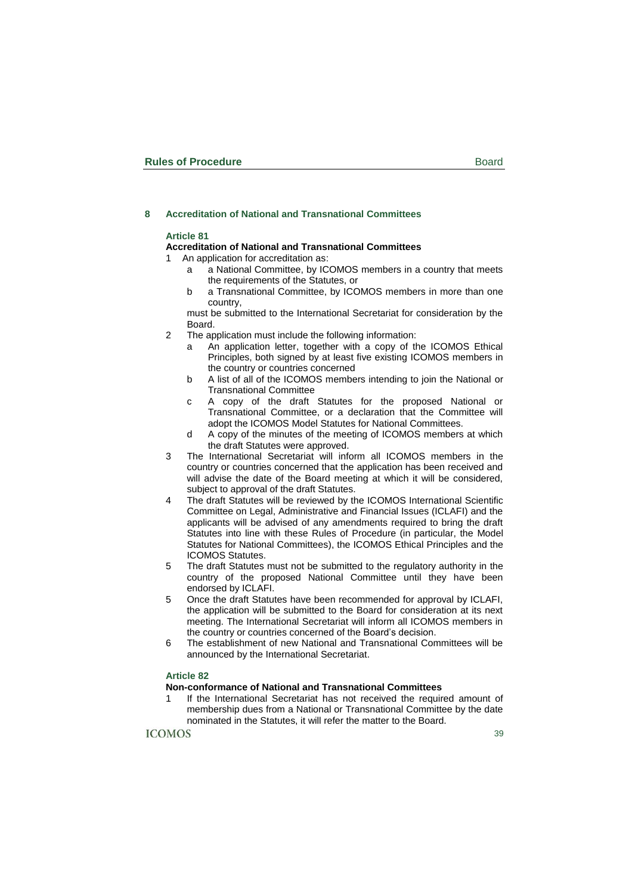## 8 Accreditation of National and Transnational Committees

### Article 81

**Accreditation of National and Transnational Committees**

1. An application for accreditation as:
   - a a National Committee, by ICOMOS members in a country that meets the requirements of the Statutes, or
   - b a Transnational Committee, by ICOMOS members in more than one country,

   must be submitted to the International Secretariat for consideration by the Board.
2. The application must include the following information:
   - a An application letter, together with a copy of the ICOMOS Ethical Principles, both signed by at least five existing ICOMOS members in the country or countries concerned
   - b A list of all of the ICOMOS members intending to join the National or Transnational Committee
   - c A copy of the draft Statutes for the proposed National or Transnational Committee, or a declaration that the Committee will adopt the ICOMOS Model Statutes for National Committees.
   - d A copy of the minutes of the meeting of ICOMOS members at which the draft Statutes were approved.
3. The International Secretariat will inform all ICOMOS members in the country or countries concerned that the application has been received and will advise the date of the Board meeting at which it will be considered, subject to approval of the draft Statutes.
4. The draft Statutes will be reviewed by the ICOMOS International Scientific Committee on Legal, Administrative and Financial Issues (ICLAFI) and the applicants will be advised of any amendments required to bring the draft Statutes into line with these Rules of Procedure (in particular, the Model Statutes for National Committees), the ICOMOS Ethical Principles and the ICOMOS Statutes.
5. The draft Statutes must not be submitted to the regulatory authority in the country of the proposed National Committee until they have been endorsed by ICLAFI.
5. Once the draft Statutes have been recommended for approval by ICLAFI, the application will be submitted to the Board for consideration at its next meeting. The International Secretariat will inform all ICOMOS members in the country or countries concerned of the Board's decision.
6. The establishment of new National and Transnational Committees will be announced by the International Secretariat.

### Article 82

**Non-conformance of National and Transnational Committees**

1. If the International Secretariat has not received the required amount of membership dues from a National or Transnational Committee by the date nominated in the Statutes, it will refer the matter to the Board.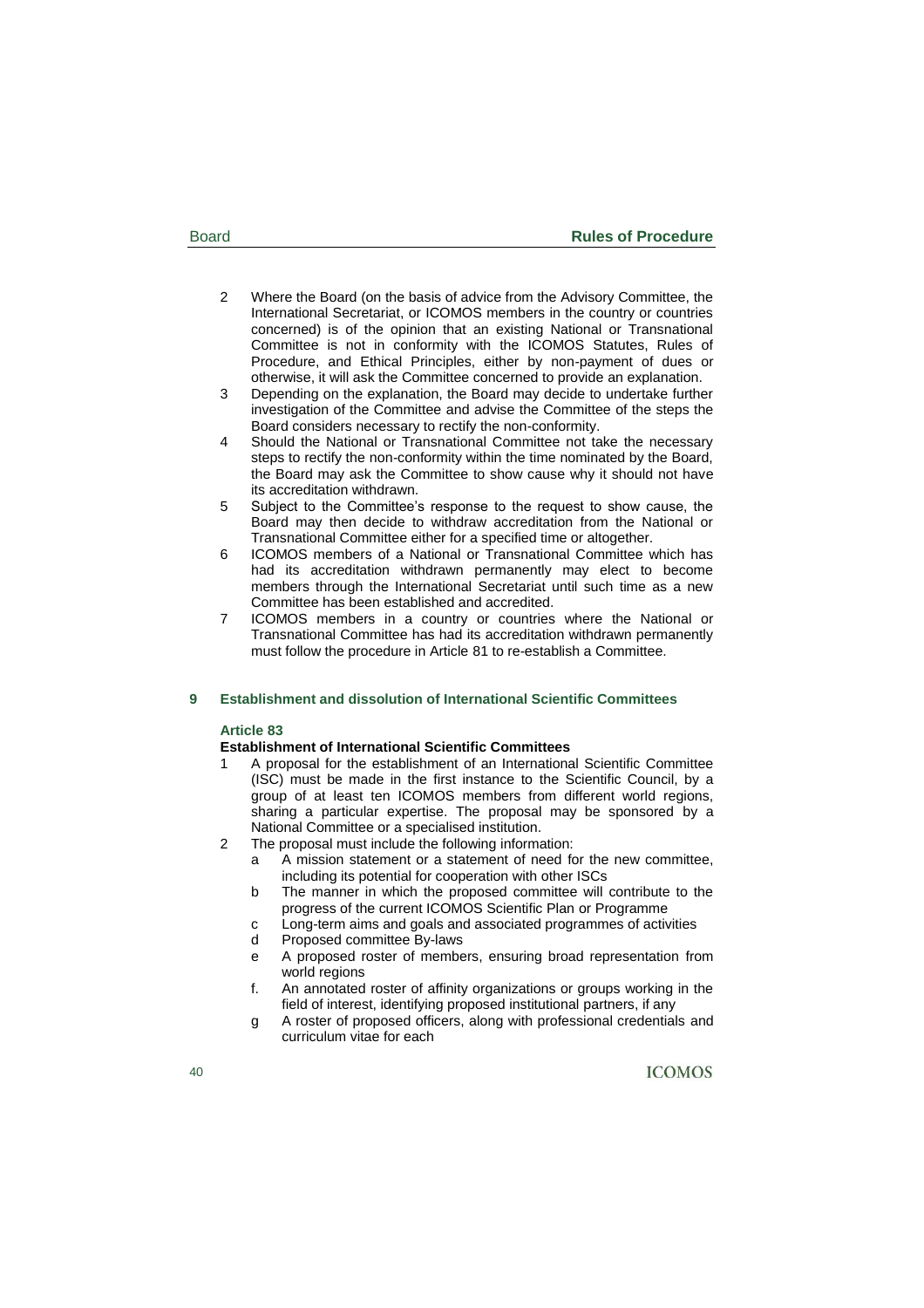2 Where the Board (on the basis of advice from the Advisory Committee, the International Secretariat, or ICOMOS members in the country or countries concerned) is of the opinion that an existing National or Transnational Committee is not in conformity with the ICOMOS Statutes, Rules of Procedure, and Ethical Principles, either by non-payment of dues or otherwise, it will ask the Committee concerned to provide an explanation.

3 Depending on the explanation, the Board may decide to undertake further investigation of the Committee and advise the Committee of the steps the Board considers necessary to rectify the non-conformity.

4 Should the National or Transnational Committee not take the necessary steps to rectify the non-conformity within the time nominated by the Board, the Board may ask the Committee to show cause why it should not have its accreditation withdrawn.

5 Subject to the Committee's response to the request to show cause, the Board may then decide to withdraw accreditation from the National or Transnational Committee either for a specified time or altogether.

6 ICOMOS members of a National or Transnational Committee which has had its accreditation withdrawn permanently may elect to become members through the International Secretariat until such time as a new Committee has been established and accredited.

7 ICOMOS members in a country or countries where the National or Transnational Committee has had its accreditation withdrawn permanently must follow the procedure in Article 81 to re-establish a Committee.

## 9 Establishment and dissolution of International Scientific Committees

### Article 83

**Establishment of International Scientific Committees**

1 A proposal for the establishment of an International Scientific Committee (ISC) must be made in the first instance to the Scientific Council, by a group of at least ten ICOMOS members from different world regions, sharing a particular expertise. The proposal may be sponsored by a National Committee or a specialised institution.

2 The proposal must include the following information:

   a A mission statement or a statement of need for the new committee, including its potential for cooperation with other ISCs

   b The manner in which the proposed committee will contribute to the progress of the current ICOMOS Scientific Plan or Programme

   c Long-term aims and goals and associated programmes of activities

   d Proposed committee By-laws

   e A proposed roster of members, ensuring broad representation from world regions

   f. An annotated roster of affinity organizations or groups working in the field of interest, identifying proposed institutional partners, if any

   g A roster of proposed officers, along with professional credentials and curriculum vitae for each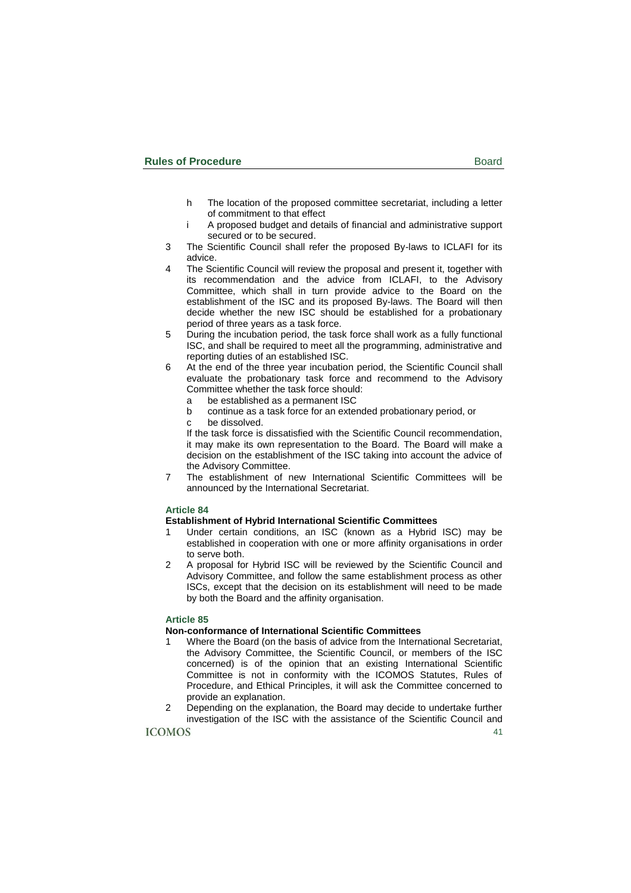h The location of the proposed committee secretariat, including a letter of commitment to that effect
i A proposed budget and details of financial and administrative support secured or to be secured.

3 The Scientific Council shall refer the proposed By-laws to ICLAFI for its advice.
4 The Scientific Council will review the proposal and present it, together with its recommendation and the advice from ICLAFI, to the Advisory Committee, which shall in turn provide advice to the Board on the establishment of the ISC and its proposed By-laws. The Board will then decide whether the new ISC should be established for a probationary period of three years as a task force.
5 During the incubation period, the task force shall work as a fully functional ISC, and shall be required to meet all the programming, administrative and reporting duties of an established ISC.
6 At the end of the three year incubation period, the Scientific Council shall evaluate the probationary task force and recommend to the Advisory Committee whether the task force should:
   a be established as a permanent ISC
   b continue as a task force for an extended probationary period, or
   c be dissolved.

   If the task force is dissatisfied with the Scientific Council recommendation, it may make its own representation to the Board. The Board will make a decision on the establishment of the ISC taking into account the advice of the Advisory Committee.
7 The establishment of new International Scientific Committees will be announced by the International Secretariat.

### Article 84

**Establishment of Hybrid International Scientific Committees**

1 Under certain conditions, an ISC (known as a Hybrid ISC) may be established in cooperation with one or more affinity organisations in order to serve both.
2 A proposal for Hybrid ISC will be reviewed by the Scientific Council and Advisory Committee, and follow the same establishment process as other ISCs, except that the decision on its establishment will need to be made by both the Board and the affinity organisation.

### Article 85

**Non-conformance of International Scientific Committees**

1 Where the Board (on the basis of advice from the International Secretariat, the Advisory Committee, the Scientific Council, or members of the ISC concerned) is of the opinion that an existing International Scientific Committee is not in conformity with the ICOMOS Statutes, Rules of Procedure, and Ethical Principles, it will ask the Committee concerned to provide an explanation.
2 Depending on the explanation, the Board may decide to undertake further investigation of the ISC with the assistance of the Scientific Council and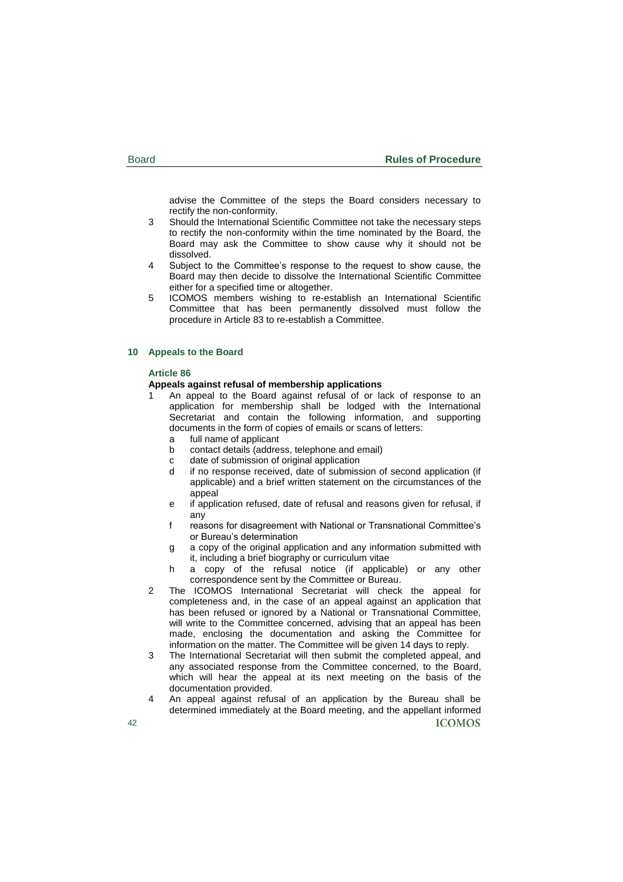advise the Committee of the steps the Board considers necessary to rectify the non-conformity.

3 Should the International Scientific Committee not take the necessary steps to rectify the non-conformity within the time nominated by the Board, the Board may ask the Committee to show cause why it should not be dissolved.

4 Subject to the Committee's response to the request to show cause, the Board may then decide to dissolve the International Scientific Committee either for a specified time or altogether.

5 ICOMOS members wishing to re-establish an International Scientific Committee that has been permanently dissolved must follow the procedure in Article 83 to re-establish a Committee.

## 10 Appeals to the Board

### Article 86

**Appeals against refusal of membership applications**

1 An appeal to the Board against refusal of or lack of response to an application for membership shall be lodged with the International Secretariat and contain the following information, and supporting documents in the form of copies of emails or scans of letters:
   - a full name of applicant
   - b contact details (address, telephone and email)
   - c date of submission of original application
   - d if no response received, date of submission of second application (if applicable) and a brief written statement on the circumstances of the appeal
   - e if application refused, date of refusal and reasons given for refusal, if any
   - f reasons for disagreement with National or Transnational Committee's or Bureau's determination
   - g a copy of the original application and any information submitted with it, including a brief biography or curriculum vitae
   - h a copy of the refusal notice (if applicable) or any other correspondence sent by the Committee or Bureau.

2 The ICOMOS International Secretariat will check the appeal for completeness and, in the case of an appeal against an application that has been refused or ignored by a National or Transnational Committee, will write to the Committee concerned, advising that an appeal has been made, enclosing the documentation and asking the Committee for information on the matter. The Committee will be given 14 days to reply.

3 The International Secretariat will then submit the completed appeal, and any associated response from the Committee concerned, to the Board, which will hear the appeal at its next meeting on the basis of the documentation provided.

4 An appeal against refusal of an application by the Bureau shall be determined immediately at the Board meeting, and the appellant informed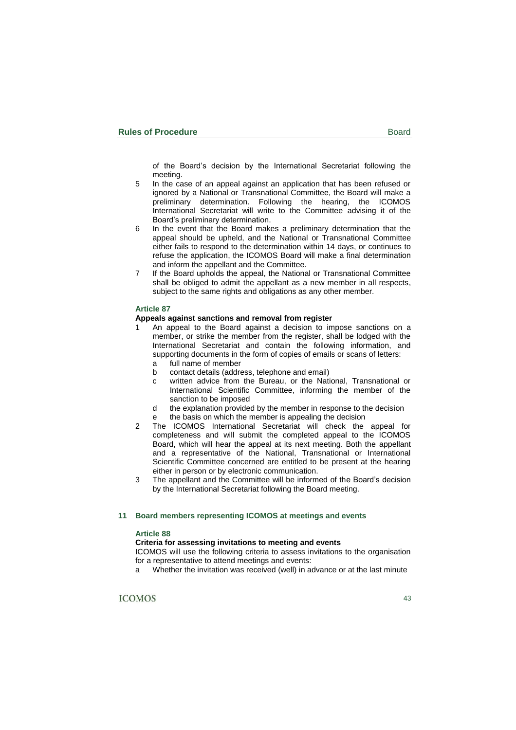of the Board's decision by the International Secretariat following the meeting.

5 In the case of an appeal against an application that has been refused or ignored by a National or Transnational Committee, the Board will make a preliminary determination. Following the hearing, the ICOMOS International Secretariat will write to the Committee advising it of the Board's preliminary determination.
6 In the event that the Board makes a preliminary determination that the appeal should be upheld, and the National or Transnational Committee either fails to respond to the determination within 14 days, or continues to refuse the application, the ICOMOS Board will make a final determination and inform the appellant and the Committee.
7 If the Board upholds the appeal, the National or Transnational Committee shall be obliged to admit the appellant as a new member in all respects, subject to the same rights and obligations as any other member.

### Article 87

**Appeals against sanctions and removal from register**

1 An appeal to the Board against a decision to impose sanctions on a member, or strike the member from the register, shall be lodged with the International Secretariat and contain the following information, and supporting documents in the form of copies of emails or scans of letters:
   a full name of member
   b contact details (address, telephone and email)
   c written advice from the Bureau, or the National, Transnational or International Scientific Committee, informing the member of the sanction to be imposed
   d the explanation provided by the member in response to the decision
   e the basis on which the member is appealing the decision
2 The ICOMOS International Secretariat will check the appeal for completeness and will submit the completed appeal to the ICOMOS Board, which will hear the appeal at its next meeting. Both the appellant and a representative of the National, Transnational or International Scientific Committee concerned are entitled to be present at the hearing either in person or by electronic communication.
3 The appellant and the Committee will be informed of the Board's decision by the International Secretariat following the Board meeting.

## 11 Board members representing ICOMOS at meetings and events

### Article 88

**Criteria for assessing invitations to meeting and events**

ICOMOS will use the following criteria to assess invitations to the organisation for a representative to attend meetings and events:

a Whether the invitation was received (well) in advance or at the last minute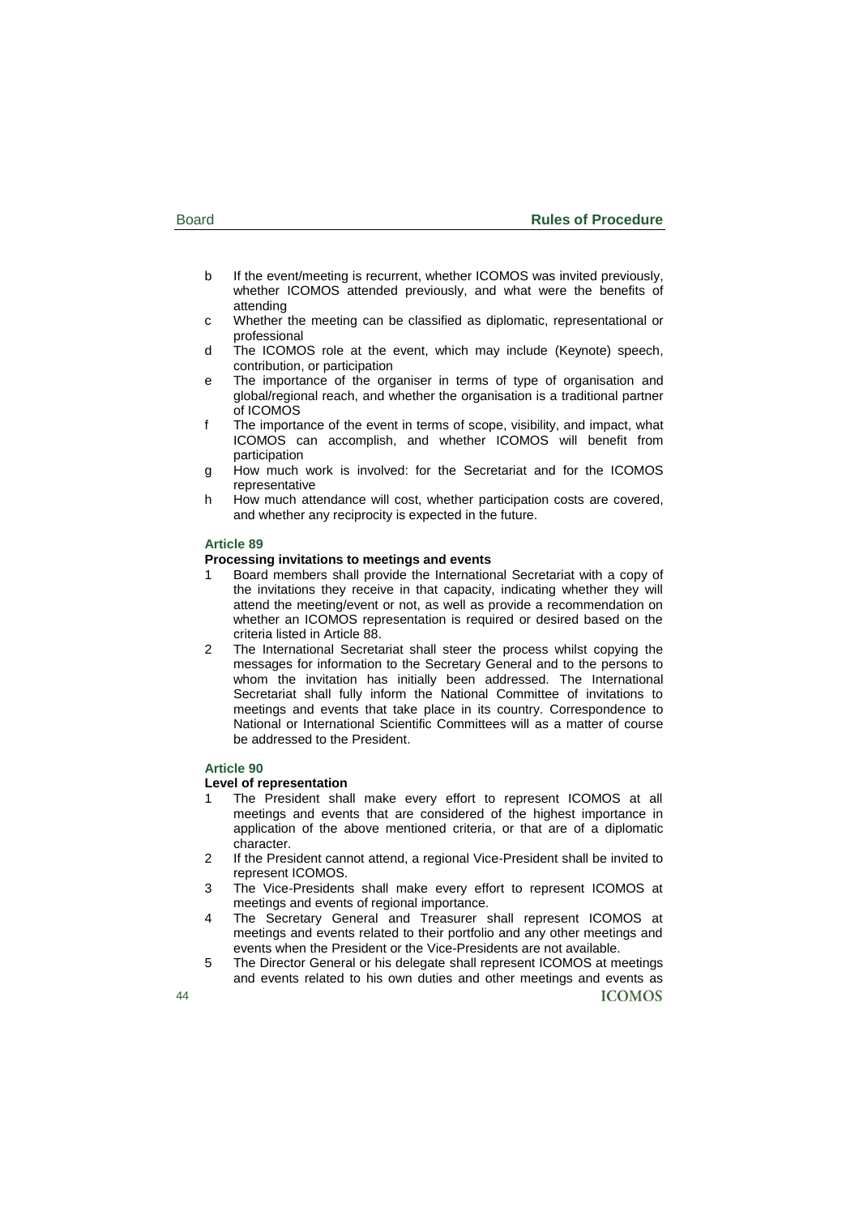b If the event/meeting is recurrent, whether ICOMOS was invited previously, whether ICOMOS attended previously, and what were the benefits of attending

c Whether the meeting can be classified as diplomatic, representational or professional

d The ICOMOS role at the event, which may include (Keynote) speech, contribution, or participation

e The importance of the organiser in terms of type of organisation and global/regional reach, and whether the organisation is a traditional partner of ICOMOS

f The importance of the event in terms of scope, visibility, and impact, what ICOMOS can accomplish, and whether ICOMOS will benefit from participation

g How much work is involved: for the Secretariat and for the ICOMOS representative

h How much attendance will cost, whether participation costs are covered, and whether any reciprocity is expected in the future.

### Article 89

**Processing invitations to meetings and events**

1 Board members shall provide the International Secretariat with a copy of the invitations they receive in that capacity, indicating whether they will attend the meeting/event or not, as well as provide a recommendation on whether an ICOMOS representation is required or desired based on the criteria listed in Article 88.

2 The International Secretariat shall steer the process whilst copying the messages for information to the Secretary General and to the persons to whom the invitation has initially been addressed. The International Secretariat shall fully inform the National Committee of invitations to meetings and events that take place in its country. Correspondence to National or International Scientific Committees will as a matter of course be addressed to the President.

### Article 90

**Level of representation**

1 The President shall make every effort to represent ICOMOS at all meetings and events that are considered of the highest importance in application of the above mentioned criteria, or that are of a diplomatic character.

2 If the President cannot attend, a regional Vice-President shall be invited to represent ICOMOS.

3 The Vice-Presidents shall make every effort to represent ICOMOS at meetings and events of regional importance.

4 The Secretary General and Treasurer shall represent ICOMOS at meetings and events related to their portfolio and any other meetings and events when the President or the Vice-Presidents are not available.

5 The Director General or his delegate shall represent ICOMOS at meetings and events related to his own duties and other meetings and events as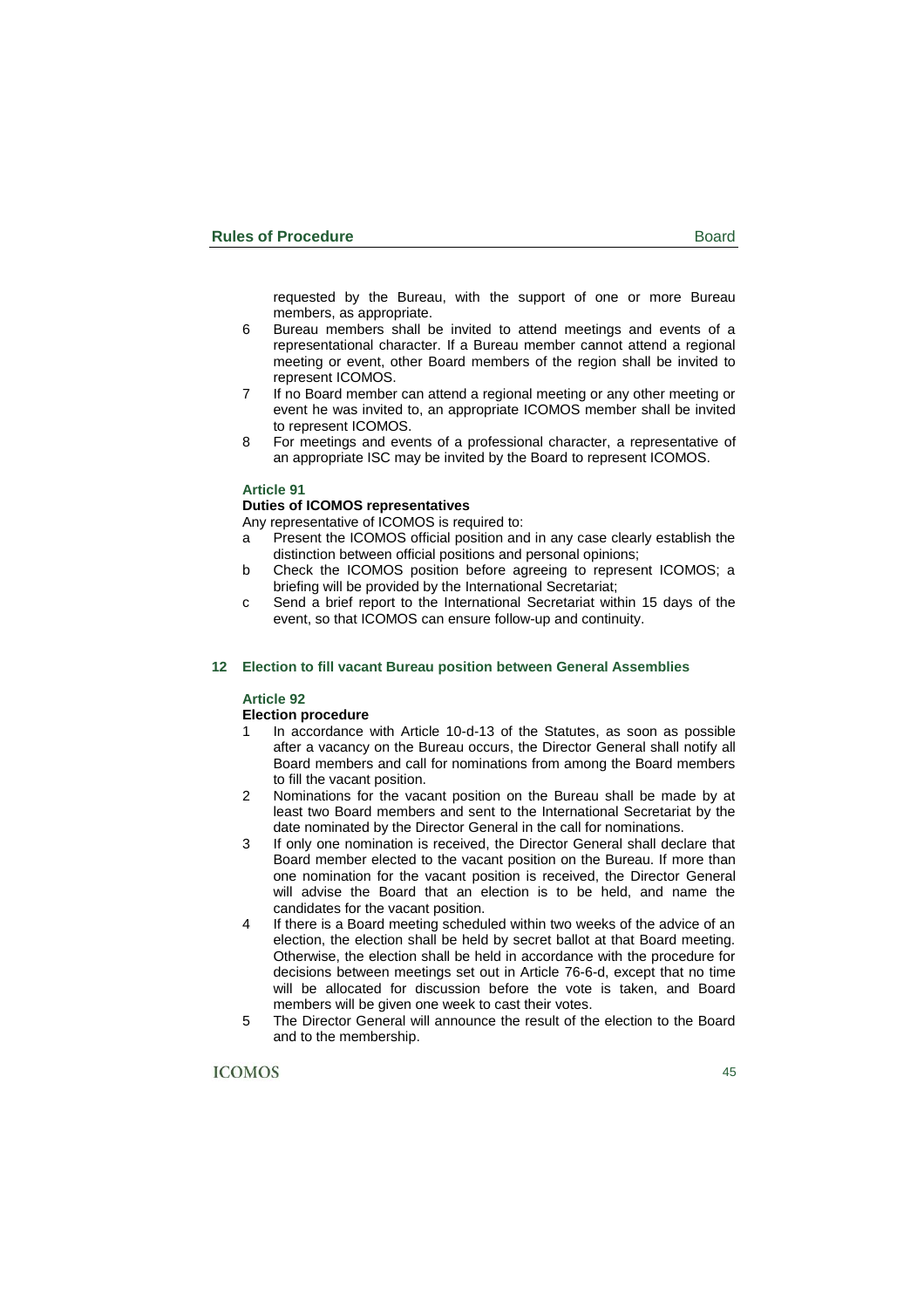requested by the Bureau, with the support of one or more Bureau members, as appropriate.

6 Bureau members shall be invited to attend meetings and events of a representational character. If a Bureau member cannot attend a regional meeting or event, other Board members of the region shall be invited to represent ICOMOS.

7 If no Board member can attend a regional meeting or any other meeting or event he was invited to, an appropriate ICOMOS member shall be invited to represent ICOMOS.

8 For meetings and events of a professional character, a representative of an appropriate ISC may be invited by the Board to represent ICOMOS.

### Article 91

**Duties of ICOMOS representatives**

Any representative of ICOMOS is required to:

a Present the ICOMOS official position and in any case clearly establish the distinction between official positions and personal opinions;

b Check the ICOMOS position before agreeing to represent ICOMOS; a briefing will be provided by the International Secretariat;

c Send a brief report to the International Secretariat within 15 days of the event, so that ICOMOS can ensure follow-up and continuity.

## 12 Election to fill vacant Bureau position between General Assemblies

### Article 92

**Election procedure**

1 In accordance with Article 10-d-13 of the Statutes, as soon as possible after a vacancy on the Bureau occurs, the Director General shall notify all Board members and call for nominations from among the Board members to fill the vacant position.

2 Nominations for the vacant position on the Bureau shall be made by at least two Board members and sent to the International Secretariat by the date nominated by the Director General in the call for nominations.

3 If only one nomination is received, the Director General shall declare that Board member elected to the vacant position on the Bureau. If more than one nomination for the vacant position is received, the Director General will advise the Board that an election is to be held, and name the candidates for the vacant position.

4 If there is a Board meeting scheduled within two weeks of the advice of an election, the election shall be held by secret ballot at that Board meeting. Otherwise, the election shall be held in accordance with the procedure for decisions between meetings set out in Article 76-6-d, except that no time will be allocated for discussion before the vote is taken, and Board members will be given one week to cast their votes.

5 The Director General will announce the result of the election to the Board and to the membership.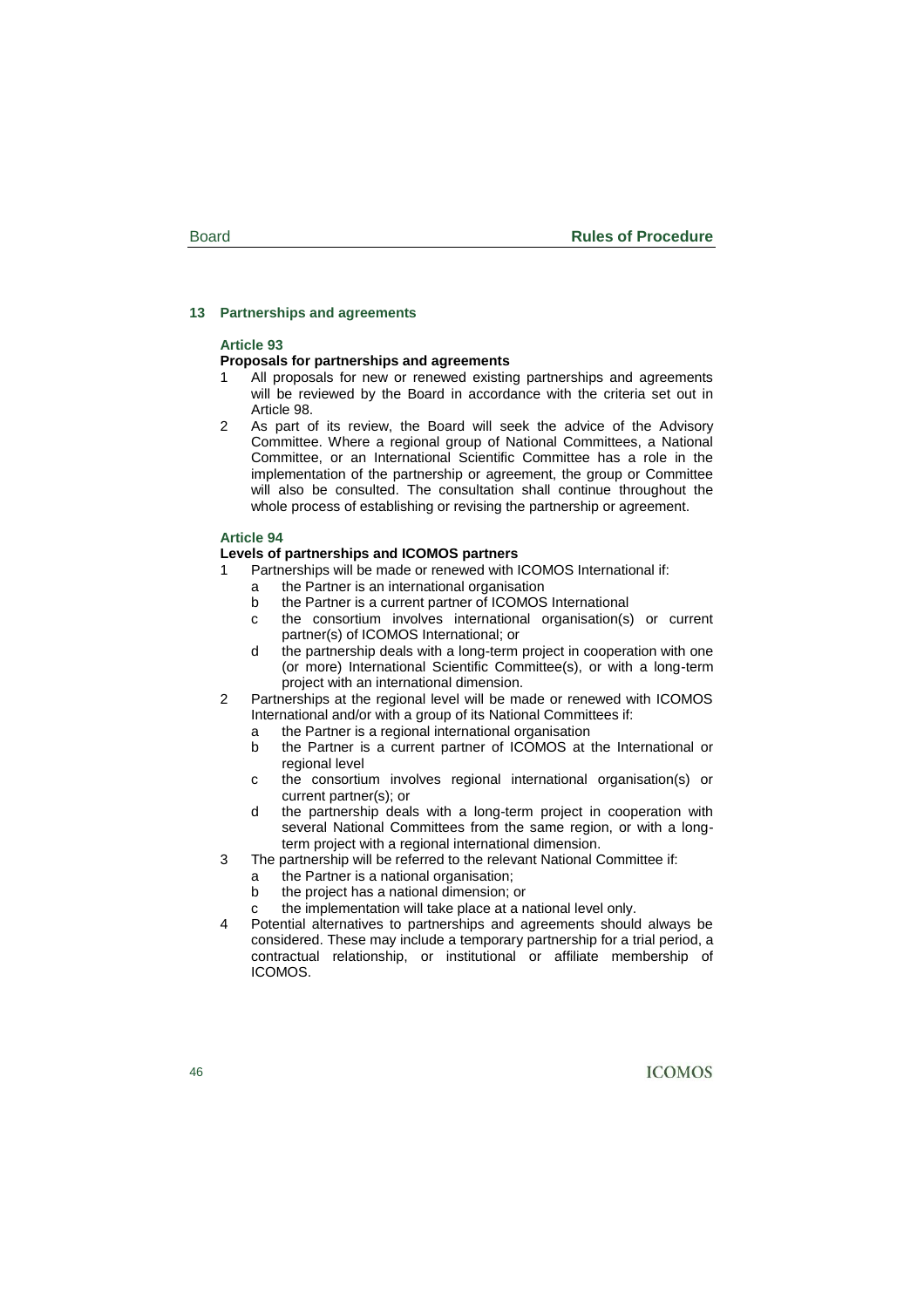## 13 Partnerships and agreements

### Article 93

**Proposals for partnerships and agreements**

1. All proposals for new or renewed existing partnerships and agreements will be reviewed by the Board in accordance with the criteria set out in Article 98.
2. As part of its review, the Board will seek the advice of the Advisory Committee. Where a regional group of National Committees, a National Committee, or an International Scientific Committee has a role in the implementation of the partnership or agreement, the group or Committee will also be consulted. The consultation shall continue throughout the whole process of establishing or revising the partnership or agreement.

### Article 94

**Levels of partnerships and ICOMOS partners**

1. Partnerships will be made or renewed with ICOMOS International if:
   a. the Partner is an international organisation
   b. the Partner is a current partner of ICOMOS International
   c. the consortium involves international organisation(s) or current partner(s) of ICOMOS International; or
   d. the partnership deals with a long-term project in cooperation with one (or more) International Scientific Committee(s), or with a long-term project with an international dimension.
2. Partnerships at the regional level will be made or renewed with ICOMOS International and/or with a group of its National Committees if:
   a. the Partner is a regional international organisation
   b. the Partner is a current partner of ICOMOS at the International or regional level
   c. the consortium involves regional international organisation(s) or current partner(s); or
   d. the partnership deals with a long-term project in cooperation with several National Committees from the same region, or with a long-term project with a regional international dimension.
3. The partnership will be referred to the relevant National Committee if:
   a. the Partner is a national organisation;
   b. the project has a national dimension; or
   c. the implementation will take place at a national level only.
4. Potential alternatives to partnerships and agreements should always be considered. These may include a temporary partnership for a trial period, a contractual relationship, or institutional or affiliate membership of ICOMOS.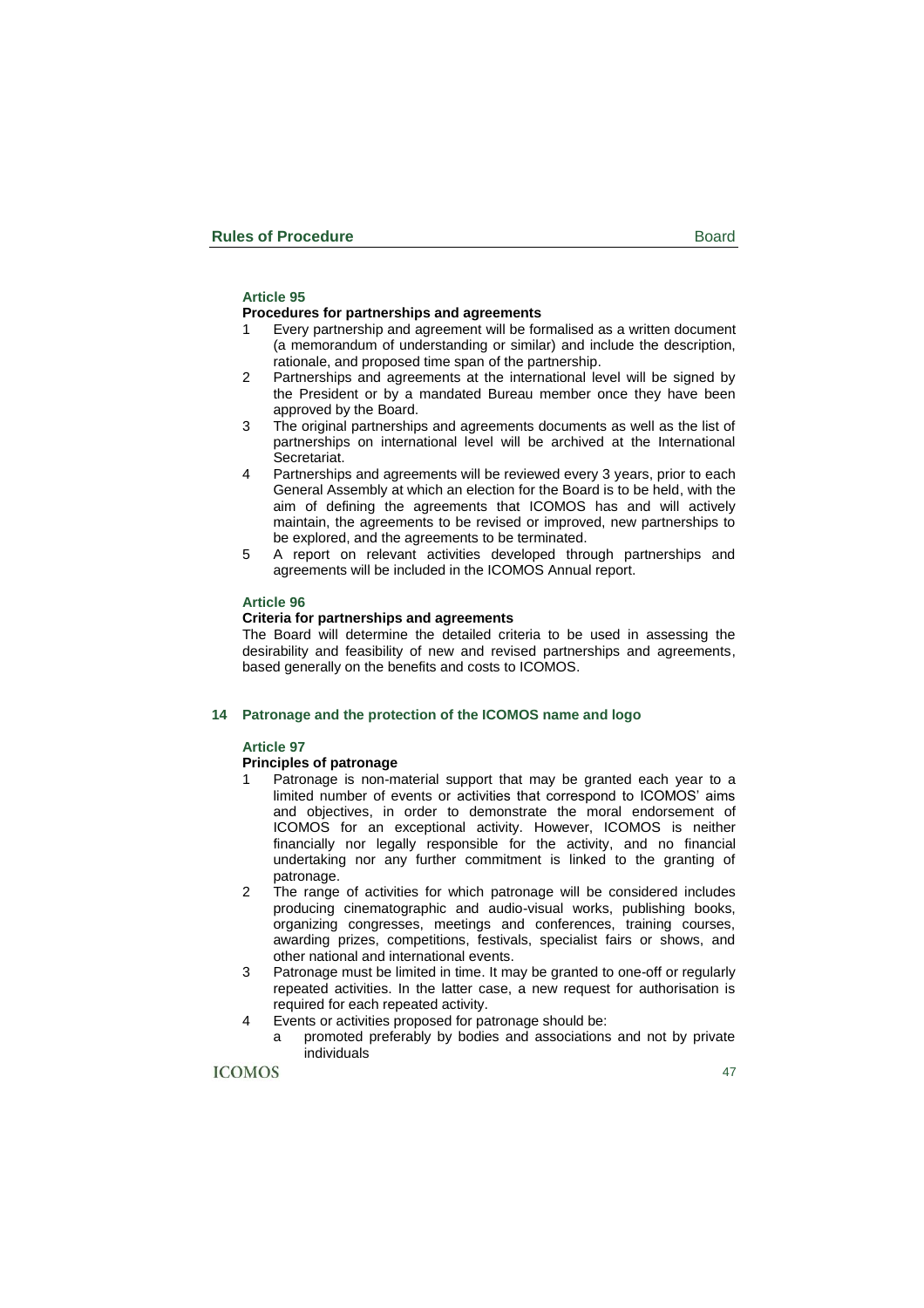### Article 95

**Procedures for partnerships and agreements**

1. Every partnership and agreement will be formalised as a written document (a memorandum of understanding or similar) and include the description, rationale, and proposed time span of the partnership.
2. Partnerships and agreements at the international level will be signed by the President or by a mandated Bureau member once they have been approved by the Board.
3. The original partnerships and agreements documents as well as the list of partnerships on international level will be archived at the International Secretariat.
4. Partnerships and agreements will be reviewed every 3 years, prior to each General Assembly at which an election for the Board is to be held, with the aim of defining the agreements that ICOMOS has and will actively maintain, the agreements to be revised or improved, new partnerships to be explored, and the agreements to be terminated.
5. A report on relevant activities developed through partnerships and agreements will be included in the ICOMOS Annual report.

### Article 96

**Criteria for partnerships and agreements**

The Board will determine the detailed criteria to be used in assessing the desirability and feasibility of new and revised partnerships and agreements, based generally on the benefits and costs to ICOMOS.

## 14 Patronage and the protection of the ICOMOS name and logo

### Article 97

**Principles of patronage**

1. Patronage is non-material support that may be granted each year to a limited number of events or activities that correspond to ICOMOS' aims and objectives, in order to demonstrate the moral endorsement of ICOMOS for an exceptional activity. However, ICOMOS is neither financially nor legally responsible for the activity, and no financial undertaking nor any further commitment is linked to the granting of patronage.
2. The range of activities for which patronage will be considered includes producing cinematographic and audio-visual works, publishing books, organizing congresses, meetings and conferences, training courses, awarding prizes, competitions, festivals, specialist fairs or shows, and other national and international events.
3. Patronage must be limited in time. It may be granted to one-off or regularly repeated activities. In the latter case, a new request for authorisation is required for each repeated activity.
4. Events or activities proposed for patronage should be:
   a. promoted preferably by bodies and associations and not by private individuals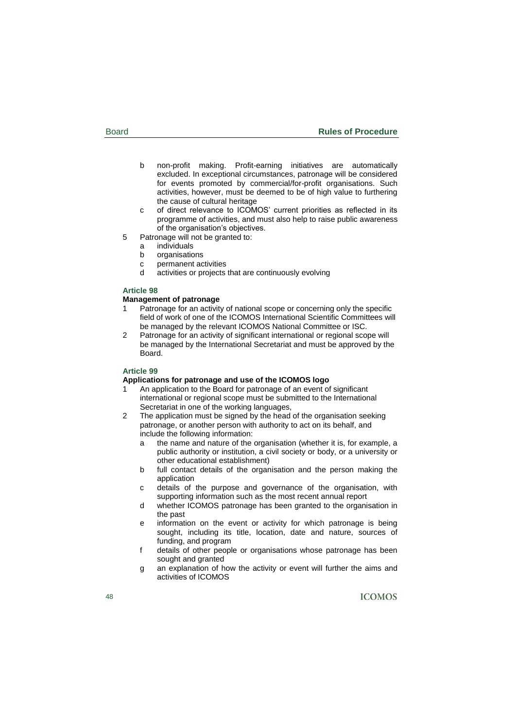b non-profit making. Profit-earning initiatives are automatically excluded. In exceptional circumstances, patronage will be considered for events promoted by commercial/for-profit organisations. Such activities, however, must be deemed to be of high value to furthering the cause of cultural heritage

c of direct relevance to ICOMOS' current priorities as reflected in its programme of activities, and must also help to raise public awareness of the organisation's objectives.

5 Patronage will not be granted to:

  a individuals

  b organisations

  c permanent activities

  d activities or projects that are continuously evolving

### Article 98

**Management of patronage**

1 Patronage for an activity of national scope or concerning only the specific field of work of one of the ICOMOS International Scientific Committees will be managed by the relevant ICOMOS National Committee or ISC.

2 Patronage for an activity of significant international or regional scope will be managed by the International Secretariat and must be approved by the Board.

### Article 99

**Applications for patronage and use of the ICOMOS logo**

1 An application to the Board for patronage of an event of significant international or regional scope must be submitted to the International Secretariat in one of the working languages,

2 The application must be signed by the head of the organisation seeking patronage, or another person with authority to act on its behalf, and include the following information:

  a the name and nature of the organisation (whether it is, for example, a public authority or institution, a civil society or body, or a university or other educational establishment)

  b full contact details of the organisation and the person making the application

  c details of the purpose and governance of the organisation, with supporting information such as the most recent annual report

  d whether ICOMOS patronage has been granted to the organisation in the past

  e information on the event or activity for which patronage is being sought, including its title, location, date and nature, sources of funding, and program

  f details of other people or organisations whose patronage has been sought and granted

  g an explanation of how the activity or event will further the aims and activities of ICOMOS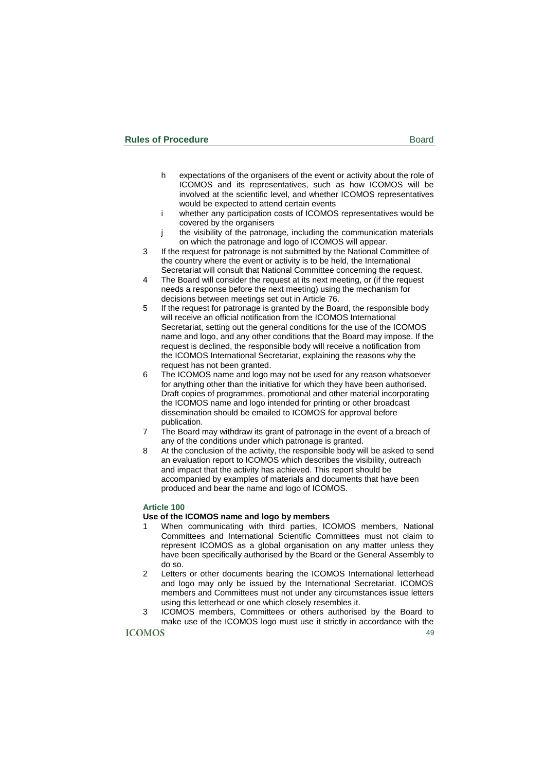h expectations of the organisers of the event or activity about the role of ICOMOS and its representatives, such as how ICOMOS will be involved at the scientific level, and whether ICOMOS representatives would be expected to attend certain events

i whether any participation costs of ICOMOS representatives would be covered by the organisers

j the visibility of the patronage, including the communication materials on which the patronage and logo of ICOMOS will appear.

3 If the request for patronage is not submitted by the National Committee of the country where the event or activity is to be held, the International Secretariat will consult that National Committee concerning the request.

4 The Board will consider the request at its next meeting, or (if the request needs a response before the next meeting) using the mechanism for decisions between meetings set out in Article 76.

5 If the request for patronage is granted by the Board, the responsible body will receive an official notification from the ICOMOS International Secretariat, setting out the general conditions for the use of the ICOMOS name and logo, and any other conditions that the Board may impose. If the request is declined, the responsible body will receive a notification from the ICOMOS International Secretariat, explaining the reasons why the request has not been granted.

6 The ICOMOS name and logo may not be used for any reason whatsoever for anything other than the initiative for which they have been authorised. Draft copies of programmes, promotional and other material incorporating the ICOMOS name and logo intended for printing or other broadcast dissemination should be emailed to ICOMOS for approval before publication.

7 The Board may withdraw its grant of patronage in the event of a breach of any of the conditions under which patronage is granted.

8 At the conclusion of the activity, the responsible body will be asked to send an evaluation report to ICOMOS which describes the visibility, outreach and impact that the activity has achieved. This report should be accompanied by examples of materials and documents that have been produced and bear the name and logo of ICOMOS.

### Article 100

**Use of the ICOMOS name and logo by members**

1 When communicating with third parties, ICOMOS members, National Committees and International Scientific Committees must not claim to represent ICOMOS as a global organisation on any matter unless they have been specifically authorised by the Board or the General Assembly to do so.

2 Letters or other documents bearing the ICOMOS International letterhead and logo may only be issued by the International Secretariat. ICOMOS members and Committees must not under any circumstances issue letters using this letterhead or one which closely resembles it.

3 ICOMOS members, Committees or others authorised by the Board to make use of the ICOMOS logo must use it strictly in accordance with the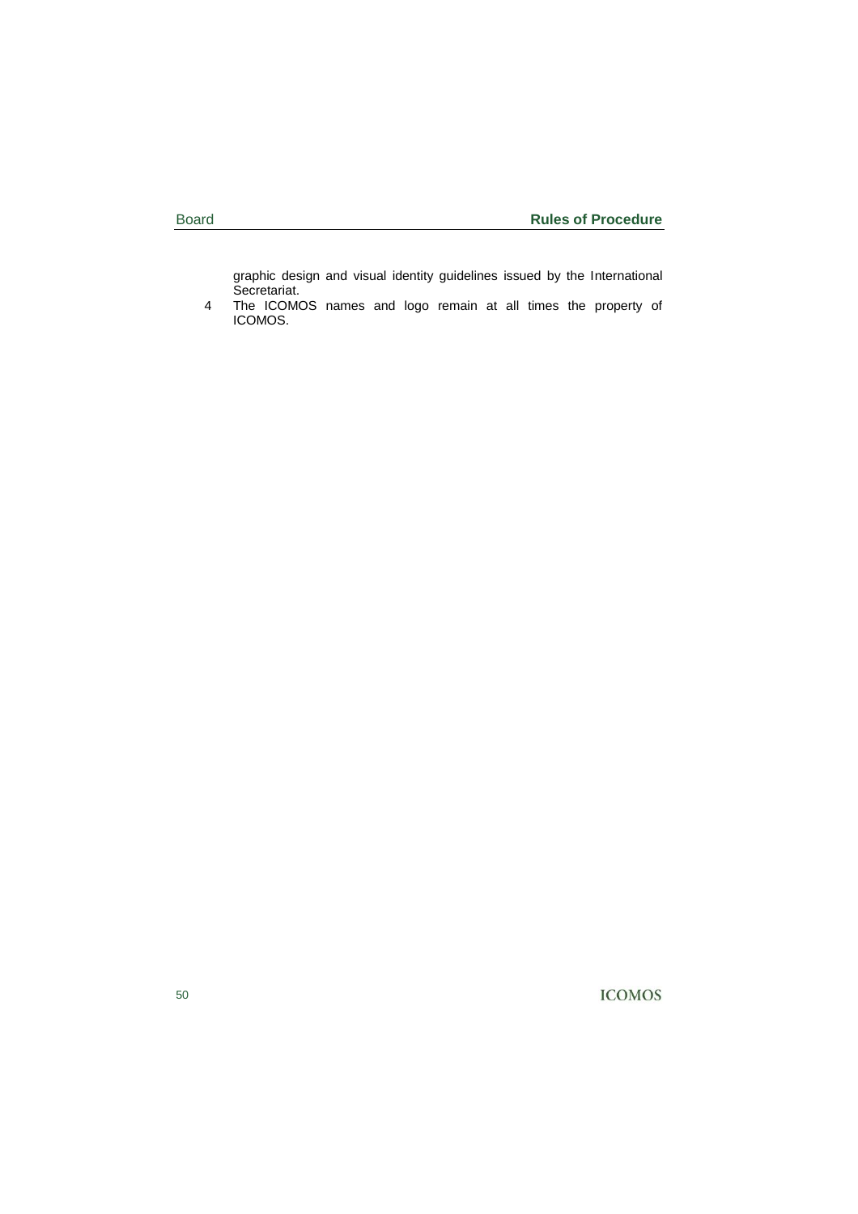graphic design and visual identity guidelines issued by the International Secretariat.

4 The ICOMOS names and logo remain at all times the property of ICOMOS.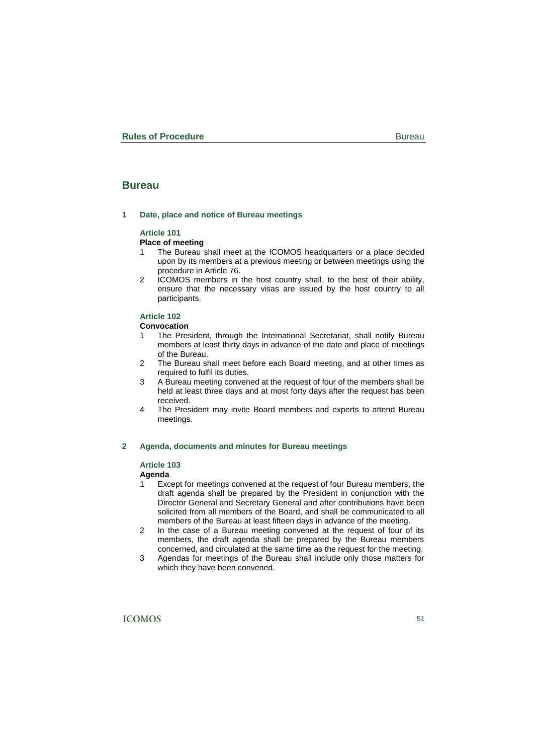# Bureau

## 1 Date, place and notice of Bureau meetings

### Article 101

**Place of meeting**

1. The Bureau shall meet at the ICOMOS headquarters or a place decided upon by its members at a previous meeting or between meetings using the procedure in Article 76.
2. ICOMOS members in the host country shall, to the best of their ability, ensure that the necessary visas are issued by the host country to all participants.

### Article 102

**Convocation**

1. The President, through the International Secretariat, shall notify Bureau members at least thirty days in advance of the date and place of meetings of the Bureau.
2. The Bureau shall meet before each Board meeting, and at other times as required to fulfil its duties.
3. A Bureau meeting convened at the request of four of the members shall be held at least three days and at most forty days after the request has been received.
4. The President may invite Board members and experts to attend Bureau meetings.

## 2 Agenda, documents and minutes for Bureau meetings

### Article 103

**Agenda**

1. Except for meetings convened at the request of four Bureau members, the draft agenda shall be prepared by the President in conjunction with the Director General and Secretary General and after contributions have been solicited from all members of the Board, and shall be communicated to all members of the Bureau at least fifteen days in advance of the meeting.
2. In the case of a Bureau meeting convened at the request of four of its members, the draft agenda shall be prepared by the Bureau members concerned, and circulated at the same time as the request for the meeting.
3. Agendas for meetings of the Bureau shall include only those matters for which they have been convened.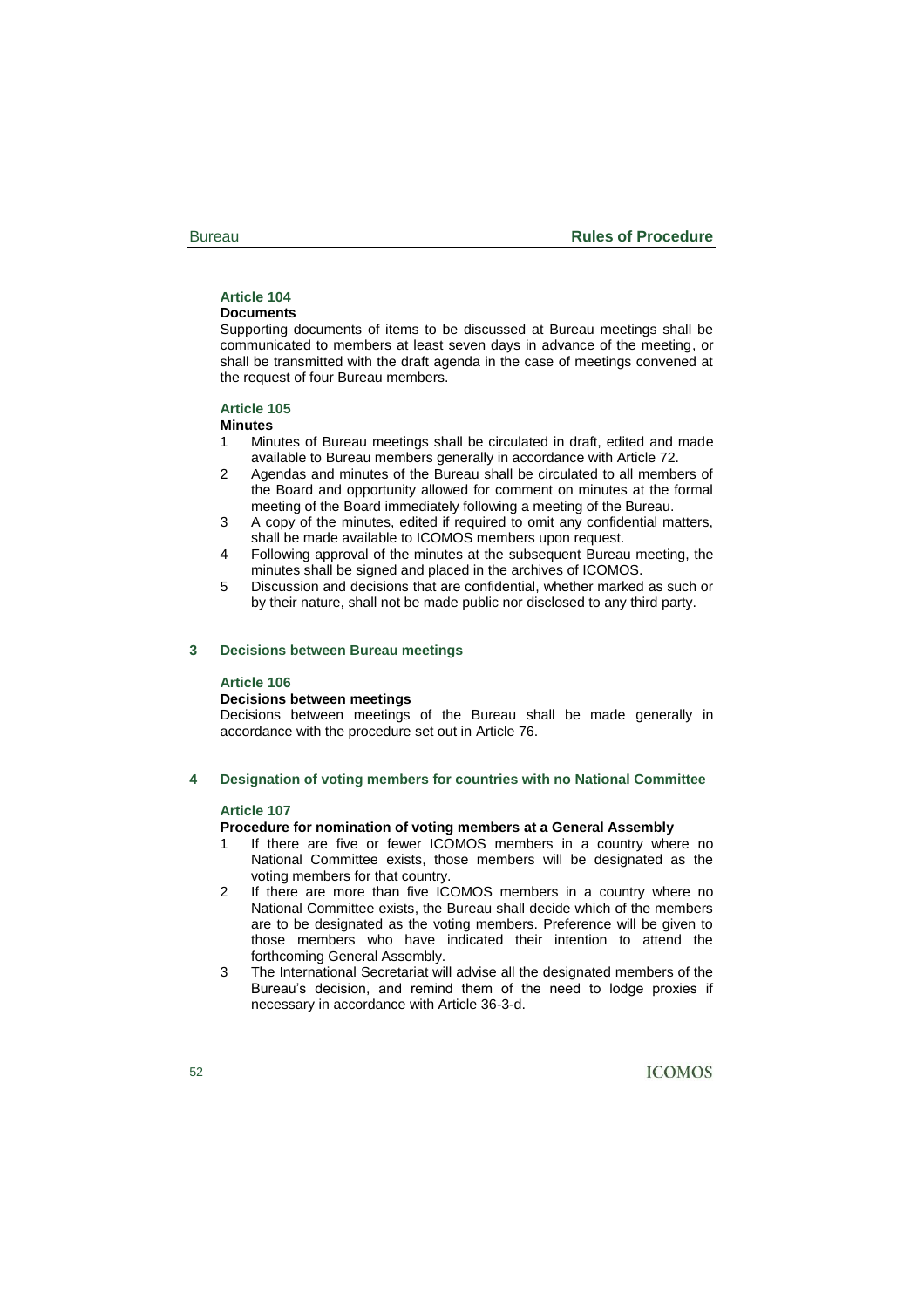### Article 104

**Documents**

Supporting documents of items to be discussed at Bureau meetings shall be communicated to members at least seven days in advance of the meeting, or shall be transmitted with the draft agenda in the case of meetings convened at the request of four Bureau members.

### Article 105

**Minutes**

1. Minutes of Bureau meetings shall be circulated in draft, edited and made available to Bureau members generally in accordance with Article 72.
2. Agendas and minutes of the Bureau shall be circulated to all members of the Board and opportunity allowed for comment on minutes at the formal meeting of the Board immediately following a meeting of the Bureau.
3. A copy of the minutes, edited if required to omit any confidential matters, shall be made available to ICOMOS members upon request.
4. Following approval of the minutes at the subsequent Bureau meeting, the minutes shall be signed and placed in the archives of ICOMOS.
5. Discussion and decisions that are confidential, whether marked as such or by their nature, shall not be made public nor disclosed to any third party.

## 3 Decisions between Bureau meetings

### Article 106

**Decisions between meetings**

Decisions between meetings of the Bureau shall be made generally in accordance with the procedure set out in Article 76.

## 4 Designation of voting members for countries with no National Committee

### Article 107

**Procedure for nomination of voting members at a General Assembly**

1. If there are five or fewer ICOMOS members in a country where no National Committee exists, those members will be designated as the voting members for that country.
2. If there are more than five ICOMOS members in a country where no National Committee exists, the Bureau shall decide which of the members are to be designated as the voting members. Preference will be given to those members who have indicated their intention to attend the forthcoming General Assembly.
3. The International Secretariat will advise all the designated members of the Bureau's decision, and remind them of the need to lodge proxies if necessary in accordance with Article 36-3-d.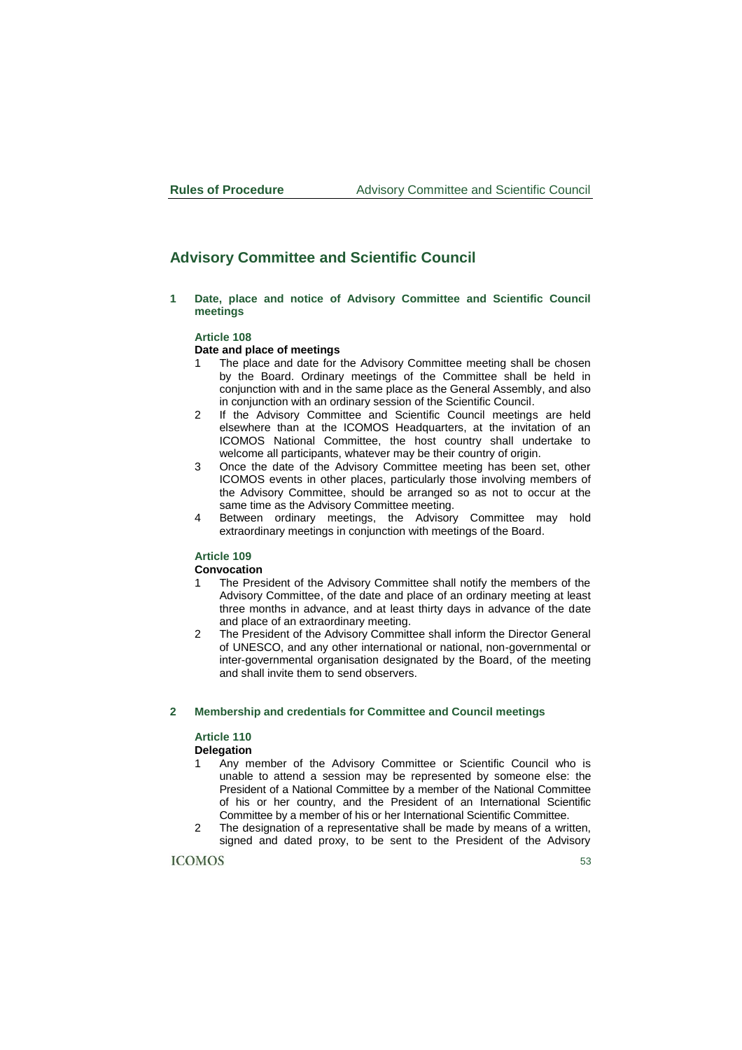## Advisory Committee and Scientific Council

### 1 Date, place and notice of Advisory Committee and Scientific Council meetings

#### Article 108

**Date and place of meetings**

1. The place and date for the Advisory Committee meeting shall be chosen by the Board. Ordinary meetings of the Committee shall be held in conjunction with and in the same place as the General Assembly, and also in conjunction with an ordinary session of the Scientific Council.
2. If the Advisory Committee and Scientific Council meetings are held elsewhere than at the ICOMOS Headquarters, at the invitation of an ICOMOS National Committee, the host country shall undertake to welcome all participants, whatever may be their country of origin.
3. Once the date of the Advisory Committee meeting has been set, other ICOMOS events in other places, particularly those involving members of the Advisory Committee, should be arranged so as not to occur at the same time as the Advisory Committee meeting.
4. Between ordinary meetings, the Advisory Committee may hold extraordinary meetings in conjunction with meetings of the Board.

#### Article 109

**Convocation**

1. The President of the Advisory Committee shall notify the members of the Advisory Committee, of the date and place of an ordinary meeting at least three months in advance, and at least thirty days in advance of the date and place of an extraordinary meeting.
2. The President of the Advisory Committee shall inform the Director General of UNESCO, and any other international or national, non-governmental or inter-governmental organisation designated by the Board, of the meeting and shall invite them to send observers.

### 2 Membership and credentials for Committee and Council meetings

#### Article 110

**Delegation**

1. Any member of the Advisory Committee or Scientific Council who is unable to attend a session may be represented by someone else: the President of a National Committee by a member of the National Committee of his or her country, and the President of an International Scientific Committee by a member of his or her International Scientific Committee.
2. The designation of a representative shall be made by means of a written, signed and dated proxy, to be sent to the President of the Advisory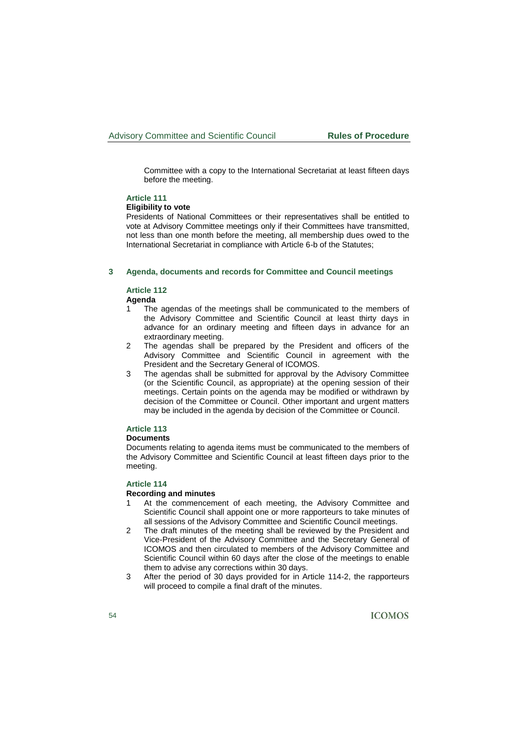Committee with a copy to the International Secretariat at least fifteen days before the meeting.

**Article 111**

**Eligibility to vote**

Presidents of National Committees or their representatives shall be entitled to vote at Advisory Committee meetings only if their Committees have transmitted, not less than one month before the meeting, all membership dues owed to the International Secretariat in compliance with Article 6-b of the Statutes;

## 3 Agenda, documents and records for Committee and Council meetings

**Article 112**

**Agenda**

1. The agendas of the meetings shall be communicated to the members of the Advisory Committee and Scientific Council at least thirty days in advance for an ordinary meeting and fifteen days in advance for an extraordinary meeting.
2. The agendas shall be prepared by the President and officers of the Advisory Committee and Scientific Council in agreement with the President and the Secretary General of ICOMOS.
3. The agendas shall be submitted for approval by the Advisory Committee (or the Scientific Council, as appropriate) at the opening session of their meetings. Certain points on the agenda may be modified or withdrawn by decision of the Committee or Council. Other important and urgent matters may be included in the agenda by decision of the Committee or Council.

**Article 113**

**Documents**

Documents relating to agenda items must be communicated to the members of the Advisory Committee and Scientific Council at least fifteen days prior to the meeting.

**Article 114**

**Recording and minutes**

1. At the commencement of each meeting, the Advisory Committee and Scientific Council shall appoint one or more rapporteurs to take minutes of all sessions of the Advisory Committee and Scientific Council meetings.
2. The draft minutes of the meeting shall be reviewed by the President and Vice-President of the Advisory Committee and the Secretary General of ICOMOS and then circulated to members of the Advisory Committee and Scientific Council within 60 days after the close of the meetings to enable them to advise any corrections within 30 days.
3. After the period of 30 days provided for in Article 114-2, the rapporteurs will proceed to compile a final draft of the minutes.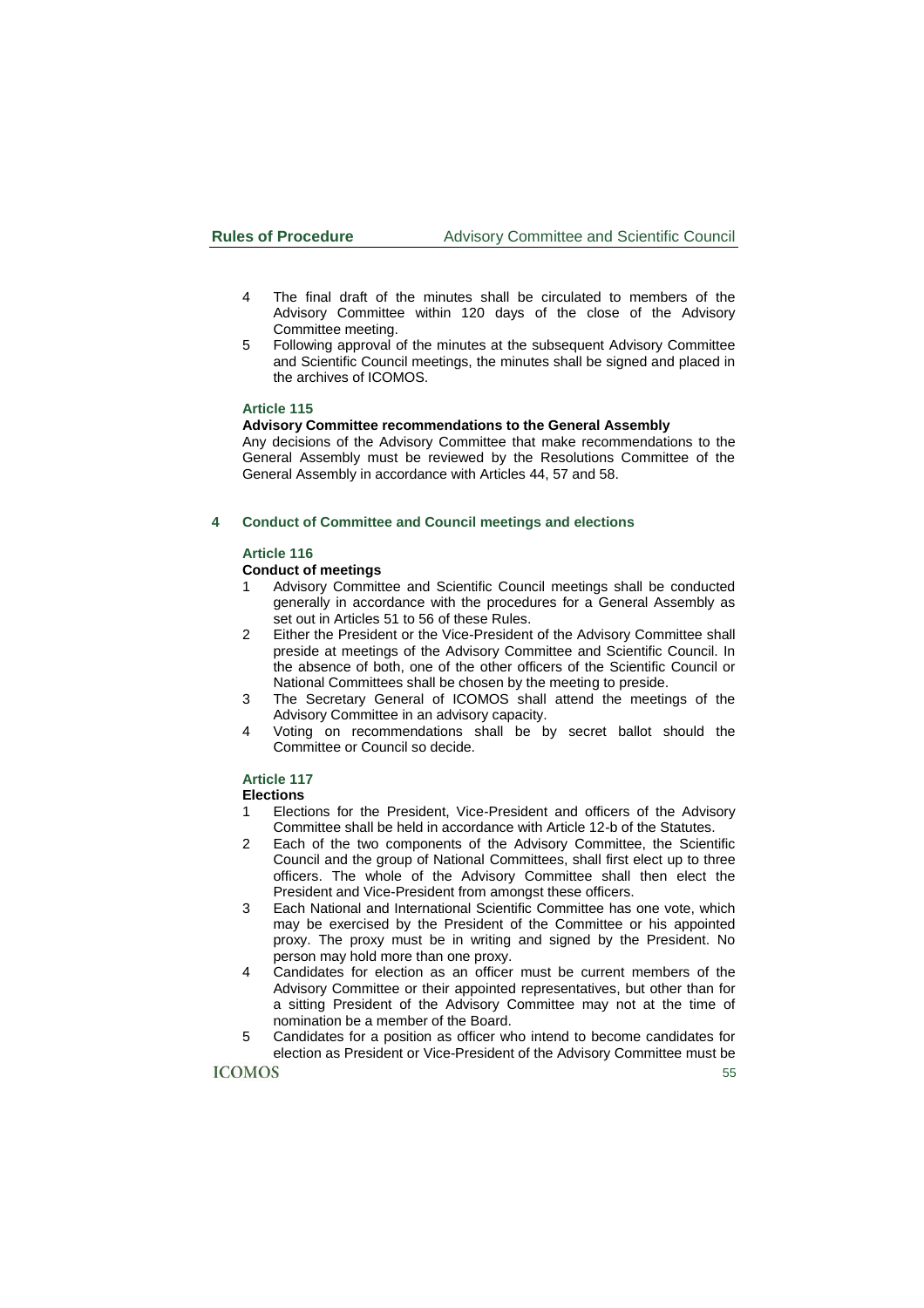4 The final draft of the minutes shall be circulated to members of the Advisory Committee within 120 days of the close of the Advisory Committee meeting.
5 Following approval of the minutes at the subsequent Advisory Committee and Scientific Council meetings, the minutes shall be signed and placed in the archives of ICOMOS.

### Article 115

**Advisory Committee recommendations to the General Assembly**

Any decisions of the Advisory Committee that make recommendations to the General Assembly must be reviewed by the Resolutions Committee of the General Assembly in accordance with Articles 44, 57 and 58.

## 4 Conduct of Committee and Council meetings and elections

### Article 116

**Conduct of meetings**

1 Advisory Committee and Scientific Council meetings shall be conducted generally in accordance with the procedures for a General Assembly as set out in Articles 51 to 56 of these Rules.
2 Either the President or the Vice-President of the Advisory Committee shall preside at meetings of the Advisory Committee and Scientific Council. In the absence of both, one of the other officers of the Scientific Council or National Committees shall be chosen by the meeting to preside.
3 The Secretary General of ICOMOS shall attend the meetings of the Advisory Committee in an advisory capacity.
4 Voting on recommendations shall be by secret ballot should the Committee or Council so decide.

### Article 117

**Elections**

1 Elections for the President, Vice-President and officers of the Advisory Committee shall be held in accordance with Article 12-b of the Statutes.
2 Each of the two components of the Advisory Committee, the Scientific Council and the group of National Committees, shall first elect up to three officers. The whole of the Advisory Committee shall then elect the President and Vice-President from amongst these officers.
3 Each National and International Scientific Committee has one vote, which may be exercised by the President of the Committee or his appointed proxy. The proxy must be in writing and signed by the President. No person may hold more than one proxy.
4 Candidates for election as an officer must be current members of the Advisory Committee or their appointed representatives, but other than for a sitting President of the Advisory Committee may not at the time of nomination be a member of the Board.
5 Candidates for a position as officer who intend to become candidates for election as President or Vice-President of the Advisory Committee must be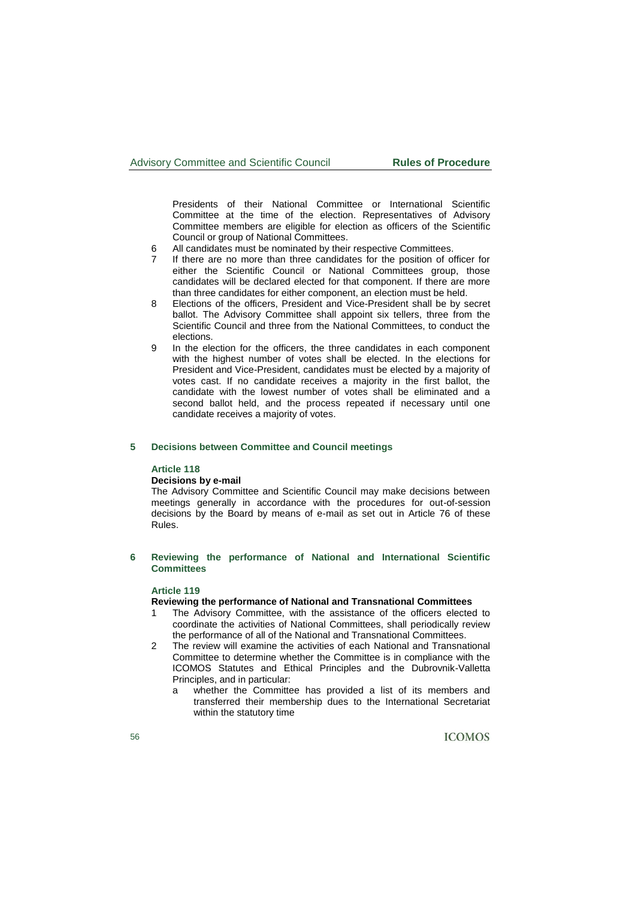Presidents of their National Committee or International Scientific Committee at the time of the election. Representatives of Advisory Committee members are eligible for election as officers of the Scientific Council or group of National Committees.

6 All candidates must be nominated by their respective Committees.

7 If there are no more than three candidates for the position of officer for either the Scientific Council or National Committees group, those candidates will be declared elected for that component. If there are more than three candidates for either component, an election must be held.

8 Elections of the officers, President and Vice-President shall be by secret ballot. The Advisory Committee shall appoint six tellers, three from the Scientific Council and three from the National Committees, to conduct the elections.

9 In the election for the officers, the three candidates in each component with the highest number of votes shall be elected. In the elections for President and Vice-President, candidates must be elected by a majority of votes cast. If no candidate receives a majority in the first ballot, the candidate with the lowest number of votes shall be eliminated and a second ballot held, and the process repeated if necessary until one candidate receives a majority of votes.

## 5 Decisions between Committee and Council meetings

### Article 118

**Decisions by e-mail**

The Advisory Committee and Scientific Council may make decisions between meetings generally in accordance with the procedures for out-of-session decisions by the Board by means of e-mail as set out in Article 76 of these Rules.

## 6 Reviewing the performance of National and International Scientific Committees

### Article 119

**Reviewing the performance of National and Transnational Committees**

1 The Advisory Committee, with the assistance of the officers elected to coordinate the activities of National Committees, shall periodically review the performance of all of the National and Transnational Committees.

2 The review will examine the activities of each National and Transnational Committee to determine whether the Committee is in compliance with the ICOMOS Statutes and Ethical Principles and the Dubrovnik-Valletta Principles, and in particular:

   a whether the Committee has provided a list of its members and transferred their membership dues to the International Secretariat within the statutory time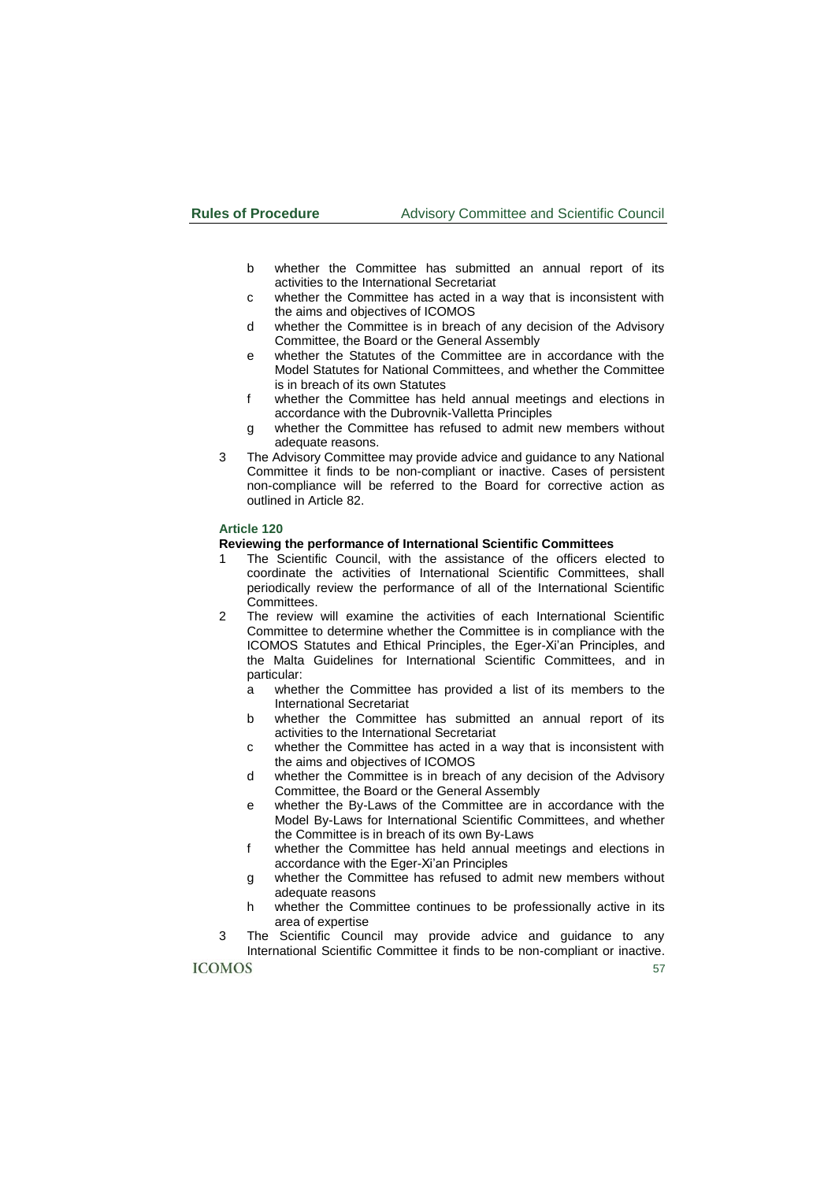b whether the Committee has submitted an annual report of its activities to the International Secretariat
c whether the Committee has acted in a way that is inconsistent with the aims and objectives of ICOMOS
d whether the Committee is in breach of any decision of the Advisory Committee, the Board or the General Assembly
e whether the Statutes of the Committee are in accordance with the Model Statutes for National Committees, and whether the Committee is in breach of its own Statutes
f whether the Committee has held annual meetings and elections in accordance with the Dubrovnik-Valletta Principles
g whether the Committee has refused to admit new members without adequate reasons.

3 The Advisory Committee may provide advice and guidance to any National Committee it finds to be non-compliant or inactive. Cases of persistent non-compliance will be referred to the Board for corrective action as outlined in Article 82.

### Article 120

**Reviewing the performance of International Scientific Committees**

1 The Scientific Council, with the assistance of the officers elected to coordinate the activities of International Scientific Committees, shall periodically review the performance of all of the International Scientific Committees.

2 The review will examine the activities of each International Scientific Committee to determine whether the Committee is in compliance with the ICOMOS Statutes and Ethical Principles, the Eger-Xi'an Principles, and the Malta Guidelines for International Scientific Committees, and in particular:
   a whether the Committee has provided a list of its members to the International Secretariat
   b whether the Committee has submitted an annual report of its activities to the International Secretariat
   c whether the Committee has acted in a way that is inconsistent with the aims and objectives of ICOMOS
   d whether the Committee is in breach of any decision of the Advisory Committee, the Board or the General Assembly
   e whether the By-Laws of the Committee are in accordance with the Model By-Laws for International Scientific Committees, and whether the Committee is in breach of its own By-Laws
   f whether the Committee has held annual meetings and elections in accordance with the Eger-Xi'an Principles
   g whether the Committee has refused to admit new members without adequate reasons
   h whether the Committee continues to be professionally active in its area of expertise

3 The Scientific Council may provide advice and guidance to any International Scientific Committee it finds to be non-compliant or inactive.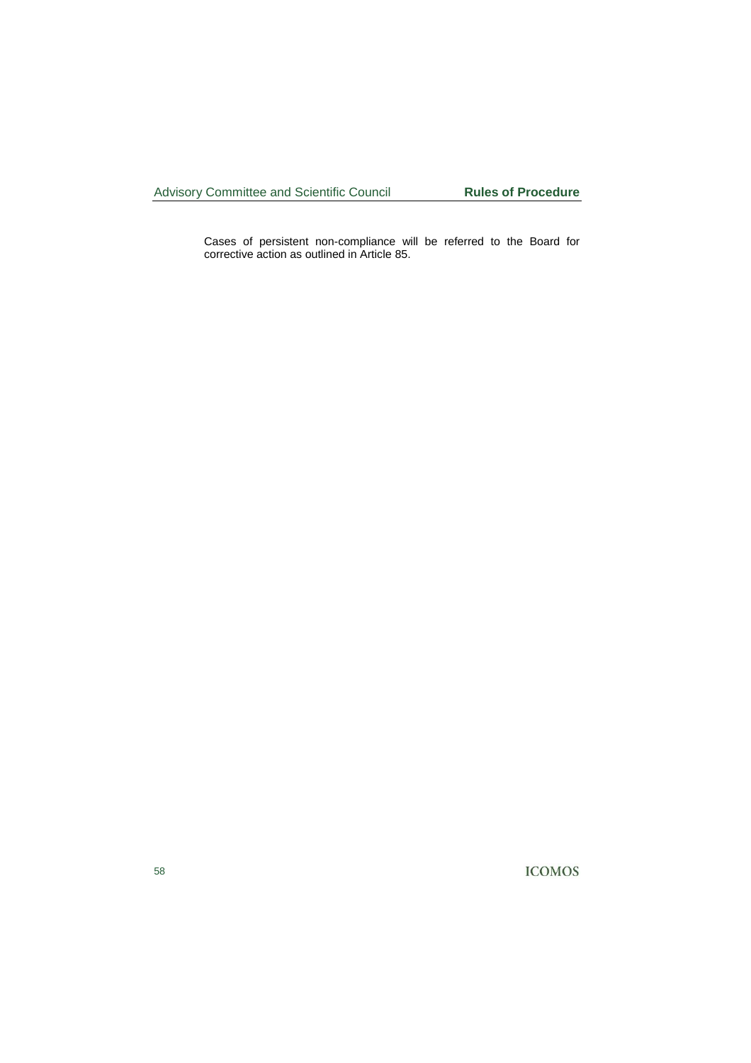Cases of persistent non-compliance will be referred to the Board for corrective action as outlined in Article 85.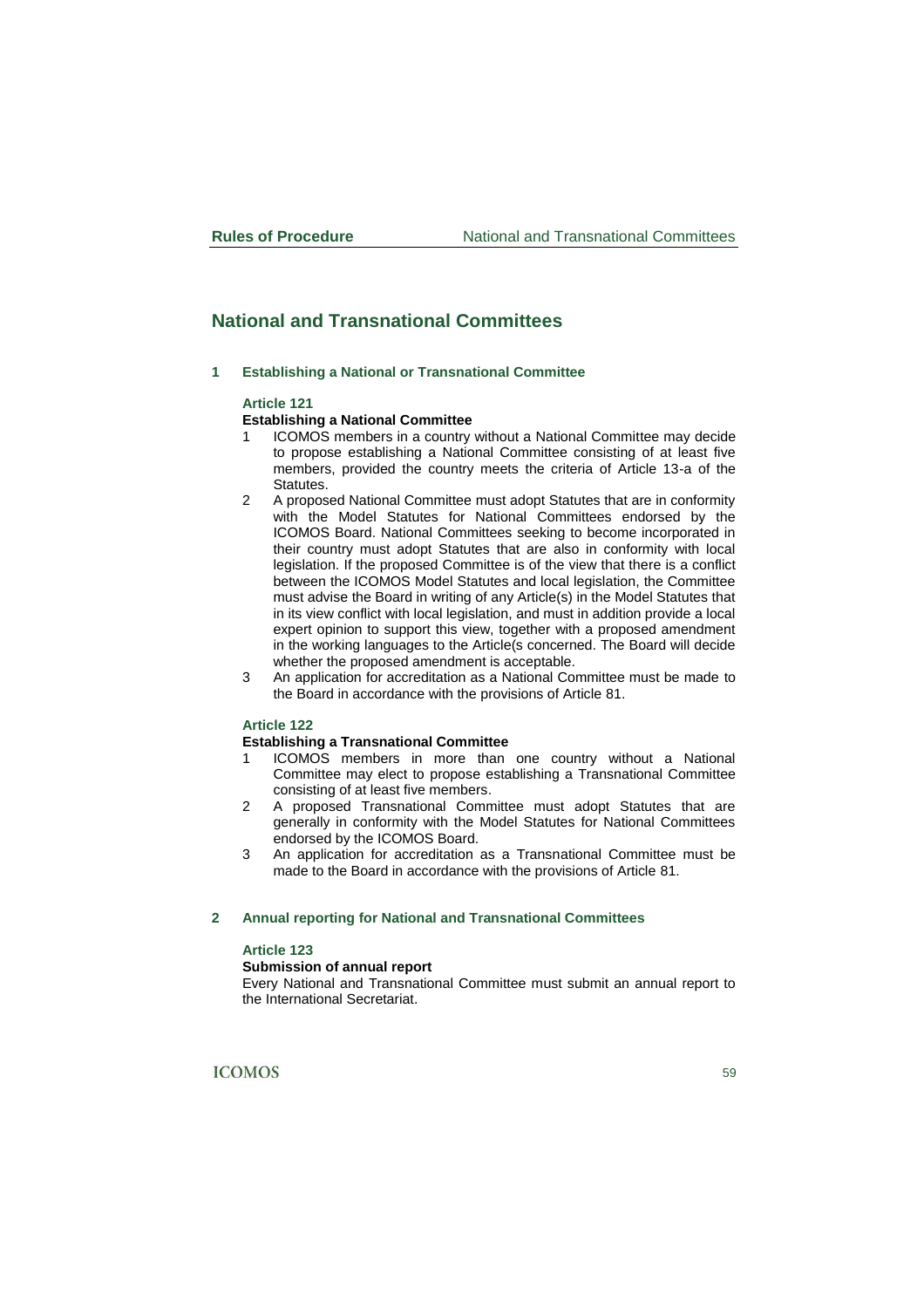# National and Transnational Committees

## 1 Establishing a National or Transnational Committee

### Article 121

**Establishing a National Committee**

1. ICOMOS members in a country without a National Committee may decide to propose establishing a National Committee consisting of at least five members, provided the country meets the criteria of Article 13-a of the Statutes.
2. A proposed National Committee must adopt Statutes that are in conformity with the Model Statutes for National Committees endorsed by the ICOMOS Board. National Committees seeking to become incorporated in their country must adopt Statutes that are also in conformity with local legislation. If the proposed Committee is of the view that there is a conflict between the ICOMOS Model Statutes and local legislation, the Committee must advise the Board in writing of any Article(s) in the Model Statutes that in its view conflict with local legislation, and must in addition provide a local expert opinion to support this view, together with a proposed amendment in the working languages to the Article(s concerned. The Board will decide whether the proposed amendment is acceptable.
3. An application for accreditation as a National Committee must be made to the Board in accordance with the provisions of Article 81.

### Article 122

**Establishing a Transnational Committee**

1. ICOMOS members in more than one country without a National Committee may elect to propose establishing a Transnational Committee consisting of at least five members.
2. A proposed Transnational Committee must adopt Statutes that are generally in conformity with the Model Statutes for National Committees endorsed by the ICOMOS Board.
3. An application for accreditation as a Transnational Committee must be made to the Board in accordance with the provisions of Article 81.

## 2 Annual reporting for National and Transnational Committees

### Article 123

**Submission of annual report**

Every National and Transnational Committee must submit an annual report to the International Secretariat.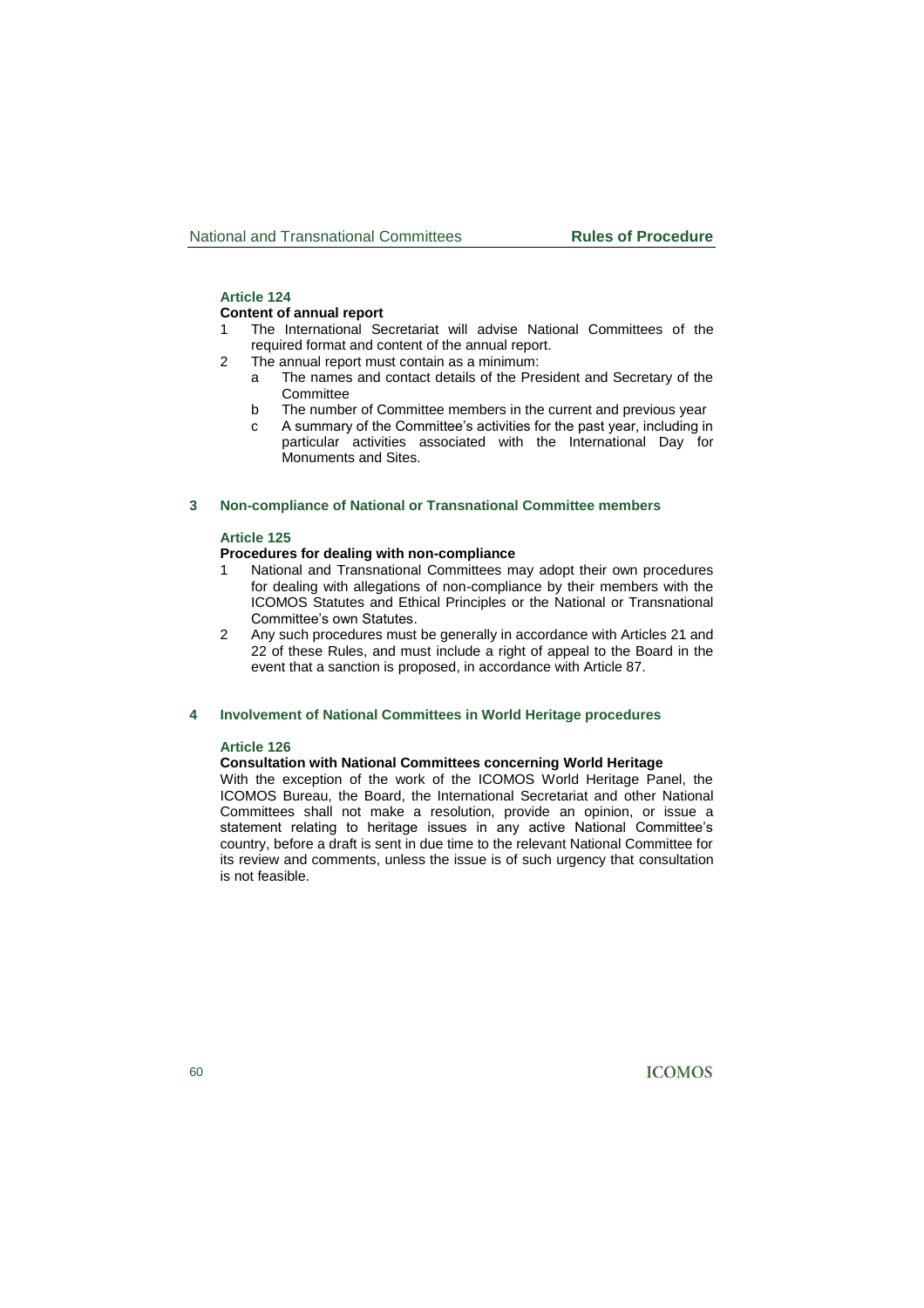### Article 124

**Content of annual report**

1 The International Secretariat will advise National Committees of the required format and content of the annual report.
2 The annual report must contain as a minimum:
   a The names and contact details of the President and Secretary of the Committee
   b The number of Committee members in the current and previous year
   c A summary of the Committee's activities for the past year, including in particular activities associated with the International Day for Monuments and Sites.

## 3 Non-compliance of National or Transnational Committee members

### Article 125

**Procedures for dealing with non-compliance**

1 National and Transnational Committees may adopt their own procedures for dealing with allegations of non-compliance by their members with the ICOMOS Statutes and Ethical Principles or the National or Transnational Committee's own Statutes.
2 Any such procedures must be generally in accordance with Articles 21 and 22 of these Rules, and must include a right of appeal to the Board in the event that a sanction is proposed, in accordance with Article 87.

## 4 Involvement of National Committees in World Heritage procedures

### Article 126

**Consultation with National Committees concerning World Heritage**

With the exception of the work of the ICOMOS World Heritage Panel, the ICOMOS Bureau, the Board, the International Secretariat and other National Committees shall not make a resolution, provide an opinion, or issue a statement relating to heritage issues in any active National Committee's country, before a draft is sent in due time to the relevant National Committee for its review and comments, unless the issue is of such urgency that consultation is not feasible.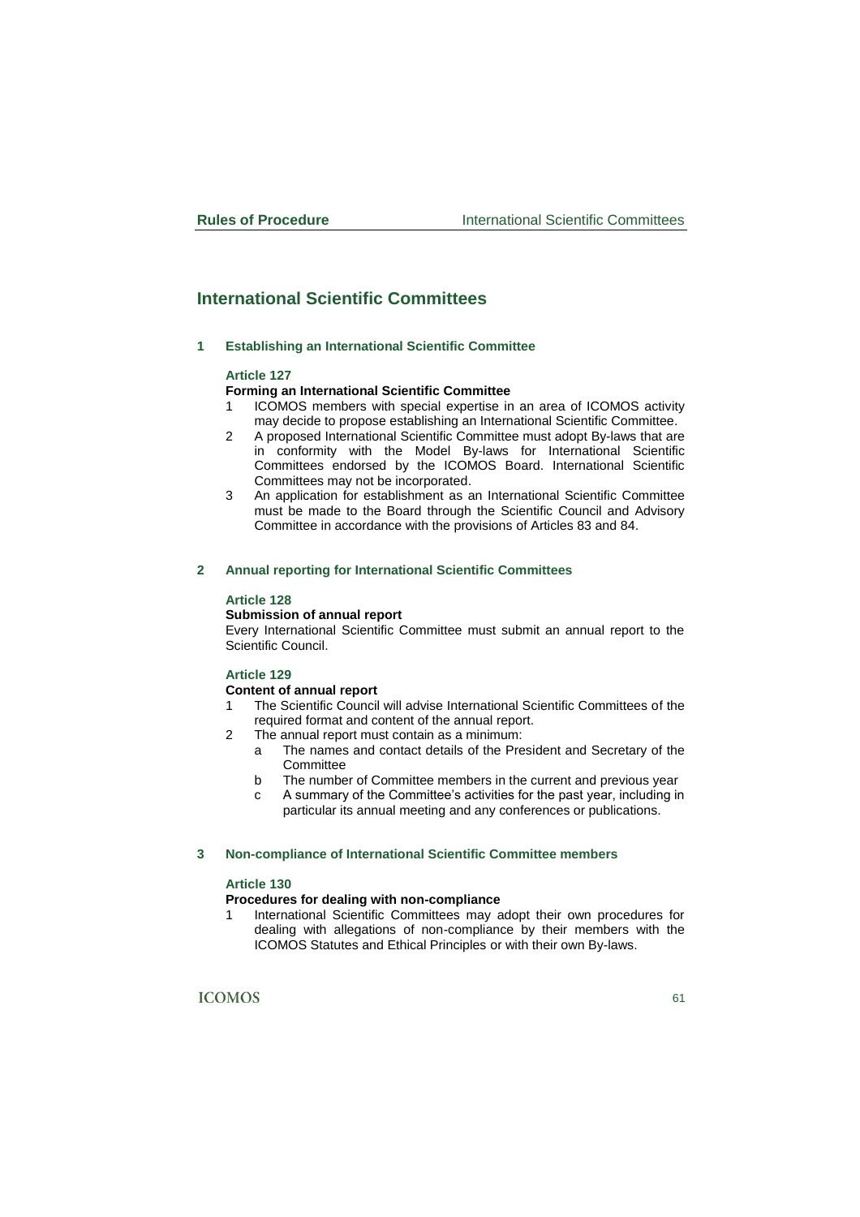# International Scientific Committees

## 1 Establishing an International Scientific Committee

### Article 127

**Forming an International Scientific Committee**

1. ICOMOS members with special expertise in an area of ICOMOS activity may decide to propose establishing an International Scientific Committee.
2. A proposed International Scientific Committee must adopt By-laws that are in conformity with the Model By-laws for International Scientific Committees endorsed by the ICOMOS Board. International Scientific Committees may not be incorporated.
3. An application for establishment as an International Scientific Committee must be made to the Board through the Scientific Council and Advisory Committee in accordance with the provisions of Articles 83 and 84.

## 2 Annual reporting for International Scientific Committees

### Article 128

**Submission of annual report**

Every International Scientific Committee must submit an annual report to the Scientific Council.

### Article 129

**Content of annual report**

1. The Scientific Council will advise International Scientific Committees of the required format and content of the annual report.
2. The annual report must contain as a minimum:
   a. The names and contact details of the President and Secretary of the Committee
   b. The number of Committee members in the current and previous year
   c. A summary of the Committee's activities for the past year, including in particular its annual meeting and any conferences or publications.

## 3 Non-compliance of International Scientific Committee members

### Article 130

**Procedures for dealing with non-compliance**

1. International Scientific Committees may adopt their own procedures for dealing with allegations of non-compliance by their members with the ICOMOS Statutes and Ethical Principles or with their own By-laws.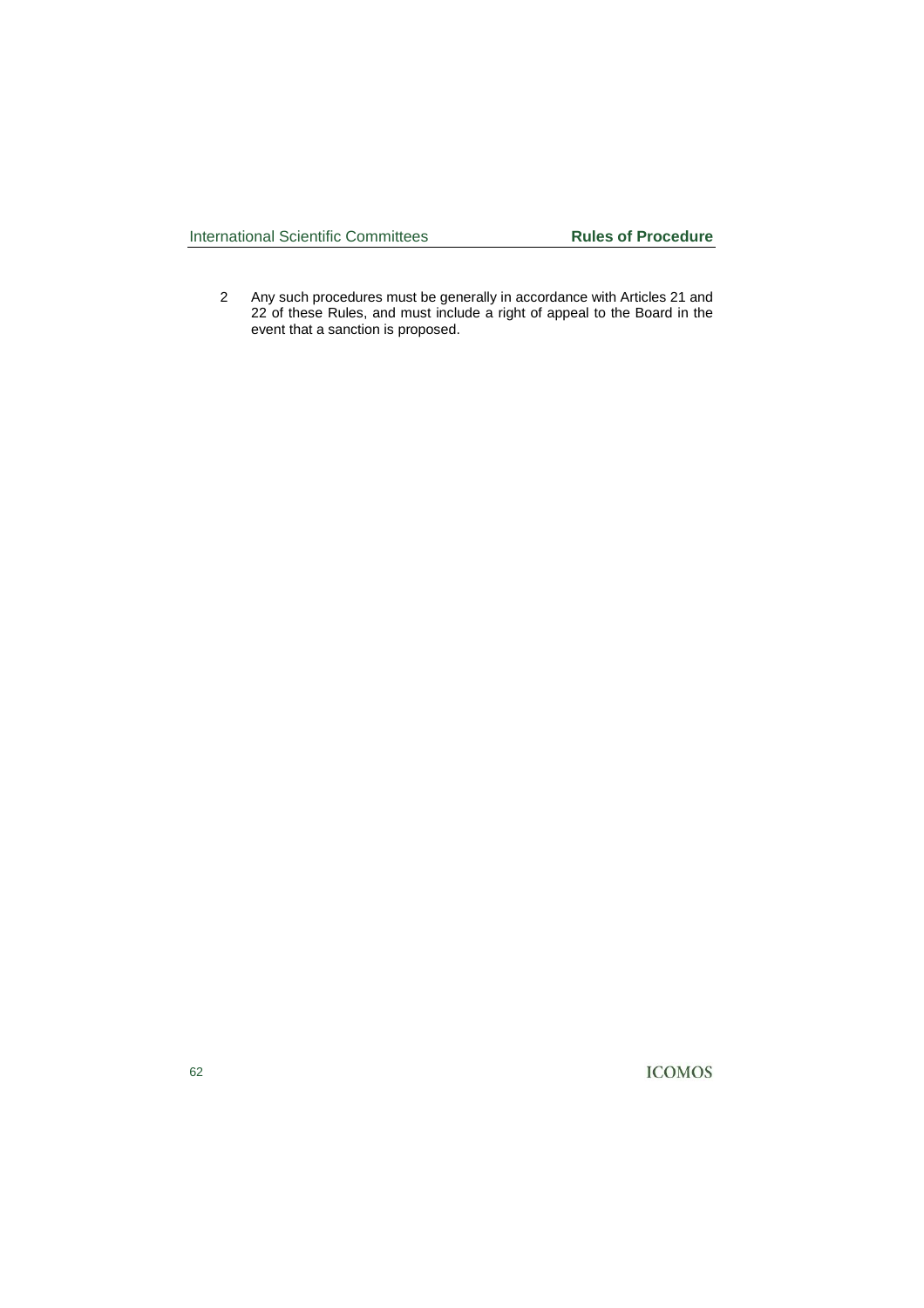2 Any such procedures must be generally in accordance with Articles 21 and 22 of these Rules, and must include a right of appeal to the Board in the event that a sanction is proposed.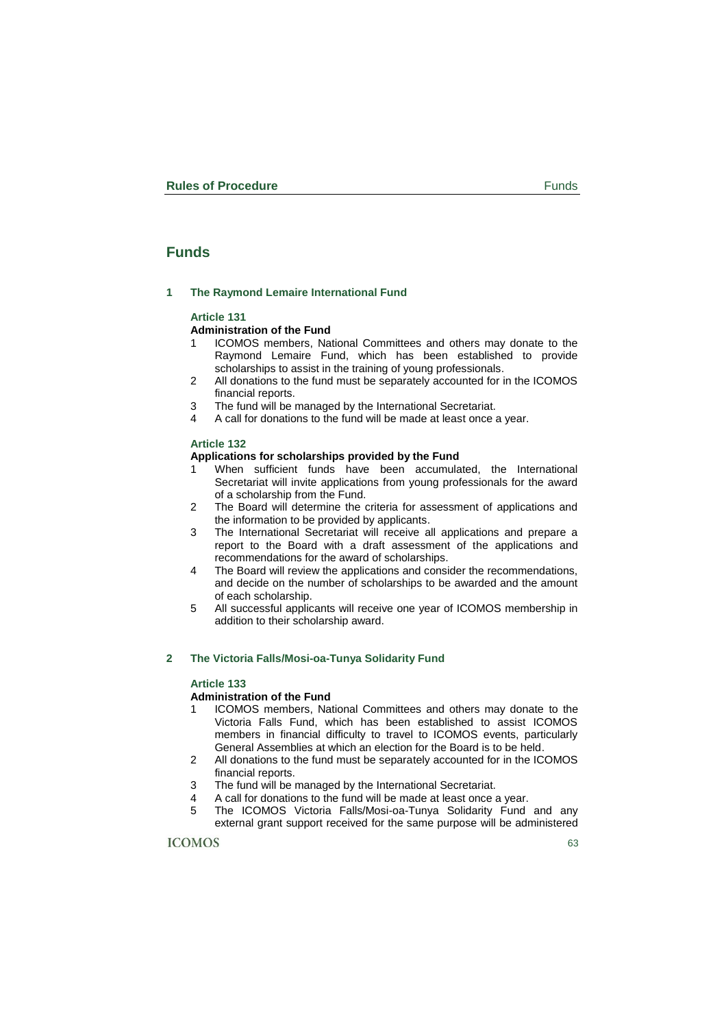# Funds

## 1 The Raymond Lemaire International Fund

### Article 131

**Administration of the Fund**

1. ICOMOS members, National Committees and others may donate to the Raymond Lemaire Fund, which has been established to provide scholarships to assist in the training of young professionals.
2. All donations to the fund must be separately accounted for in the ICOMOS financial reports.
3. The fund will be managed by the International Secretariat.
4. A call for donations to the fund will be made at least once a year.

### Article 132

**Applications for scholarships provided by the Fund**

1. When sufficient funds have been accumulated, the International Secretariat will invite applications from young professionals for the award of a scholarship from the Fund.
2. The Board will determine the criteria for assessment of applications and the information to be provided by applicants.
3. The International Secretariat will receive all applications and prepare a report to the Board with a draft assessment of the applications and recommendations for the award of scholarships.
4. The Board will review the applications and consider the recommendations, and decide on the number of scholarships to be awarded and the amount of each scholarship.
5. All successful applicants will receive one year of ICOMOS membership in addition to their scholarship award.

## 2 The Victoria Falls/Mosi-oa-Tunya Solidarity Fund

### Article 133

**Administration of the Fund**

1. ICOMOS members, National Committees and others may donate to the Victoria Falls Fund, which has been established to assist ICOMOS members in financial difficulty to travel to ICOMOS events, particularly General Assemblies at which an election for the Board is to be held.
2. All donations to the fund must be separately accounted for in the ICOMOS financial reports.
3. The fund will be managed by the International Secretariat.
4. A call for donations to the fund will be made at least once a year.
5. The ICOMOS Victoria Falls/Mosi-oa-Tunya Solidarity Fund and any external grant support received for the same purpose will be administered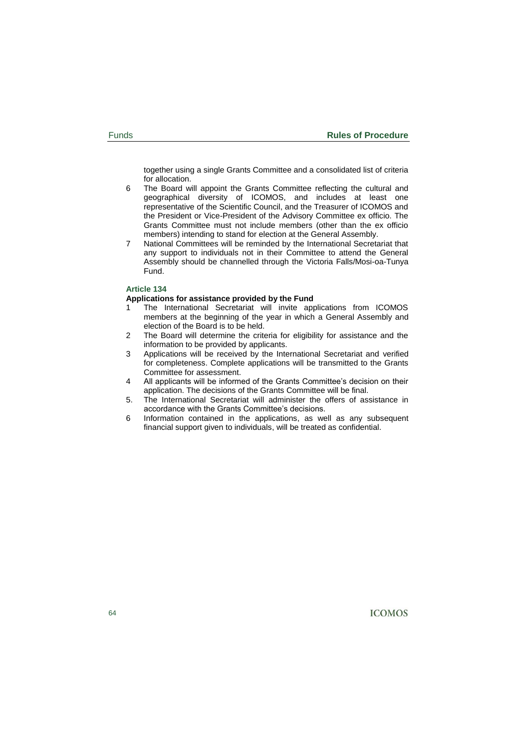together using a single Grants Committee and a consolidated list of criteria for allocation.

6 The Board will appoint the Grants Committee reflecting the cultural and geographical diversity of ICOMOS, and includes at least one representative of the Scientific Council, and the Treasurer of ICOMOS and the President or Vice-President of the Advisory Committee ex officio. The Grants Committee must not include members (other than the ex officio members) intending to stand for election at the General Assembly.

7 National Committees will be reminded by the International Secretariat that any support to individuals not in their Committee to attend the General Assembly should be channelled through the Victoria Falls/Mosi-oa-Tunya Fund.

### Article 134

**Applications for assistance provided by the Fund**

1 The International Secretariat will invite applications from ICOMOS members at the beginning of the year in which a General Assembly and election of the Board is to be held.

2 The Board will determine the criteria for eligibility for assistance and the information to be provided by applicants.

3 Applications will be received by the International Secretariat and verified for completeness. Complete applications will be transmitted to the Grants Committee for assessment.

4 All applicants will be informed of the Grants Committee's decision on their application. The decisions of the Grants Committee will be final.

5. The International Secretariat will administer the offers of assistance in accordance with the Grants Committee's decisions.

6 Information contained in the applications, as well as any subsequent financial support given to individuals, will be treated as confidential.